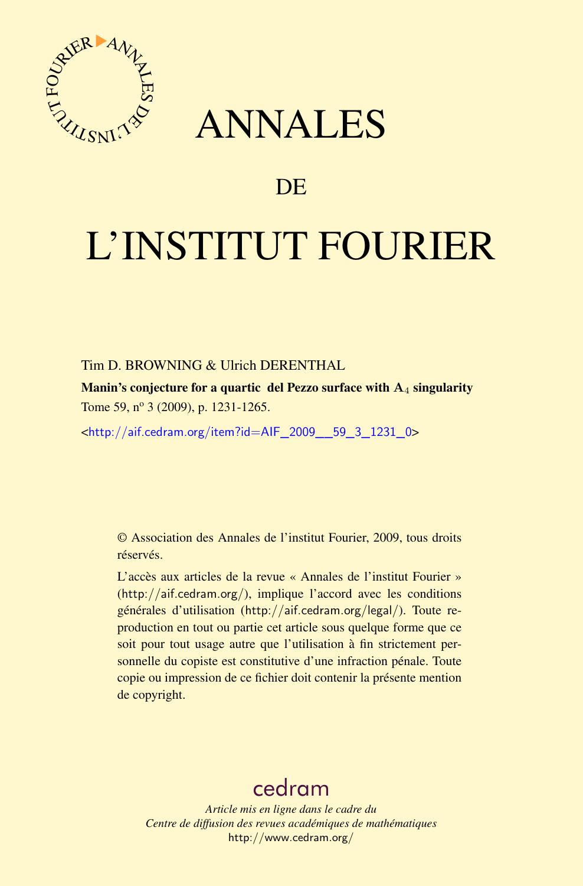# ANNALES

## DE

# L'INSTITUT FOURIER

Tim D. BROWNING & Ulrich DERENTHAL

**Manin's conjecture for a quartic del Pezzo surface with $\mathbf{A}_4$ singularity**

Tome 59, n^o 3 (2009), p. 1231-1265.

<http://aif.cedram.org/item?id=AIF_2009__59_3_1231_0>

© Association des Annales de l'institut Fourier, 2009, tous droits réservés.

L'accès aux articles de la revue « Annales de l'institut Fourier » (http://aif.cedram.org/), implique l'accord avec les conditions générales d'utilisation (http://aif.cedram.org/legal/). Toute reproduction en tout ou partie cet article sous quelque forme que ce soit pour tout usage autre que l'utilisation à fin strictement personnelle du copiste est constitutive d'une infraction pénale. Toute copie ou impression de ce fichier doit contenir la présente mention de copyright.

cedram

*Article mis en ligne dans le cadre du*
*Centre de diffusion des revues académiques de mathématiques*
http://www.cedram.org/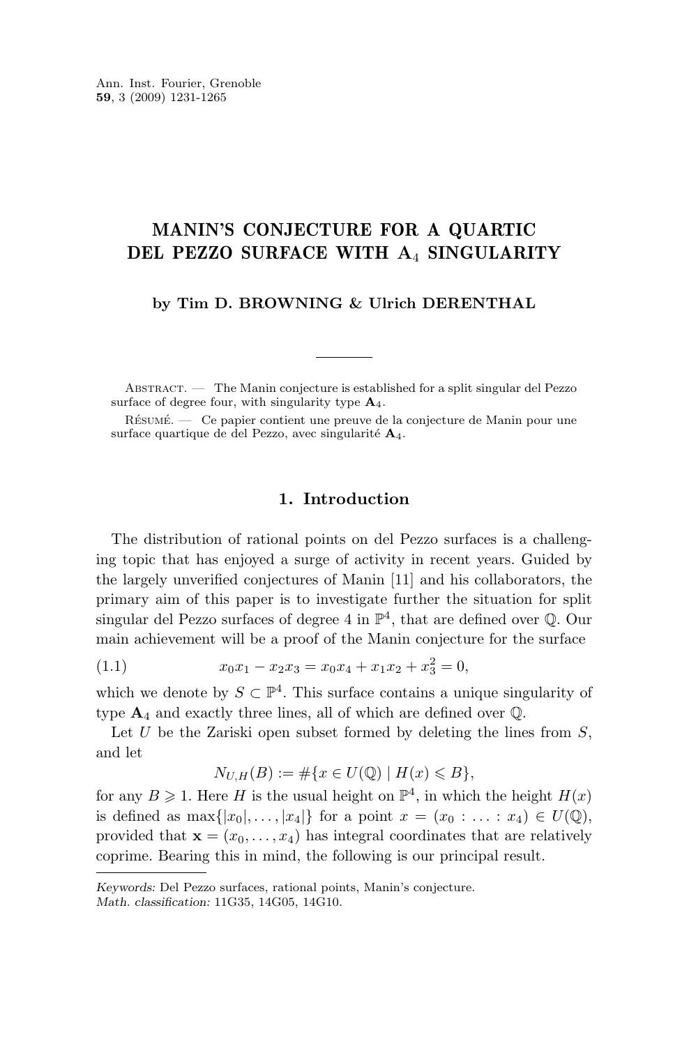# MANIN'S CONJECTURE FOR A QUARTIC DEL PEZZO SURFACE WITH $A_4$ SINGULARITY

**by Tim D. BROWNING & Ulrich DERENTHAL**

Abstract. — The Manin conjecture is established for a split singular del Pezzo surface of degree four, with singularity type $\mathbf{A}_4$.

Résumé. — Ce papier contient une preuve de la conjecture de Manin pour une surface quartique de del Pezzo, avec singularité $\mathbf{A}_4$.

## 1. Introduction

The distribution of rational points on del Pezzo surfaces is a challenging topic that has enjoyed a surge of activity in recent years. Guided by the largely unverified conjectures of Manin [11] and his collaborators, the primary aim of this paper is to investigate further the situation for split singular del Pezzo surfaces of degree 4 in $\mathbb{P}^4$, that are defined over $\mathbb{Q}$. Our main achievement will be a proof of the Manin conjecture for the surface

$$x_0x_1 - x_2x_3 = x_0x_4 + x_1x_2 + x_3^2 = 0, \tag{1.1}$$

which we denote by $S \subset \mathbb{P}^4$. This surface contains a unique singularity of type $\mathbf{A}_4$ and exactly three lines, all of which are defined over $\mathbb{Q}$.

Let $U$ be the Zariski open subset formed by deleting the lines from $S$, and let

$$N_{U,H}(B) := \#\{x \in U(\mathbb{Q}) \mid H(x) \leqslant B\},$$

for any $B \geqslant 1$. Here $H$ is the usual height on $\mathbb{P}^4$, in which the height $H(x)$ is defined as $\max\{|x_0|, \ldots, |x_4|\}$ for a point $x = (x_0 : \ldots : x_4) \in U(\mathbb{Q})$, provided that $\mathbf{x} = (x_0, \ldots, x_4)$ has integral coordinates that are relatively coprime. Bearing this in mind, the following is our principal result.

*Keywords:* Del Pezzo surfaces, rational points, Manin's conjecture.
*Math. classification:* 11G35, 14G05, 14G10.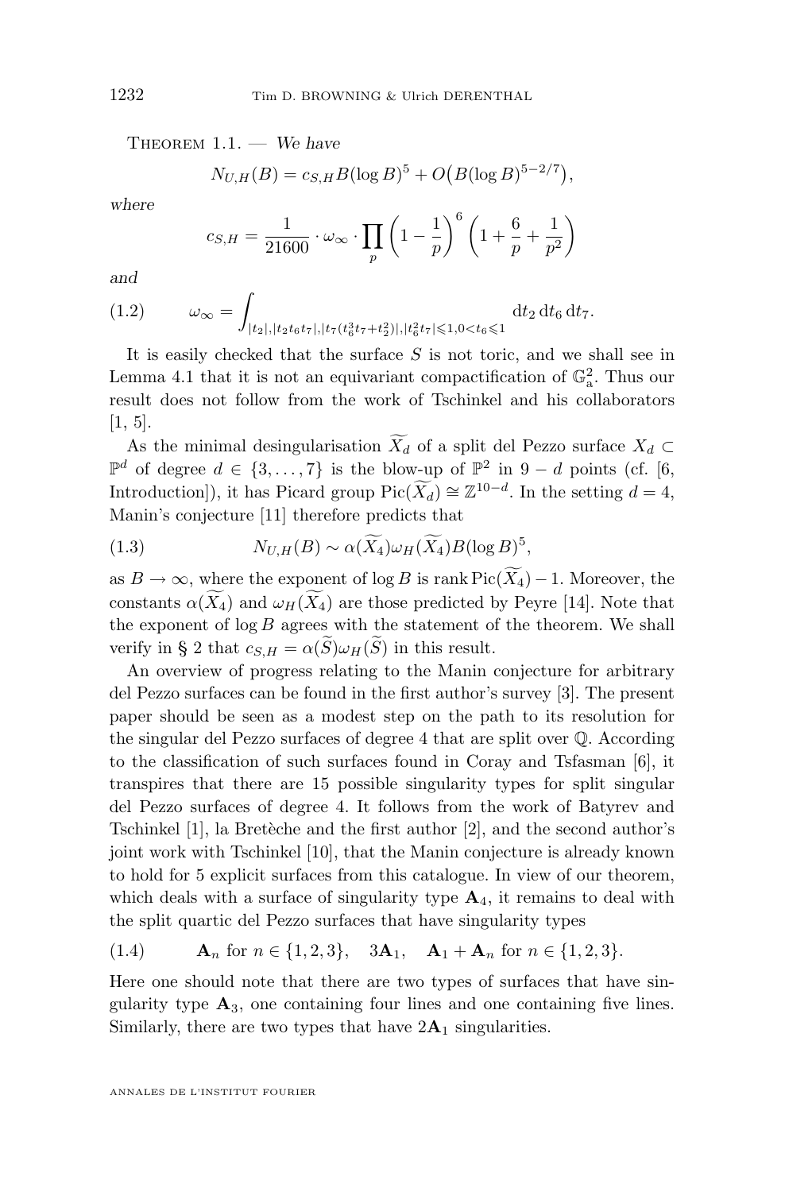Theorem 1.1. — *We have*

$$N_{U,H}(B) = c_{S,H} B(\log B)^5 + O\big(B(\log B)^{5-2/7}\big),$$

*where*

$$c_{S,H} = \frac{1}{21600} \cdot \omega_\infty \cdot \prod_p \left(1 - \frac{1}{p}\right)^6 \left(1 + \frac{6}{p} + \frac{1}{p^2}\right)$$

*and*

$$\omega_\infty = \int_{|t_2|,|t_2 t_6 t_7|,|t_7(t_6^3 t_7 + t_2^2)|,|t_6^2 t_7| \leqslant 1, 0 < t_6 \leqslant 1} \mathrm{d}t_2 \, \mathrm{d}t_6 \, \mathrm{d}t_7. \tag{1.2}$$

It is easily checked that the surface $S$ is not toric, and we shall see in Lemma 4.1 that it is not an equivariant compactification of $\mathbb{G}_\mathrm{a}^2$. Thus our result does not follow from the work of Tschinkel and his collaborators [1, 5].

As the minimal desingularisation $\widetilde{X}_d$ of a split del Pezzo surface $X_d \subset \mathbb{P}^d$ of degree $d \in \{3, \ldots, 7\}$ is the blow-up of $\mathbb{P}^2$ in $9-d$ points (cf. [6, Introduction]), it has Picard group $\mathrm{Pic}(\widetilde{X}_d) \cong \mathbb{Z}^{10-d}$. In the setting $d = 4$, Manin's conjecture [11] therefore predicts that

$$N_{U,H}(B) \sim \alpha(\widetilde{X}_4)\omega_H(\widetilde{X}_4) B(\log B)^5, \tag{1.3}$$

as $B \to \infty$, where the exponent of $\log B$ is $\mathrm{rank}\,\mathrm{Pic}(\widetilde{X}_4) - 1$. Moreover, the constants $\alpha(\widetilde{X}_4)$ and $\omega_H(\widetilde{X}_4)$ are those predicted by Peyre [14]. Note that the exponent of $\log B$ agrees with the statement of the theorem. We shall verify in § 2 that $c_{S,H} = \alpha(\widetilde{S})\omega_H(\widetilde{S})$ in this result.

An overview of progress relating to the Manin conjecture for arbitrary del Pezzo surfaces can be found in the first author's survey [3]. The present paper should be seen as a modest step on the path to its resolution for the singular del Pezzo surfaces of degree 4 that are split over $\mathbb{Q}$. According to the classification of such surfaces found in Coray and Tsfasman [6], it transpires that there are 15 possible singularity types for split singular del Pezzo surfaces of degree 4. It follows from the work of Batyrev and Tschinkel [1], la Bretèche and the first author [2], and the second author's joint work with Tschinkel [10], that the Manin conjecture is already known to hold for 5 explicit surfaces from this catalogue. In view of our theorem, which deals with a surface of singularity type $\mathbf{A}_4$, it remains to deal with the split quartic del Pezzo surfaces that have singularity types

$$\mathbf{A}_n \text{ for } n \in \{1,2,3\}, \quad 3\mathbf{A}_1, \quad \mathbf{A}_1 + \mathbf{A}_n \text{ for } n \in \{1,2,3\}. \tag{1.4}$$

Here one should note that there are two types of surfaces that have singularity type $\mathbf{A}_3$, one containing four lines and one containing five lines. Similarly, there are two types that have $2\mathbf{A}_1$ singularities.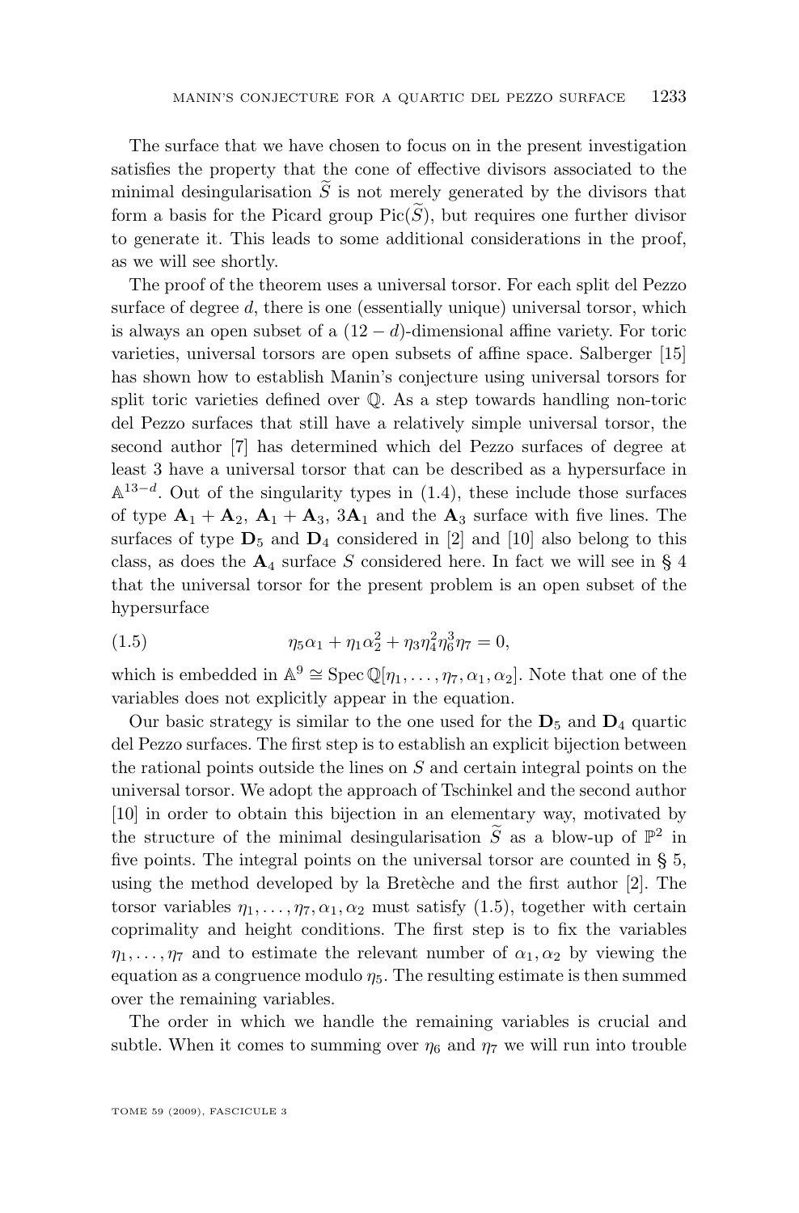The surface that we have chosen to focus on in the present investigation satisfies the property that the cone of effective divisors associated to the minimal desingularisation $\widetilde{S}$ is not merely generated by the divisors that form a basis for the Picard group $\mathrm{Pic}(\widetilde{S})$, but requires one further divisor to generate it. This leads to some additional considerations in the proof, as we will see shortly.

The proof of the theorem uses a universal torsor. For each split del Pezzo surface of degree $d$, there is one (essentially unique) universal torsor, which is always an open subset of a $(12-d)$-dimensional affine variety. For toric varieties, universal torsors are open subsets of affine space. Salberger [15] has shown how to establish Manin's conjecture using universal torsors for split toric varieties defined over $\mathbb{Q}$. As a step towards handling non-toric del Pezzo surfaces that still have a relatively simple universal torsor, the second author [7] has determined which del Pezzo surfaces of degree at least 3 have a universal torsor that can be described as a hypersurface in $\mathbb{A}^{13-d}$. Out of the singularity types in (1.4), these include those surfaces of type $\mathbf{A}_1 + \mathbf{A}_2$, $\mathbf{A}_1 + \mathbf{A}_3$, $3\mathbf{A}_1$ and the $\mathbf{A}_3$ surface with five lines. The surfaces of type $\mathbf{D}_5$ and $\mathbf{D}_4$ considered in [2] and [10] also belong to this class, as does the $\mathbf{A}_4$ surface $S$ considered here. In fact we will see in § 4 that the universal torsor for the present problem is an open subset of the hypersurface

$$\eta_5\alpha_1 + \eta_1\alpha_2^2 + \eta_3\eta_4^2\eta_6^3\eta_7 = 0, \tag{1.5}$$

which is embedded in $\mathbb{A}^9 \cong \operatorname{Spec}\mathbb{Q}[\eta_1, \dots, \eta_7, \alpha_1, \alpha_2]$. Note that one of the variables does not explicitly appear in the equation.

Our basic strategy is similar to the one used for the $\mathbf{D}_5$ and $\mathbf{D}_4$ quartic del Pezzo surfaces. The first step is to establish an explicit bijection between the rational points outside the lines on $S$ and certain integral points on the universal torsor. We adopt the approach of Tschinkel and the second author [10] in order to obtain this bijection in an elementary way, motivated by the structure of the minimal desingularisation $\widetilde{S}$ as a blow-up of $\mathbb{P}^2$ in five points. The integral points on the universal torsor are counted in § 5, using the method developed by la Bretèche and the first author [2]. The torsor variables $\eta_1, \dots, \eta_7, \alpha_1, \alpha_2$ must satisfy (1.5), together with certain coprimality and height conditions. The first step is to fix the variables $\eta_1, \dots, \eta_7$ and to estimate the relevant number of $\alpha_1, \alpha_2$ by viewing the equation as a congruence modulo $\eta_5$. The resulting estimate is then summed over the remaining variables.

The order in which we handle the remaining variables is crucial and subtle. When it comes to summing over $\eta_6$ and $\eta_7$ we will run into trouble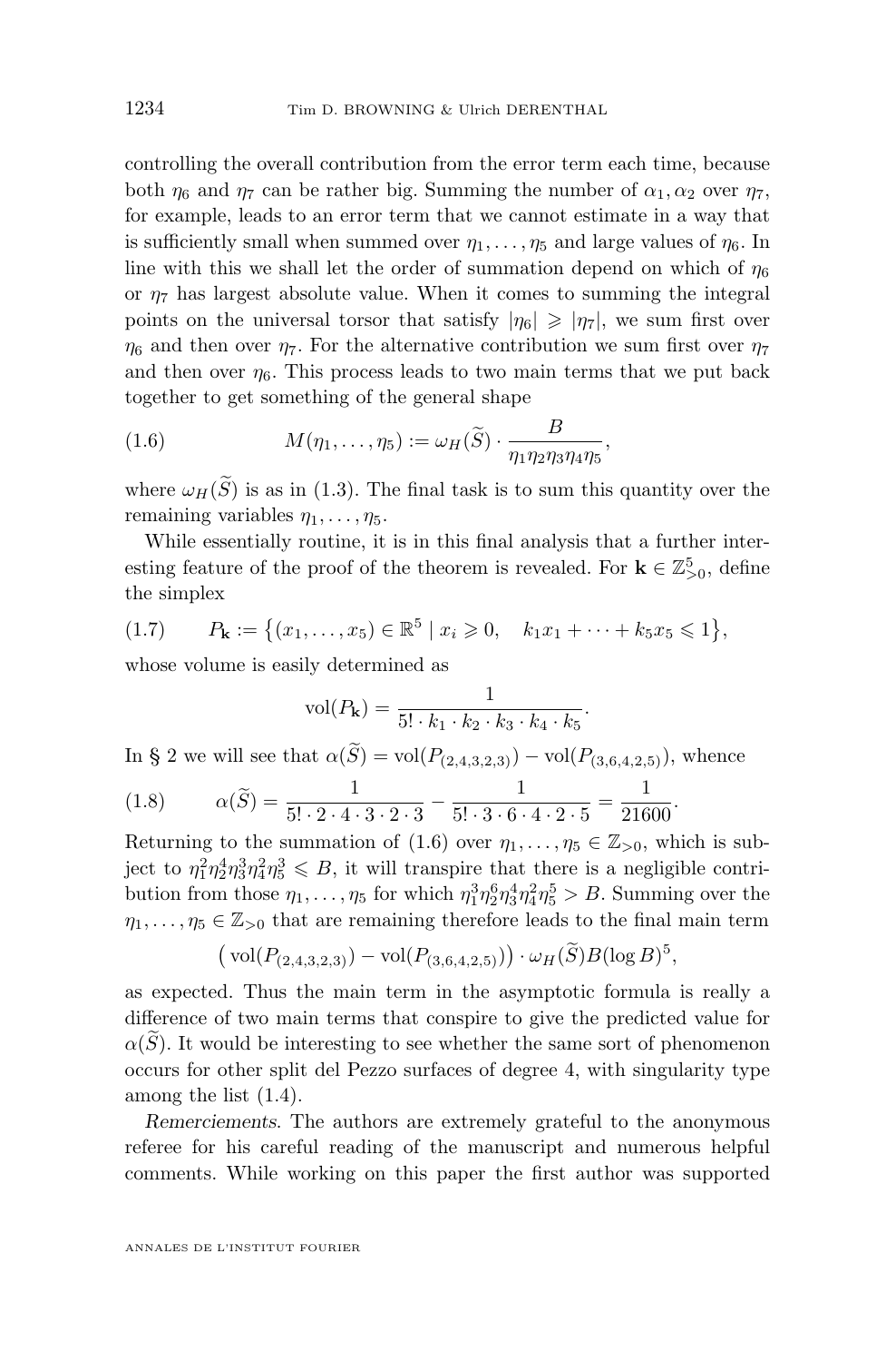controlling the overall contribution from the error term each time, because both $\eta_6$ and $\eta_7$ can be rather big. Summing the number of $\alpha_1, \alpha_2$ over $\eta_7$, for example, leads to an error term that we cannot estimate in a way that is sufficiently small when summed over $\eta_1, \dots, \eta_5$ and large values of $\eta_6$. In line with this we shall let the order of summation depend on which of $\eta_6$ or $\eta_7$ has largest absolute value. When it comes to summing the integral points on the universal torsor that satisfy $|\eta_6| \geqslant |\eta_7|$, we sum first over $\eta_6$ and then over $\eta_7$. For the alternative contribution we sum first over $\eta_7$ and then over $\eta_6$. This process leads to two main terms that we put back together to get something of the general shape

$$M(\eta_1, \dots, \eta_5) := \omega_H(\widetilde{S}) \cdot \frac{B}{\eta_1 \eta_2 \eta_3 \eta_4 \eta_5}, \tag{1.6}$$

where $\omega_H(\widetilde{S})$ is as in (1.3). The final task is to sum this quantity over the remaining variables $\eta_1, \dots, \eta_5$.

While essentially routine, it is in this final analysis that a further interesting feature of the proof of the theorem is revealed. For $\mathbf{k} \in \mathbb{Z}_{>0}^5$, define the simplex

$$P_{\mathbf{k}} := \left\{ (x_1, \dots, x_5) \in \mathbb{R}^5 \mid x_i \geqslant 0, \quad k_1 x_1 + \dots + k_5 x_5 \leqslant 1 \right\}, \tag{1.7}$$

whose volume is easily determined as

$$\mathrm{vol}(P_{\mathbf{k}}) = \frac{1}{5! \cdot k_1 \cdot k_2 \cdot k_3 \cdot k_4 \cdot k_5}.$$

In § 2 we will see that $\alpha(\widetilde{S}) = \mathrm{vol}(P_{(2,4,3,2,3)}) - \mathrm{vol}(P_{(3,6,4,2,5)})$, whence

$$\alpha(\widetilde{S}) = \frac{1}{5! \cdot 2 \cdot 4 \cdot 3 \cdot 2 \cdot 3} - \frac{1}{5! \cdot 3 \cdot 6 \cdot 4 \cdot 2 \cdot 5} = \frac{1}{21600}. \tag{1.8}$$

Returning to the summation of (1.6) over $\eta_1, \dots, \eta_5 \in \mathbb{Z}_{>0}$, which is subject to $\eta_1^2 \eta_2^4 \eta_3^3 \eta_4^2 \eta_5^3 \leqslant B$, it will transpire that there is a negligible contribution from those $\eta_1, \dots, \eta_5$ for which $\eta_1^3 \eta_2^6 \eta_3^4 \eta_4^2 \eta_5^5 > B$. Summing over the $\eta_1, \dots, \eta_5 \in \mathbb{Z}_{>0}$ that are remaining therefore leads to the final main term

$$\big( \mathrm{vol}(P_{(2,4,3,2,3)}) - \mathrm{vol}(P_{(3,6,4,2,5)}) \big) \cdot \omega_H(\widetilde{S}) B (\log B)^5,$$

as expected. Thus the main term in the asymptotic formula is really a difference of two main terms that conspire to give the predicted value for $\alpha(\widetilde{S})$. It would be interesting to see whether the same sort of phenomenon occurs for other split del Pezzo surfaces of degree 4, with singularity type among the list (1.4).

*Remerciements*. The authors are extremely grateful to the anonymous referee for his careful reading of the manuscript and numerous helpful comments. While working on this paper the first author was supported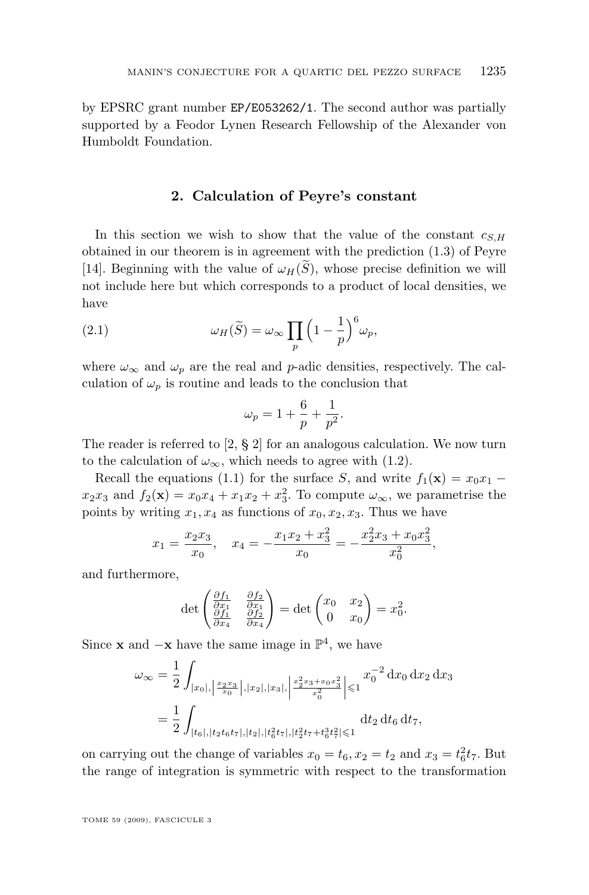by EPSRC grant number EP/E053262/1. The second author was partially supported by a Feodor Lynen Research Fellowship of the Alexander von Humboldt Foundation.

## 2. Calculation of Peyre's constant

In this section we wish to show that the value of the constant $c_{S,H}$ obtained in our theorem is in agreement with the prediction (1.3) of Peyre [14]. Beginning with the value of $\omega_H(\widetilde{S})$, whose precise definition we will not include here but which corresponds to a product of local densities, we have

$$\omega_H(\widetilde{S}) = \omega_\infty \prod_p \Big(1 - \frac{1}{p}\Big)^6 \omega_p, \tag{2.1}$$

where $\omega_\infty$ and $\omega_p$ are the real and $p$-adic densities, respectively. The calculation of $\omega_p$ is routine and leads to the conclusion that

$$\omega_p = 1 + \frac{6}{p} + \frac{1}{p^2}.$$

The reader is referred to [2, § 2] for an analogous calculation. We now turn to the calculation of $\omega_\infty$, which needs to agree with (1.2).

Recall the equations (1.1) for the surface $S$, and write $f_1(\mathbf{x}) = x_0x_1 - x_2x_3$ and $f_2(\mathbf{x}) = x_0x_4 + x_1x_2 + x_3^2$. To compute $\omega_\infty$, we parametrise the points by writing $x_1, x_4$ as functions of $x_0, x_2, x_3$. Thus we have

$$x_1 = \frac{x_2x_3}{x_0}, \quad x_4 = -\frac{x_1x_2 + x_3^2}{x_0} = -\frac{x_2^2x_3 + x_0x_3^2}{x_0^2},$$

and furthermore,

$$\det \begin{pmatrix} \frac{\partial f_1}{\partial x_1} & \frac{\partial f_2}{\partial x_1} \\ \frac{\partial f_1}{\partial x_4} & \frac{\partial f_2}{\partial x_4} \end{pmatrix} = \det \begin{pmatrix} x_0 & x_2 \\ 0 & x_0 \end{pmatrix} = x_0^2.$$

Since $\mathbf{x}$ and $-\mathbf{x}$ have the same image in $\mathbb{P}^4$, we have

$$\begin{aligned} \omega_\infty &= \frac{1}{2} \int_{|x_0|, \left|\frac{x_2x_3}{x_0}\right|, |x_2|, |x_3|, \left|\frac{x_2^2x_3 + x_0x_3^2}{x_0^2}\right| \leqslant 1} x_0^{-2} \, \mathrm{d}x_0 \, \mathrm{d}x_2 \, \mathrm{d}x_3 \\ &= \frac{1}{2} \int_{|t_6|, |t_2t_6t_7|, |t_2|, |t_6^2t_7|, |t_2^2t_7 + t_6^3t_7^2| \leqslant 1} \mathrm{d}t_2 \, \mathrm{d}t_6 \, \mathrm{d}t_7, \end{aligned}$$

on carrying out the change of variables $x_0 = t_6, x_2 = t_2$ and $x_3 = t_6^2t_7$. But the range of integration is symmetric with respect to the transformation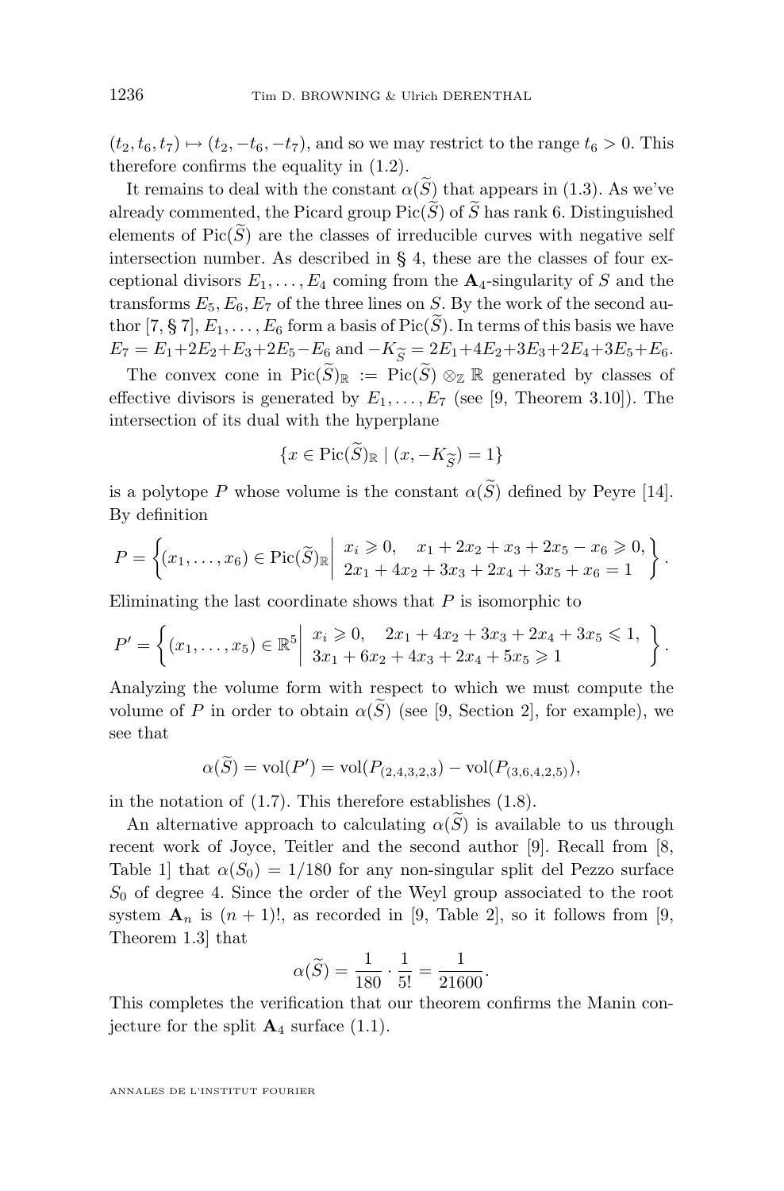$(t_2, t_6, t_7) \mapsto (t_2, -t_6, -t_7)$, and so we may restrict to the range $t_6 > 0$. This therefore confirms the equality in (1.2).

It remains to deal with the constant $\alpha(\widetilde{S})$ that appears in (1.3). As we've already commented, the Picard group $\operatorname{Pic}(\widetilde{S})$ of $\widetilde{S}$ has rank 6. Distinguished elements of $\operatorname{Pic}(\widetilde{S})$ are the classes of irreducible curves with negative self intersection number. As described in § 4, these are the classes of four exceptional divisors $E_1, \dots, E_4$ coming from the $\mathbf{A}_4$-singularity of $S$ and the transforms $E_5, E_6, E_7$ of the three lines on $S$. By the work of the second author [7, § 7], $E_1, \dots, E_6$ form a basis of $\operatorname{Pic}(\widetilde{S})$. In terms of this basis we have $E_7 = E_1 + 2E_2 + E_3 + 2E_5 - E_6$ and $-K_{\widetilde{S}} = 2E_1 + 4E_2 + 3E_3 + 2E_4 + 3E_5 + E_6$.

The convex cone in $\operatorname{Pic}(\widetilde{S})_{\mathbb{R}} := \operatorname{Pic}(\widetilde{S}) \otimes_{\mathbb{Z}} \mathbb{R}$ generated by classes of effective divisors is generated by $E_1, \dots, E_7$ (see [9, Theorem 3.10]). The intersection of its dual with the hyperplane

$$\{x \in \operatorname{Pic}(\widetilde{S})_{\mathbb{R}} \mid (x, -K_{\widetilde{S}}) = 1\}$$

is a polytope $P$ whose volume is the constant $\alpha(\widetilde{S})$ defined by Peyre [14]. By definition

$$P = \left\{ (x_1, \dots, x_6) \in \operatorname{Pic}(\widetilde{S})_{\mathbb{R}} \,\middle|\, \begin{array}{l} x_i \geqslant 0, \quad x_1 + 2x_2 + x_3 + 2x_5 - x_6 \geqslant 0, \\ 2x_1 + 4x_2 + 3x_3 + 2x_4 + 3x_5 + x_6 = 1 \end{array} \right\}.$$

Eliminating the last coordinate shows that $P$ is isomorphic to

$$P' = \left\{ (x_1, \dots, x_5) \in \mathbb{R}^5 \,\middle|\, \begin{array}{l} x_i \geqslant 0, \quad 2x_1 + 4x_2 + 3x_3 + 2x_4 + 3x_5 \leqslant 1, \\ 3x_1 + 6x_2 + 4x_3 + 2x_4 + 5x_5 \geqslant 1 \end{array} \right\}.$$

Analyzing the volume form with respect to which we must compute the volume of $P$ in order to obtain $\alpha(\widetilde{S})$ (see [9, Section 2], for example), we see that

$$\alpha(\widetilde{S}) = \operatorname{vol}(P') = \operatorname{vol}(P_{(2,4,3,2,3)}) - \operatorname{vol}(P_{(3,6,4,2,5)}),$$

in the notation of (1.7). This therefore establishes (1.8).

An alternative approach to calculating $\alpha(\widetilde{S})$ is available to us through recent work of Joyce, Teitler and the second author [9]. Recall from [8, Table 1] that $\alpha(S_0) = 1/180$ for any non-singular split del Pezzo surface $S_0$ of degree 4. Since the order of the Weyl group associated to the root system $\mathbf{A}_n$ is $(n+1)!$, as recorded in [9, Table 2], so it follows from [9, Theorem 1.3] that

$$\alpha(\widetilde{S}) = \frac{1}{180} \cdot \frac{1}{5!} = \frac{1}{21600}.$$

This completes the verification that our theorem confirms the Manin conjecture for the split $\mathbf{A}_4$ surface (1.1).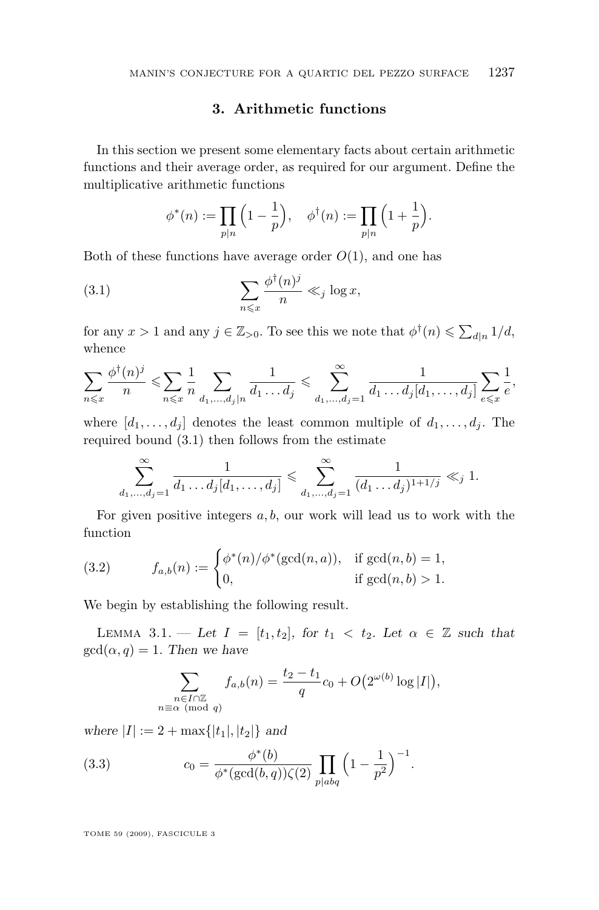## 3. Arithmetic functions

In this section we present some elementary facts about certain arithmetic functions and their average order, as required for our argument. Define the multiplicative arithmetic functions

$$\phi^*(n) := \prod_{p \mid n} \Big(1 - \frac{1}{p}\Big), \quad \phi^\dagger(n) := \prod_{p \mid n} \Big(1 + \frac{1}{p}\Big).$$

Both of these functions have average order $O(1)$, and one has

$$\sum_{n \leqslant x} \frac{\phi^\dagger(n)^j}{n} \ll_j \log x, \tag{3.1}$$

for any $x > 1$ and any $j \in \mathbb{Z}_{>0}$. To see this we note that $\phi^\dagger(n) \leqslant \sum_{d \mid n} 1/d$, whence

$$\sum_{n \leqslant x} \frac{\phi^\dagger(n)^j}{n} \leqslant \sum_{n \leqslant x} \frac{1}{n} \sum_{d_1, \dots, d_j \mid n} \frac{1}{d_1 \dots d_j} \leqslant \sum_{d_1, \dots, d_j = 1}^{\infty} \frac{1}{d_1 \dots d_j [d_1, \dots, d_j]} \sum_{e \leqslant x} \frac{1}{e},$$

where $[d_1, \dots, d_j]$ denotes the least common multiple of $d_1, \dots, d_j$. The required bound (3.1) then follows from the estimate

$$\sum_{d_1, \dots, d_j = 1}^{\infty} \frac{1}{d_1 \dots d_j [d_1, \dots, d_j]} \leqslant \sum_{d_1, \dots, d_j = 1}^{\infty} \frac{1}{(d_1 \dots d_j)^{1 + 1/j}} \ll_j 1.$$

For given positive integers $a, b$, our work will lead us to work with the function

$$f_{a,b}(n) := \begin{cases} \phi^*(n)/\phi^*(\gcd(n,a)), & \text{if } \gcd(n,b) = 1, \\ 0, & \text{if } \gcd(n,b) > 1. \end{cases} \tag{3.2}$$

We begin by establishing the following result.

Lemma 3.1. — *Let $I = [t_1, t_2]$, for $t_1 < t_2$. Let $\alpha \in \mathbb{Z}$ such that $\gcd(\alpha, q) = 1$. Then we have*

$$\sum_{\substack{n \in I \cap \mathbb{Z} \\ n \equiv \alpha \pmod{q}}} f_{a,b}(n) = \frac{t_2 - t_1}{q} c_0 + O\big(2^{\omega(b)} \log |I|\big),$$

*where $|I| := 2 + \max\{|t_1|, |t_2|\}$ and*

$$c_0 = \frac{\phi^*(b)}{\phi^*(\gcd(b,q)) \zeta(2)} \prod_{p \mid abq} \Big(1 - \frac{1}{p^2}\Big)^{-1}. \tag{3.3}$$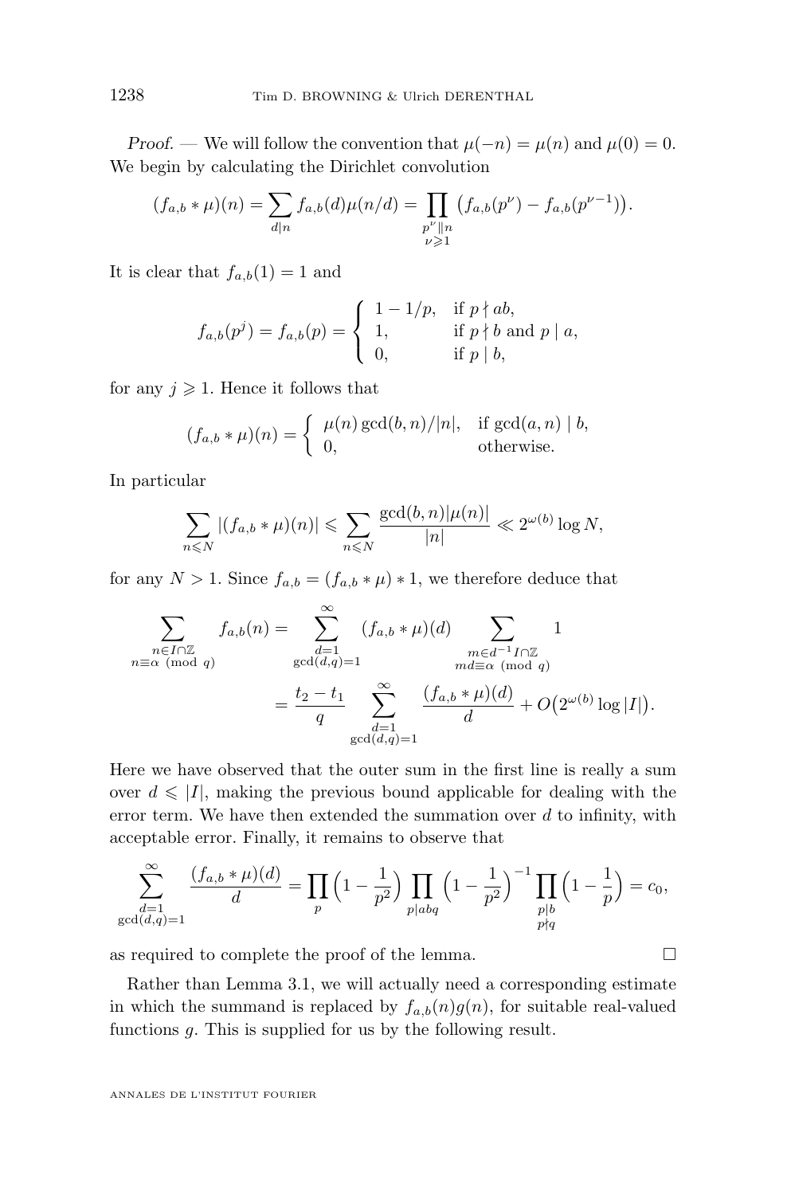*Proof.* — We will follow the convention that $\mu(-n) = \mu(n)$ and $\mu(0) = 0$. We begin by calculating the Dirichlet convolution

$$(f_{a,b} * \mu)(n) = \sum_{d \mid n} f_{a,b}(d)\mu(n/d) = \prod_{\substack{p^\nu \| n \\ \nu \geqslant 1}} \big(f_{a,b}(p^\nu) - f_{a,b}(p^{\nu-1})\big).$$

It is clear that $f_{a,b}(1) = 1$ and

$$f_{a,b}(p^j) = f_{a,b}(p) = \begin{cases} 1 - 1/p, & \text{if } p \nmid ab, \\ 1, & \text{if } p \nmid b \text{ and } p \mid a, \\ 0, & \text{if } p \mid b, \end{cases}$$

for any $j \geqslant 1$. Hence it follows that

$$(f_{a,b} * \mu)(n) = \begin{cases} \mu(n)\gcd(b,n)/|n|, & \text{if } \gcd(a,n) \mid b, \\ 0, & \text{otherwise.} \end{cases}$$

In particular

$$\sum_{n \leqslant N} |(f_{a,b} * \mu)(n)| \leqslant \sum_{n \leqslant N} \frac{\gcd(b,n)|\mu(n)|}{|n|} \ll 2^{\omega(b)} \log N,$$

for any $N > 1$. Since $f_{a,b} = (f_{a,b} * \mu) * 1$, we therefore deduce that

$$\begin{aligned}
\sum_{\substack{n \in I \cap \mathbb{Z} \\ n \equiv \alpha \pmod q}} f_{a,b}(n) &= \sum_{\substack{d=1 \\ \gcd(d,q)=1}}^{\infty} (f_{a,b} * \mu)(d) \sum_{\substack{m \in d^{-1}I \cap \mathbb{Z} \\ md \equiv \alpha \pmod q}} 1 \\
&= \frac{t_2 - t_1}{q} \sum_{\substack{d=1 \\ \gcd(d,q)=1}}^{\infty} \frac{(f_{a,b} * \mu)(d)}{d} + O\big(2^{\omega(b)} \log |I|\big).
\end{aligned}$$

Here we have observed that the outer sum in the first line is really a sum over $d \leqslant |I|$, making the previous bound applicable for dealing with the error term. We have then extended the summation over $d$ to infinity, with acceptable error. Finally, it remains to observe that

$$\sum_{\substack{d=1 \\ \gcd(d,q)=1}}^{\infty} \frac{(f_{a,b} * \mu)(d)}{d} = \prod_p \Big(1 - \frac{1}{p^2}\Big) \prod_{p \mid abq} \Big(1 - \frac{1}{p^2}\Big)^{-1} \prod_{\substack{p \mid b \\ p \nmid q}} \Big(1 - \frac{1}{p}\Big) = c_0,$$

as required to complete the proof of the lemma. □

Rather than Lemma 3.1, we will actually need a corresponding estimate in which the summand is replaced by $f_{a,b}(n)g(n)$, for suitable real-valued functions $g$. This is supplied for us by the following result.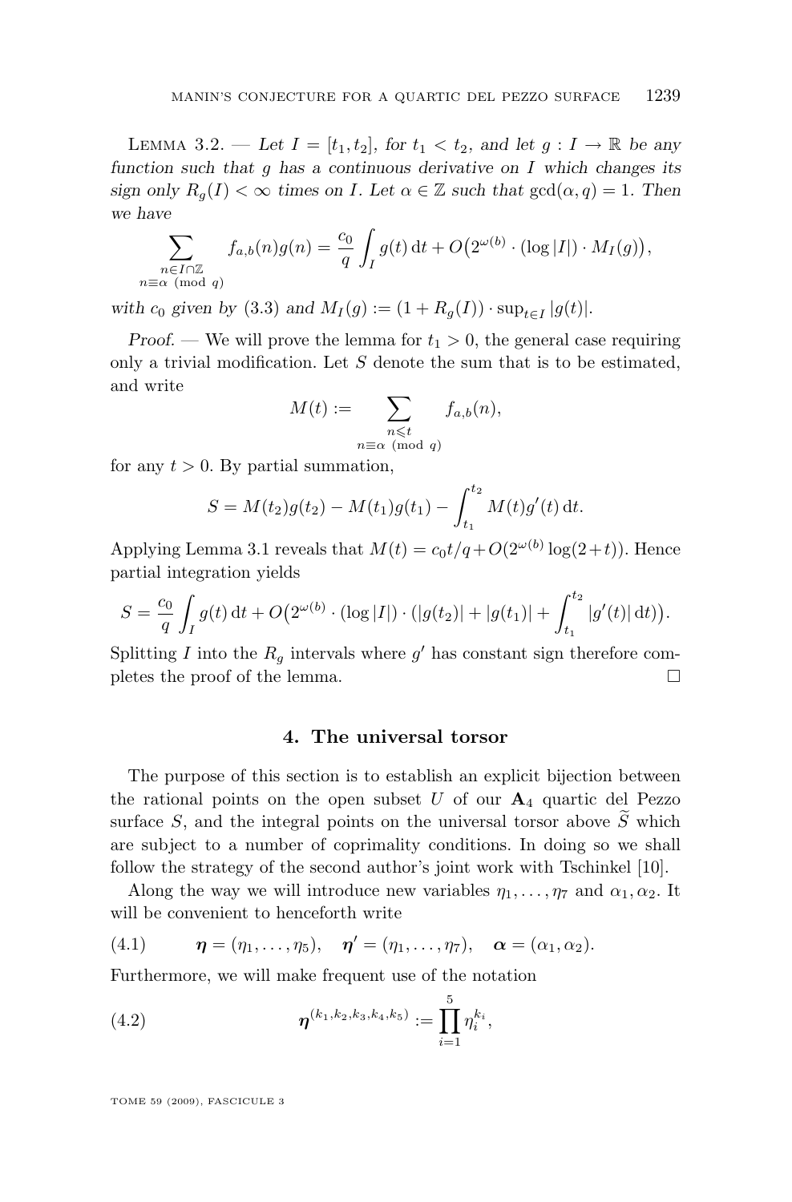Lemma 3.2. — *Let $I = [t_1, t_2]$, for $t_1 < t_2$, and let $g : I \to \mathbb{R}$ be any function such that $g$ has a continuous derivative on $I$ which changes its sign only $R_g(I) < \infty$ times on $I$. Let $\alpha \in \mathbb{Z}$ such that $\gcd(\alpha, q) = 1$. Then we have*

$$\sum_{\substack{n \in I \cap \mathbb{Z} \\ n \equiv \alpha \pmod{q}}} f_{a,b}(n) g(n) = \frac{c_0}{q} \int_I g(t)\,\mathrm{d}t + O\big(2^{\omega(b)} \cdot (\log |I|) \cdot M_I(g)\big),$$

*with $c_0$ given by (3.3) and $M_I(g) := (1 + R_g(I)) \cdot \sup_{t \in I} |g(t)|$.*

*Proof.* — We will prove the lemma for $t_1 > 0$, the general case requiring only a trivial modification. Let $S$ denote the sum that is to be estimated, and write

$$M(t) := \sum_{\substack{n \leqslant t \\ n \equiv \alpha \pmod{q}}} f_{a,b}(n),$$

for any $t > 0$. By partial summation,

$$S = M(t_2) g(t_2) - M(t_1) g(t_1) - \int_{t_1}^{t_2} M(t) g'(t)\,\mathrm{d}t.$$

Applying Lemma 3.1 reveals that $M(t) = c_0 t/q + O(2^{\omega(b)} \log(2+t))$. Hence partial integration yields

$$S = \frac{c_0}{q} \int_I g(t)\,\mathrm{d}t + O\Big(2^{\omega(b)} \cdot (\log |I|) \cdot (|g(t_2)| + |g(t_1)| + \int_{t_1}^{t_2} |g'(t)|\,\mathrm{d}t\Big).$$

Splitting $I$ into the $R_g$ intervals where $g'$ has constant sign therefore completes the proof of the lemma. $\square$

## 4. The universal torsor

The purpose of this section is to establish an explicit bijection between the rational points on the open subset $U$ of our $\mathbf{A}_4$ quartic del Pezzo surface $S$, and the integral points on the universal torsor above $\widetilde{S}$ which are subject to a number of coprimality conditions. In doing so we shall follow the strategy of the second author's joint work with Tschinkel [10].

Along the way we will introduce new variables $\eta_1, \ldots, \eta_7$ and $\alpha_1, \alpha_2$. It will be convenient to henceforth write

$$\boldsymbol{\eta} = (\eta_1, \ldots, \eta_5), \quad \boldsymbol{\eta}' = (\eta_1, \ldots, \eta_7), \quad \boldsymbol{\alpha} = (\alpha_1, \alpha_2). \tag{4.1}$$

Furthermore, we will make frequent use of the notation

$$\boldsymbol{\eta}^{(k_1,k_2,k_3,k_4,k_5)} := \prod_{i=1}^{5} \eta_i^{k_i}, \tag{4.2}$$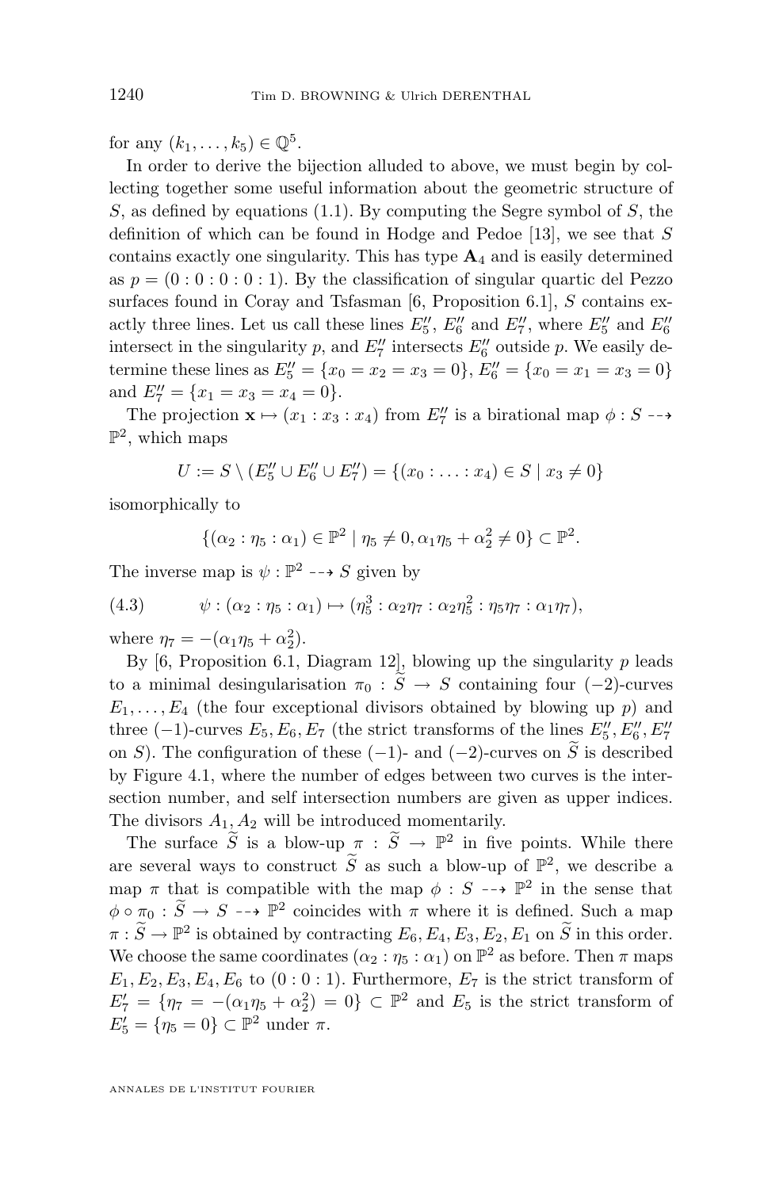for any $(k_1, \dots, k_5) \in \mathbb{Q}^5$.

In order to derive the bijection alluded to above, we must begin by collecting together some useful information about the geometric structure of $S$, as defined by equations (1.1). By computing the Segre symbol of $S$, the definition of which can be found in Hodge and Pedoe [13], we see that $S$ contains exactly one singularity. This has type $\mathbf{A}_4$ and is easily determined as $p = (0 : 0 : 0 : 0 : 1)$. By the classification of singular quartic del Pezzo surfaces found in Coray and Tsfasman [6, Proposition 6.1], $S$ contains exactly three lines. Let us call these lines $E_5''$, $E_6''$ and $E_7''$, where $E_5''$ and $E_6''$ intersect in the singularity $p$, and $E_7''$ intersects $E_6''$ outside $p$. We easily determine these lines as $E_5'' = \{x_0 = x_2 = x_3 = 0\}$, $E_6'' = \{x_0 = x_1 = x_3 = 0\}$ and $E_7'' = \{x_1 = x_3 = x_4 = 0\}$.

The projection $\mathbf{x} \mapsto (x_1 : x_3 : x_4)$ from $E_7''$ is a birational map $\phi : S \dashrightarrow \mathbb{P}^2$, which maps

$$U := S \setminus (E_5'' \cup E_6'' \cup E_7'') = \{(x_0 : \ldots : x_4) \in S \mid x_3 \neq 0\}$$

isomorphically to

$$\{(\alpha_2 : \eta_5 : \alpha_1) \in \mathbb{P}^2 \mid \eta_5 \neq 0, \alpha_1\eta_5 + \alpha_2^2 \neq 0\} \subset \mathbb{P}^2.$$

The inverse map is $\psi : \mathbb{P}^2 \dashrightarrow S$ given by

$$\psi : (\alpha_2 : \eta_5 : \alpha_1) \mapsto (\eta_5^3 : \alpha_2\eta_7 : \alpha_2\eta_5^2 : \eta_5\eta_7 : \alpha_1\eta_7), \tag{4.3}$$

where $\eta_7 = -(\alpha_1\eta_5 + \alpha_2^2)$.

By [6, Proposition 6.1, Diagram 12], blowing up the singularity $p$ leads to a minimal desingularisation $\pi_0 : \widetilde{S} \to S$ containing four $(-2)$-curves $E_1, \ldots, E_4$ (the four exceptional divisors obtained by blowing up $p$) and three $(-1)$-curves $E_5, E_6, E_7$ (the strict transforms of the lines $E_5'', E_6'', E_7''$ on $S$). The configuration of these $(-1)$- and $(-2)$-curves on $\widetilde{S}$ is described by Figure 4.1, where the number of edges between two curves is the intersection number, and self intersection numbers are given as upper indices. The divisors $A_1, A_2$ will be introduced momentarily.

The surface $\widetilde{S}$ is a blow-up $\pi : \widetilde{S} \to \mathbb{P}^2$ in five points. While there are several ways to construct $\widetilde{S}$ as such a blow-up of $\mathbb{P}^2$, we describe a map $\pi$ that is compatible with the map $\phi : S \dashrightarrow \mathbb{P}^2$ in the sense that $\phi \circ \pi_0 : \widetilde{S} \to S \dashrightarrow \mathbb{P}^2$ coincides with $\pi$ where it is defined. Such a map $\pi : \widetilde{S} \to \mathbb{P}^2$ is obtained by contracting $E_6, E_4, E_3, E_2, E_1$ on $\widetilde{S}$ in this order. We choose the same coordinates $(\alpha_2 : \eta_5 : \alpha_1)$ on $\mathbb{P}^2$ as before. Then $\pi$ maps $E_1, E_2, E_3, E_4, E_6$ to $(0 : 0 : 1)$. Furthermore, $E_7$ is the strict transform of $E_7' = \{\eta_7 = -(\alpha_1\eta_5 + \alpha_2^2) = 0\} \subset \mathbb{P}^2$ and $E_5$ is the strict transform of $E_5' = \{\eta_5 = 0\} \subset \mathbb{P}^2$ under $\pi$.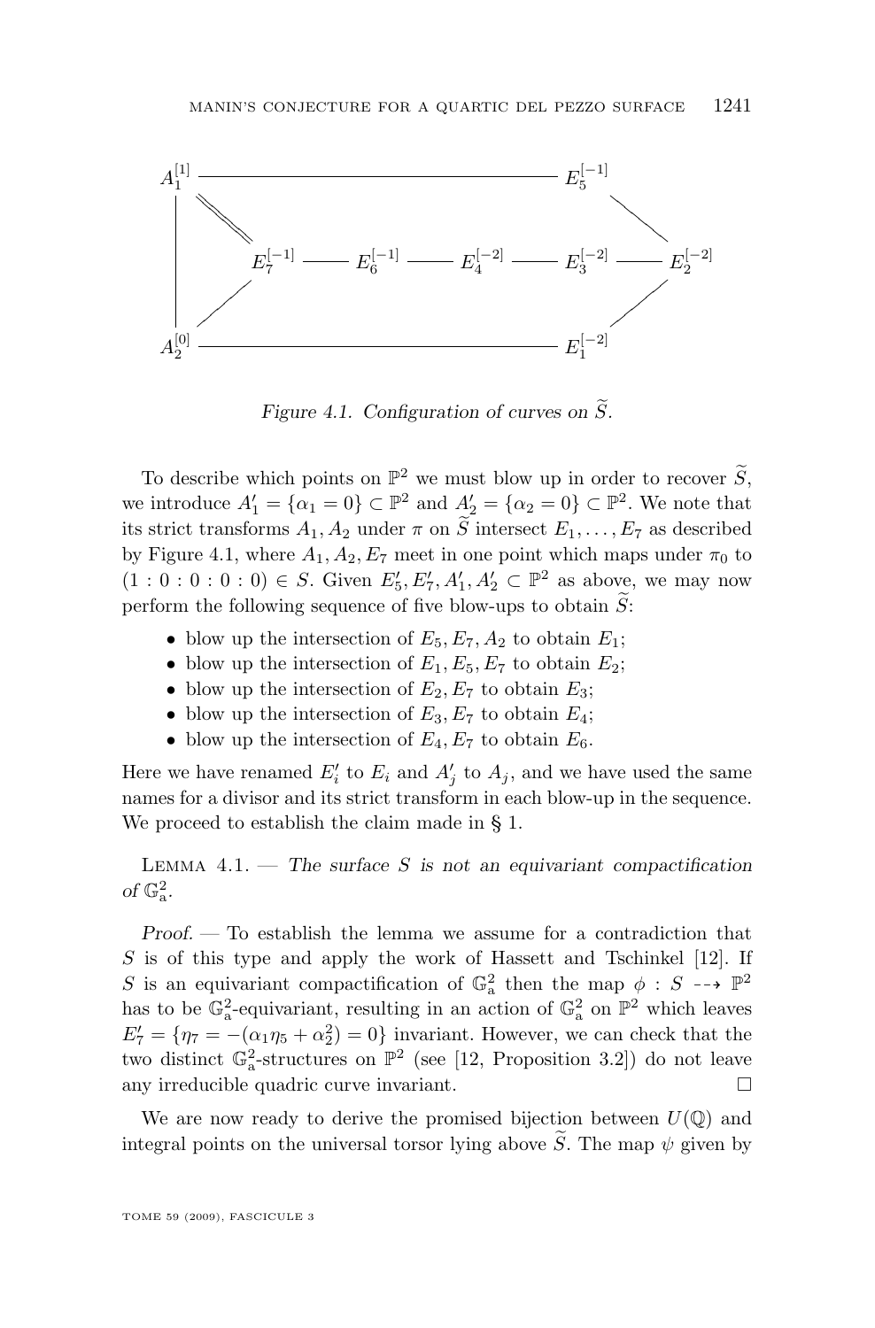Figure 4.1. Configuration of curves on $\widetilde{S}$.

To describe which points on $\mathbb{P}^2$ we must blow up in order to recover $\widetilde{S}$, we introduce $A_1' = \{\alpha_1 = 0\} \subset \mathbb{P}^2$ and $A_2' = \{\alpha_2 = 0\} \subset \mathbb{P}^2$. We note that its strict transforms $A_1, A_2$ under $\pi$ on $\widetilde{S}$ intersect $E_1, \ldots, E_7$ as described by Figure 4.1, where $A_1, A_2, E_7$ meet in one point which maps under $\pi_0$ to $(1 : 0 : 0 : 0 : 0) \in S$. Given $E_5', E_7', A_1', A_2' \subset \mathbb{P}^2$ as above, we may now perform the following sequence of five blow-ups to obtain $\widetilde{S}$:

- blow up the intersection of $E_5, E_7, A_2$ to obtain $E_1$;
- blow up the intersection of $E_1, E_5, E_7$ to obtain $E_2$;
- blow up the intersection of $E_2, E_7$ to obtain $E_3$;
- blow up the intersection of $E_3, E_7$ to obtain $E_4$;
- blow up the intersection of $E_4, E_7$ to obtain $E_6$.

Here we have renamed $E_i'$ to $E_i$ and $A_j'$ to $A_j$, and we have used the same names for a divisor and its strict transform in each blow-up in the sequence. We proceed to establish the claim made in § 1.

Lemma 4.1. — *The surface $S$ is not an equivariant compactification of $\mathbb{G}_\mathrm{a}^2$.*

*Proof.* — To establish the lemma we assume for a contradiction that $S$ is of this type and apply the work of Hassett and Tschinkel [12]. If $S$ is an equivariant compactification of $\mathbb{G}_\mathrm{a}^2$ then the map $\phi : S \dashrightarrow \mathbb{P}^2$ has to be $\mathbb{G}_\mathrm{a}^2$-equivariant, resulting in an action of $\mathbb{G}_\mathrm{a}^2$ on $\mathbb{P}^2$ which leaves $E_7' = \{\eta_7 = -(\alpha_1\eta_5 + \alpha_2^2) = 0\}$ invariant. However, we can check that the two distinct $\mathbb{G}_\mathrm{a}^2$-structures on $\mathbb{P}^2$ (see [12, Proposition 3.2]) do not leave any irreducible quadric curve invariant. $\square$

We are now ready to derive the promised bijection between $U(\mathbb{Q})$ and integral points on the universal torsor lying above $\widetilde{S}$. The map $\psi$ given by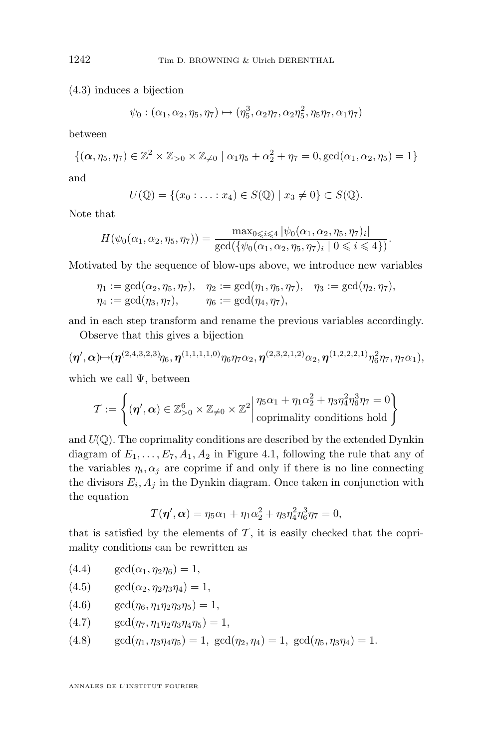(4.3) induces a bijection

$$\psi_0 : (\alpha_1, \alpha_2, \eta_5, \eta_7) \mapsto (\eta_5^3, \alpha_2\eta_7, \alpha_2\eta_5^2, \eta_5\eta_7, \alpha_1\eta_7)$$

between

$$\{(\boldsymbol{\alpha}, \eta_5, \eta_7) \in \mathbb{Z}^2 \times \mathbb{Z}_{>0} \times \mathbb{Z}_{\neq 0} \mid \alpha_1\eta_5 + \alpha_2^2 + \eta_7 = 0, \gcd(\alpha_1, \alpha_2, \eta_5) = 1\}$$

and

$$U(\mathbb{Q}) = \{(x_0 : \ldots : x_4) \in S(\mathbb{Q}) \mid x_3 \neq 0\} \subset S(\mathbb{Q}).$$

Note that

$$H(\psi_0(\alpha_1, \alpha_2, \eta_5, \eta_7)) = \frac{\max_{0 \leqslant i \leqslant 4} |\psi_0(\alpha_1, \alpha_2, \eta_5, \eta_7)_i|}{\gcd(\{\psi_0(\alpha_1, \alpha_2, \eta_5, \eta_7)_i \mid 0 \leqslant i \leqslant 4\})}.$$

Motivated by the sequence of blow-ups above, we introduce new variables

$$\begin{aligned}
&\eta_1 := \gcd(\alpha_2, \eta_5, \eta_7), \quad \eta_2 := \gcd(\eta_1, \eta_5, \eta_7), \quad \eta_3 := \gcd(\eta_2, \eta_7),\\
&\eta_4 := \gcd(\eta_3, \eta_7), \qquad \eta_6 := \gcd(\eta_4, \eta_7),
\end{aligned}$$

and in each step transform and rename the previous variables accordingly.

Observe that this gives a bijection

$$(\boldsymbol{\eta}', \boldsymbol{\alpha}) \mapsto (\boldsymbol{\eta}^{(2,4,3,2,3)}\eta_6, \boldsymbol{\eta}^{(1,1,1,1,0)}\eta_6\eta_7\alpha_2, \boldsymbol{\eta}^{(2,3,2,1,2)}\alpha_2, \boldsymbol{\eta}^{(1,2,2,2,1)}\eta_6^2\eta_7, \eta_7\alpha_1),$$

which we call $\Psi$, between

$$\mathcal{T} := \left\{ (\boldsymbol{\eta}', \boldsymbol{\alpha}) \in \mathbb{Z}_{>0}^6 \times \mathbb{Z}_{\neq 0} \times \mathbb{Z}^2 \middle| \begin{array}{l} \eta_5\alpha_1 + \eta_1\alpha_2^2 + \eta_3\eta_4^2\eta_6^3\eta_7 = 0 \\ \text{coprimality conditions hold} \end{array} \right\}$$

and $U(\mathbb{Q})$. The coprimality conditions are described by the extended Dynkin diagram of $E_1, \ldots, E_7, A_1, A_2$ in Figure 4.1, following the rule that any of the variables $\eta_i, \alpha_j$ are coprime if and only if there is no line connecting the divisors $E_i, A_j$ in the Dynkin diagram. Once taken in conjunction with the equation

$$T(\boldsymbol{\eta}', \boldsymbol{\alpha}) = \eta_5\alpha_1 + \eta_1\alpha_2^2 + \eta_3\eta_4^2\eta_6^3\eta_7 = 0,$$

that is satisfied by the elements of $\mathcal{T}$, it is easily checked that the coprimality conditions can be rewritten as

$$\gcd(\alpha_1, \eta_2\eta_6) = 1, \tag{4.4}$$

$$\gcd(\alpha_2, \eta_2\eta_3\eta_4) = 1, \tag{4.5}$$

$$\gcd(\eta_6, \eta_1\eta_2\eta_3\eta_5) = 1, \tag{4.6}$$

$$\gcd(\eta_7, \eta_1\eta_2\eta_3\eta_4\eta_5) = 1, \tag{4.7}$$

$$\gcd(\eta_1, \eta_3\eta_4\eta_5) = 1, \ \gcd(\eta_2, \eta_4) = 1, \ \gcd(\eta_5, \eta_3\eta_4) = 1. \tag{4.8}$$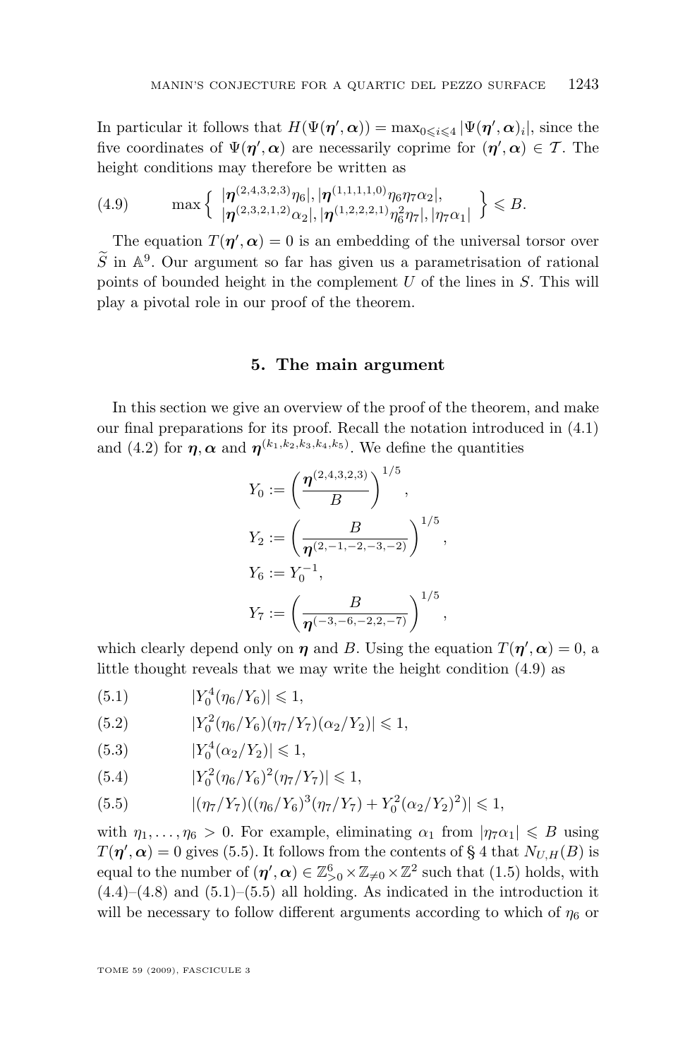In particular it follows that $H(\Psi(\boldsymbol{\eta}', \boldsymbol{\alpha})) = \max_{0 \leqslant i \leqslant 4} |\Psi(\boldsymbol{\eta}', \boldsymbol{\alpha})_i|$, since the five coordinates of $\Psi(\boldsymbol{\eta}', \boldsymbol{\alpha})$ are necessarily coprime for $(\boldsymbol{\eta}', \boldsymbol{\alpha}) \in \mathcal{T}$. The height conditions may therefore be written as

$$\max \left\{ \begin{array}{l} |\boldsymbol{\eta}^{(2,4,3,2,3)}\eta_6|, |\boldsymbol{\eta}^{(1,1,1,1,0)}\eta_6\eta_7\alpha_2|, \\ |\boldsymbol{\eta}^{(2,3,2,1,2)}\alpha_2|, |\boldsymbol{\eta}^{(1,2,2,2,1)}\eta_6^2\eta_7|, |\eta_7\alpha_1| \end{array} \right\} \leqslant B. \tag{4.9}$$

The equation $T(\boldsymbol{\eta}', \boldsymbol{\alpha}) = 0$ is an embedding of the universal torsor over $\widetilde{S}$ in $\mathbb{A}^9$. Our argument so far has given us a parametrisation of rational points of bounded height in the complement $U$ of the lines in $S$. This will play a pivotal role in our proof of the theorem.

## 5. The main argument

In this section we give an overview of the proof of the theorem, and make our final preparations for its proof. Recall the notation introduced in (4.1) and (4.2) for $\boldsymbol{\eta}, \boldsymbol{\alpha}$ and $\boldsymbol{\eta}^{(k_1,k_2,k_3,k_4,k_5)}$. We define the quantities

$$Y_0 := \left( \frac{\boldsymbol{\eta}^{(2,4,3,2,3)}}{B} \right)^{1/5},$$

$$Y_2 := \left( \frac{B}{\boldsymbol{\eta}^{(2,-1,-2,-3,-2)}} \right)^{1/5},$$

$$Y_6 := Y_0^{-1},$$

$$Y_7 := \left( \frac{B}{\boldsymbol{\eta}^{(-3,-6,-2,2,-7)}} \right)^{1/5},$$

which clearly depend only on $\boldsymbol{\eta}$ and $B$. Using the equation $T(\boldsymbol{\eta}', \boldsymbol{\alpha}) = 0$, a little thought reveals that we may write the height condition (4.9) as

$$|Y_0^4(\eta_6/Y_6)| \leqslant 1, \tag{5.1}$$

$$|Y_0^2(\eta_6/Y_6)(\eta_7/Y_7)(\alpha_2/Y_2)| \leqslant 1, \tag{5.2}$$

$$|Y_0^4(\alpha_2/Y_2)| \leqslant 1, \tag{5.3}$$

$$|Y_0^2(\eta_6/Y_6)^2(\eta_7/Y_7)| \leqslant 1, \tag{5.4}$$

$$|(\eta_7/Y_7)((\eta_6/Y_6)^3(\eta_7/Y_7) + Y_0^2(\alpha_2/Y_2)^2)| \leqslant 1, \tag{5.5}$$

with $\eta_1, \ldots, \eta_6 > 0$. For example, eliminating $\alpha_1$ from $|\eta_7\alpha_1| \leqslant B$ using $T(\boldsymbol{\eta}', \boldsymbol{\alpha}) = 0$ gives (5.5). It follows from the contents of § 4 that $N_{U,H}(B)$ is equal to the number of $(\boldsymbol{\eta}', \boldsymbol{\alpha}) \in \mathbb{Z}_{>0}^6 \times \mathbb{Z}_{\neq 0} \times \mathbb{Z}^2$ such that (1.5) holds, with (4.4)–(4.8) and (5.1)–(5.5) all holding. As indicated in the introduction it will be necessary to follow different arguments according to which of $\eta_6$ or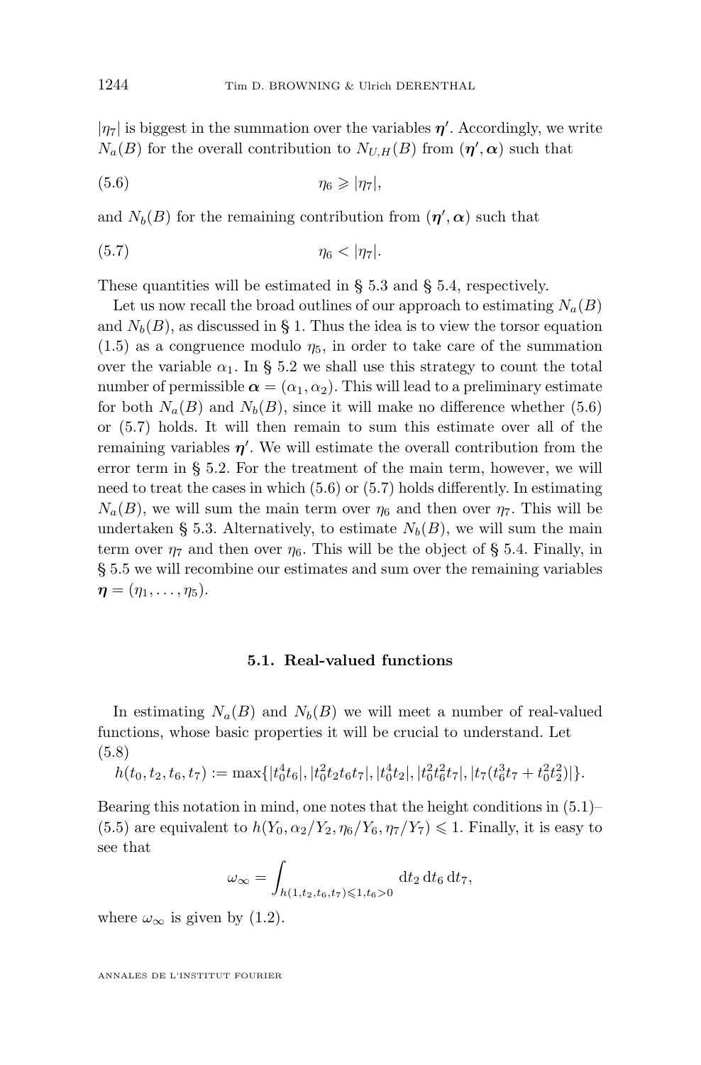$|\eta_7|$ is biggest in the summation over the variables $\boldsymbol{\eta}'$. Accordingly, we write $N_a(B)$ for the overall contribution to $N_{U,H}(B)$ from $(\boldsymbol{\eta}', \boldsymbol{\alpha})$ such that

$$\eta_6 \geqslant |\eta_7|, \tag{5.6}$$

and $N_b(B)$ for the remaining contribution from $(\boldsymbol{\eta}', \boldsymbol{\alpha})$ such that

$$\eta_6 < |\eta_7|. \tag{5.7}$$

These quantities will be estimated in § 5.3 and § 5.4, respectively.

Let us now recall the broad outlines of our approach to estimating $N_a(B)$ and $N_b(B)$, as discussed in § 1. Thus the idea is to view the torsor equation (1.5) as a congruence modulo $\eta_5$, in order to take care of the summation over the variable $\alpha_1$. In § 5.2 we shall use this strategy to count the total number of permissible $\boldsymbol{\alpha} = (\alpha_1, \alpha_2)$. This will lead to a preliminary estimate for both $N_a(B)$ and $N_b(B)$, since it will make no difference whether (5.6) or (5.7) holds. It will then remain to sum this estimate over all of the remaining variables $\boldsymbol{\eta}'$. We will estimate the overall contribution from the error term in § 5.2. For the treatment of the main term, however, we will need to treat the cases in which (5.6) or (5.7) holds differently. In estimating $N_a(B)$, we will sum the main term over $\eta_6$ and then over $\eta_7$. This will be undertaken § 5.3. Alternatively, to estimate $N_b(B)$, we will sum the main term over $\eta_7$ and then over $\eta_6$. This will be the object of § 5.4. Finally, in § 5.5 we will recombine our estimates and sum over the remaining variables $\boldsymbol{\eta} = (\eta_1, \ldots, \eta_5)$.

### 5.1. Real-valued functions

In estimating $N_a(B)$ and $N_b(B)$ we will meet a number of real-valued functions, whose basic properties it will be crucial to understand. Let

$$h(t_0, t_2, t_6, t_7) := \max\{|t_0^4 t_6|, |t_0^2 t_2 t_6 t_7|, |t_0^4 t_2|, |t_0^2 t_6^2 t_7|, |t_7(t_6^3 t_7 + t_0^2 t_2^2)|\}. \tag{5.8}$$

Bearing this notation in mind, one notes that the height conditions in (5.1)–(5.5) are equivalent to $h(Y_0, \alpha_2/Y_2, \eta_6/Y_6, \eta_7/Y_7) \leqslant 1$. Finally, it is easy to see that

$$\omega_\infty = \int_{h(1,t_2,t_6,t_7)\leqslant 1, t_6>0} \mathrm{d}t_2 \, \mathrm{d}t_6 \, \mathrm{d}t_7,$$

where $\omega_\infty$ is given by (1.2).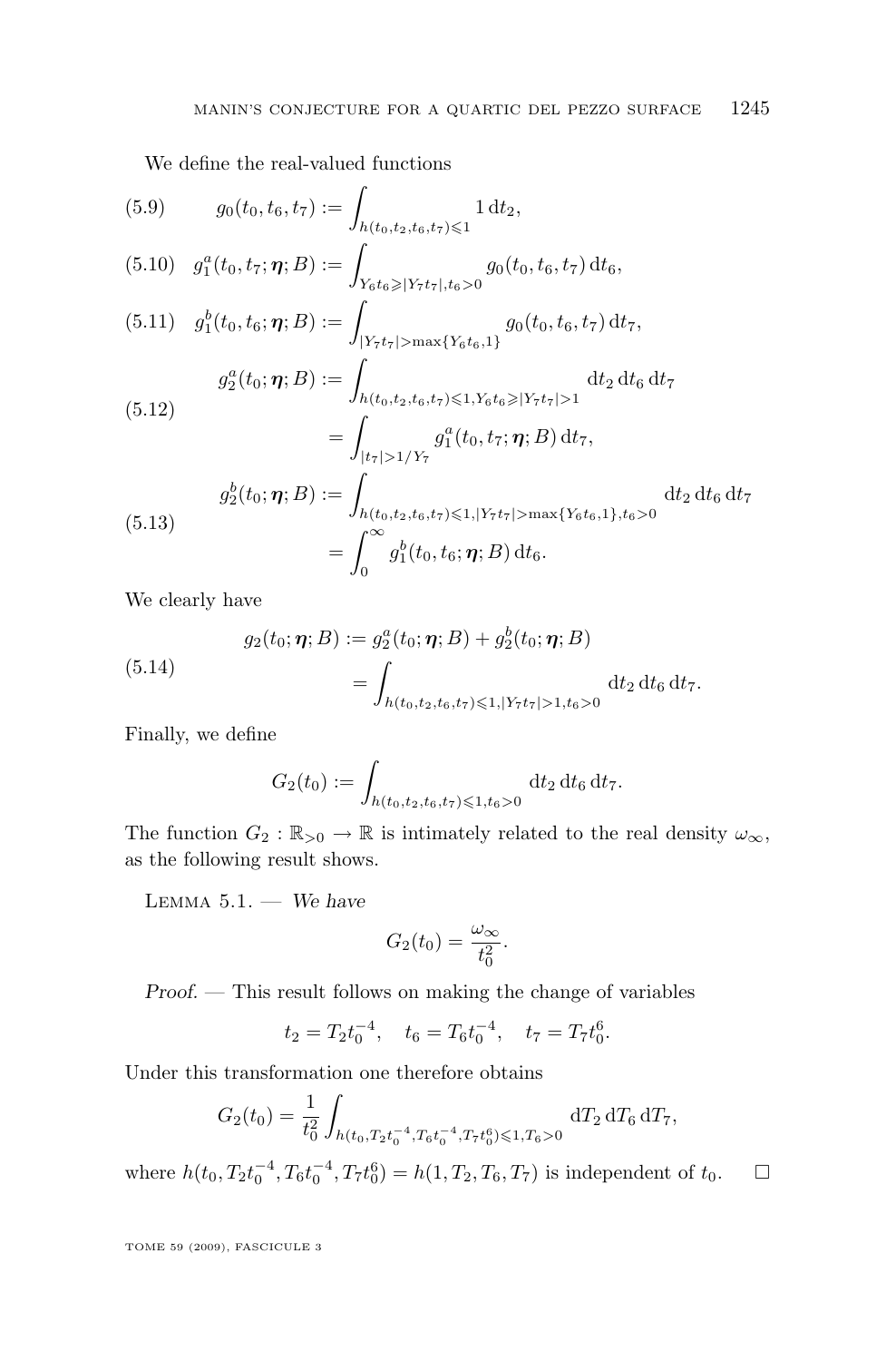We define the real-valued functions

$$g_0(t_0,t_6,t_7) := \int_{h(t_0,t_2,t_6,t_7)\leqslant 1} 1 \,\mathrm{d}t_2, \tag{5.9}$$

$$g_1^a(t_0,t_7;\boldsymbol{\eta};B) := \int_{Y_6t_6\geqslant |Y_7t_7|,\, t_6>0} g_0(t_0,t_6,t_7)\,\mathrm{d}t_6, \tag{5.10}$$

$$g_1^b(t_0,t_6;\boldsymbol{\eta};B) := \int_{|Y_7t_7|>\max\{Y_6t_6,1\}} g_0(t_0,t_6,t_7)\,\mathrm{d}t_7, \tag{5.11}$$

$$\begin{aligned} g_2^a(t_0;\boldsymbol{\eta};B) &:= \int_{h(t_0,t_2,t_6,t_7)\leqslant 1,\, Y_6t_6\geqslant |Y_7t_7|>1} \mathrm{d}t_2\,\mathrm{d}t_6\,\mathrm{d}t_7 \\ &= \int_{|t_7|>1/Y_7} g_1^a(t_0,t_7;\boldsymbol{\eta};B)\,\mathrm{d}t_7, \end{aligned} \tag{5.12}$$

$$\begin{aligned} g_2^b(t_0;\boldsymbol{\eta};B) &:= \int_{h(t_0,t_2,t_6,t_7)\leqslant 1,\, |Y_7t_7|>\max\{Y_6t_6,1\},\, t_6>0} \mathrm{d}t_2\,\mathrm{d}t_6\,\mathrm{d}t_7 \\ &= \int_0^\infty g_1^b(t_0,t_6;\boldsymbol{\eta};B)\,\mathrm{d}t_6. \end{aligned} \tag{5.13}$$

We clearly have

$$\begin{aligned} g_2(t_0;\boldsymbol{\eta};B) &:= g_2^a(t_0;\boldsymbol{\eta};B) + g_2^b(t_0;\boldsymbol{\eta};B) \\ &= \int_{h(t_0,t_2,t_6,t_7)\leqslant 1,\, |Y_7t_7|>1,\, t_6>0} \mathrm{d}t_2\,\mathrm{d}t_6\,\mathrm{d}t_7. \end{aligned} \tag{5.14}$$

Finally, we define

$$G_2(t_0) := \int_{h(t_0,t_2,t_6,t_7)\leqslant 1,\, t_6>0} \mathrm{d}t_2\,\mathrm{d}t_6\,\mathrm{d}t_7.$$

The function $G_2 : \mathbb{R}_{>0} \to \mathbb{R}$ is intimately related to the real density $\omega_\infty$, as the following result shows.

Lemma 5.1. — *We have*

$$G_2(t_0) = \frac{\omega_\infty}{t_0^2}.$$

*Proof.* — This result follows on making the change of variables

$$t_2 = T_2 t_0^{-4}, \quad t_6 = T_6 t_0^{-4}, \quad t_7 = T_7 t_0^{6}.$$

Under this transformation one therefore obtains

$$G_2(t_0) = \frac{1}{t_0^2} \int_{h(t_0,T_2t_0^{-4},T_6t_0^{-4},T_7t_0^{6})\leqslant 1,\, T_6>0} \mathrm{d}T_2\,\mathrm{d}T_6\,\mathrm{d}T_7,$$

where $h(t_0,T_2t_0^{-4},T_6t_0^{-4},T_7t_0^{6}) = h(1,T_2,T_6,T_7)$ is independent of $t_0$. $\square$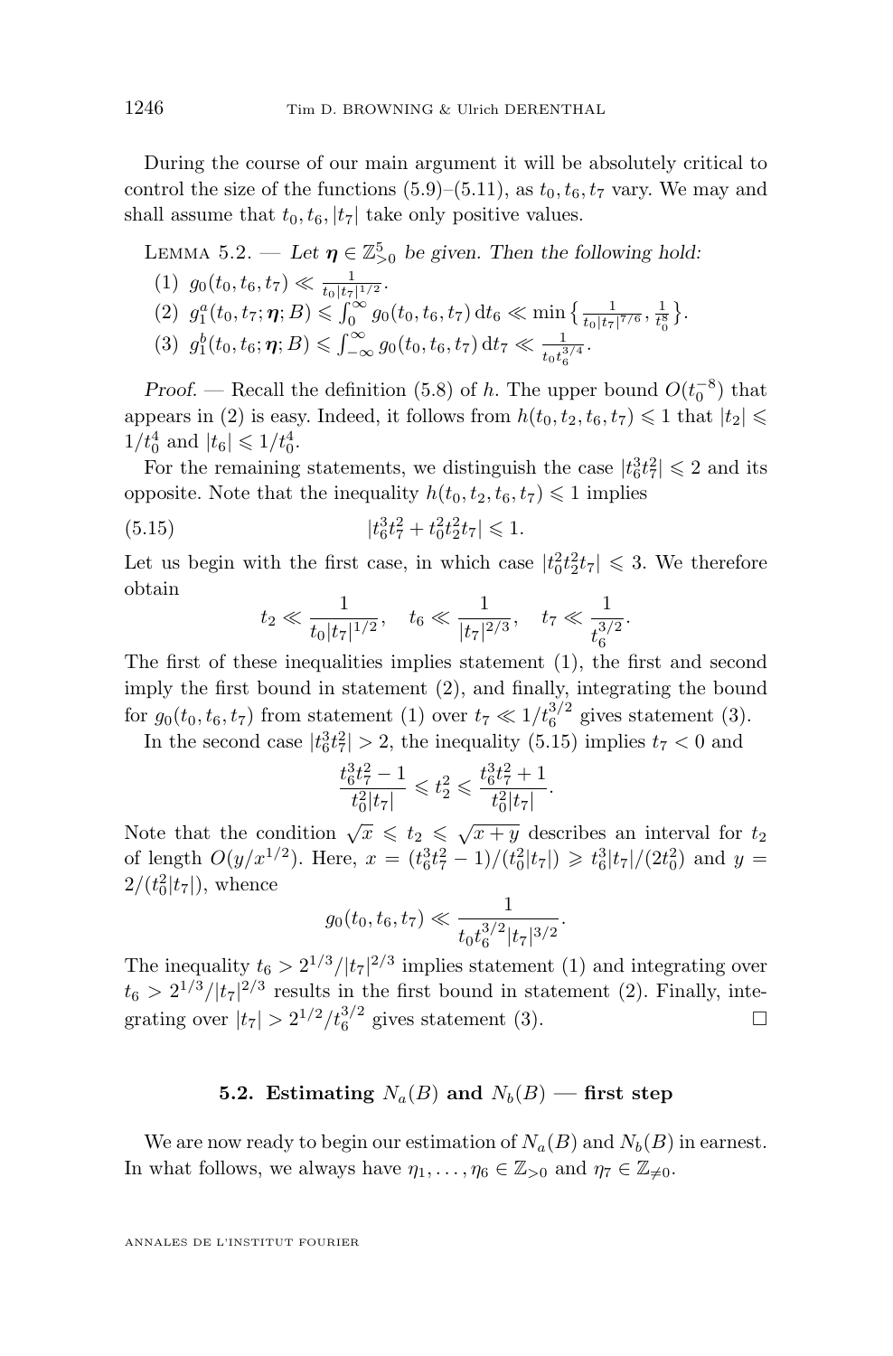During the course of our main argument it will be absolutely critical to control the size of the functions (5.9)–(5.11), as $t_0, t_6, t_7$ vary. We may and shall assume that $t_0, t_6, |t_7|$ take only positive values.

LEMMA 5.2. — *Let $\boldsymbol{\eta} \in \mathbb{Z}_{>0}^5$ be given. Then the following hold:*

(1) $g_0(t_0, t_6, t_7) \ll \frac{1}{t_0|t_7|^{1/2}}$.

(2) $g_1^a(t_0, t_7; \boldsymbol{\eta}; B) \leqslant \int_0^\infty g_0(t_0, t_6, t_7)\,\mathrm{d}t_6 \ll \min\big\{\frac{1}{t_0|t_7|^{7/6}}, \frac{1}{t_0^8}\big\}$.

(3) $g_1^b(t_0, t_6; \boldsymbol{\eta}; B) \leqslant \int_{-\infty}^\infty g_0(t_0, t_6, t_7)\,\mathrm{d}t_7 \ll \frac{1}{t_0 t_6^{3/4}}$.

*Proof.* — Recall the definition (5.8) of $h$. The upper bound $O(t_0^{-8})$ that appears in (2) is easy. Indeed, it follows from $h(t_0, t_2, t_6, t_7) \leqslant 1$ that $|t_2| \leqslant 1/t_0^4$ and $|t_6| \leqslant 1/t_0^4$.

For the remaining statements, we distinguish the case $|t_6^3 t_7^2| \leqslant 2$ and its opposite. Note that the inequality $h(t_0, t_2, t_6, t_7) \leqslant 1$ implies

$$|t_6^3 t_7^2 + t_0^2 t_2^2 t_7| \leqslant 1. \tag{5.15}$$

Let us begin with the first case, in which case $|t_0^2 t_2^2 t_7| \leqslant 3$. We therefore obtain

$$t_2 \ll \frac{1}{t_0|t_7|^{1/2}}, \quad t_6 \ll \frac{1}{|t_7|^{2/3}}, \quad t_7 \ll \frac{1}{t_6^{3/2}}.$$

The first of these inequalities implies statement (1), the first and second imply the first bound in statement (2), and finally, integrating the bound for $g_0(t_0, t_6, t_7)$ from statement (1) over $t_7 \ll 1/t_6^{3/2}$ gives statement (3).

In the second case $|t_6^3 t_7^2| > 2$, the inequality (5.15) implies $t_7 < 0$ and

$$\frac{t_6^3 t_7^2 - 1}{t_0^2|t_7|} \leqslant t_2^2 \leqslant \frac{t_6^3 t_7^2 + 1}{t_0^2|t_7|}.$$

Note that the condition $\sqrt{x} \leqslant t_2 \leqslant \sqrt{x+y}$ describes an interval for $t_2$ of length $O(y/x^{1/2})$. Here, $x = (t_6^3 t_7^2 - 1)/(t_0^2|t_7|) \geqslant t_6^3|t_7|/(2t_0^2)$ and $y = 2/(t_0^2|t_7|)$, whence

$$g_0(t_0, t_6, t_7) \ll \frac{1}{t_0 t_6^{3/2} |t_7|^{3/2}}.$$

The inequality $t_6 > 2^{1/3}/|t_7|^{2/3}$ implies statement (1) and integrating over $t_6 > 2^{1/3}/|t_7|^{2/3}$ results in the first bound in statement (2). Finally, integrating over $|t_7| > 2^{1/2}/t_6^{3/2}$ gives statement (3). □

### 5.2. Estimating $N_a(B)$ and $N_b(B)$ — first step

We are now ready to begin our estimation of $N_a(B)$ and $N_b(B)$ in earnest. In what follows, we always have $\eta_1, \dots, \eta_6 \in \mathbb{Z}_{>0}$ and $\eta_7 \in \mathbb{Z}_{\neq 0}$.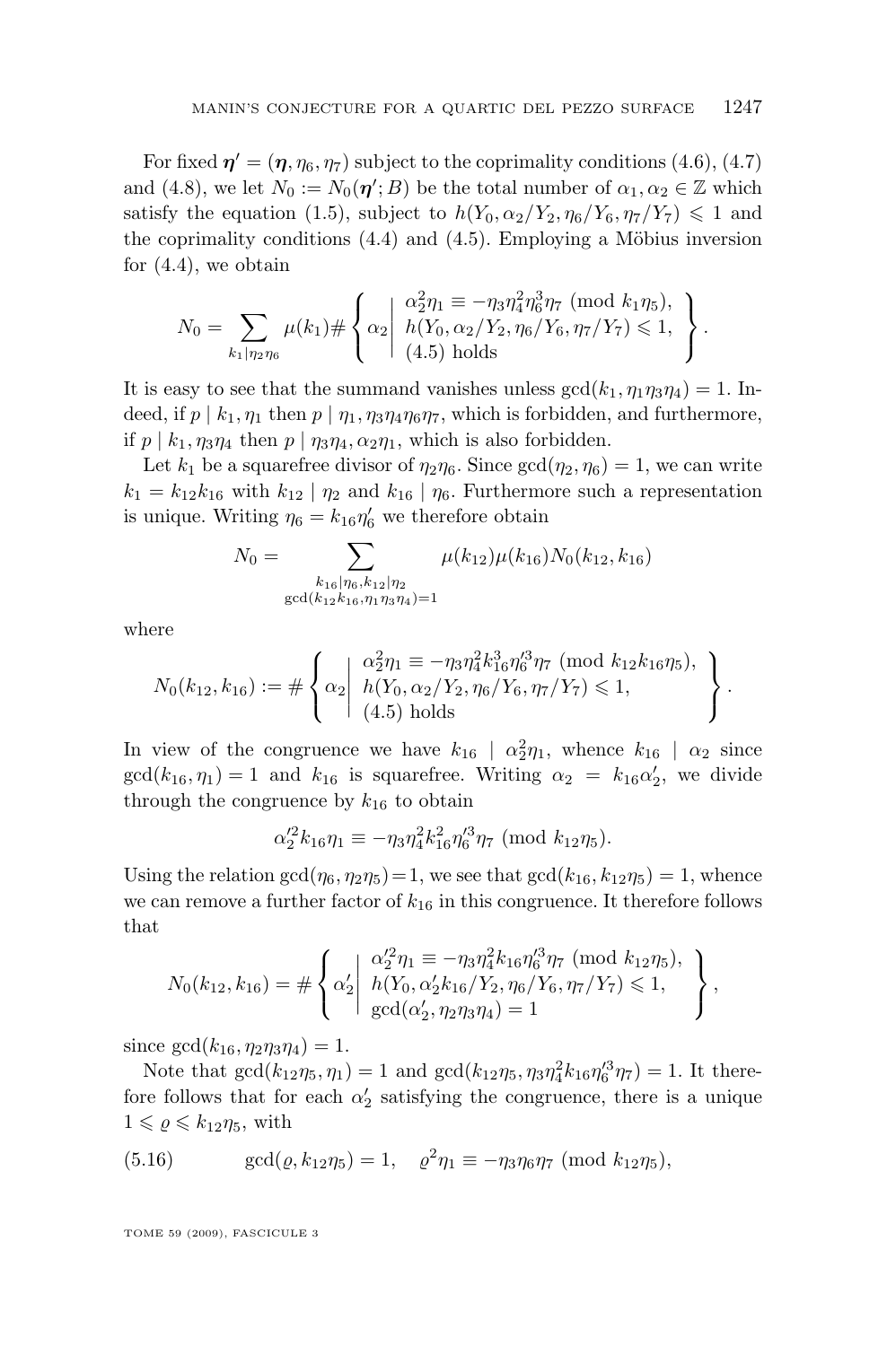For fixed $\boldsymbol{\eta}' = (\boldsymbol{\eta}, \eta_6, \eta_7)$ subject to the coprimality conditions (4.6), (4.7) and (4.8), we let $N_0 := N_0(\boldsymbol{\eta}'; B)$ be the total number of $\alpha_1, \alpha_2 \in \mathbb{Z}$ which satisfy the equation (1.5), subject to $h(Y_0, \alpha_2/Y_2, \eta_6/Y_6, \eta_7/Y_7) \leqslant 1$ and the coprimality conditions (4.4) and (4.5). Employing a Möbius inversion for (4.4), we obtain

$$N_0 = \sum_{k_1 \mid \eta_2 \eta_6} \mu(k_1) \# \left\{ \alpha_2 \,\middle|\, \begin{array}{l} \alpha_2^2 \eta_1 \equiv -\eta_3 \eta_4^2 \eta_6^3 \eta_7 \pmod{k_1 \eta_5}, \\ h(Y_0, \alpha_2/Y_2, \eta_6/Y_6, \eta_7/Y_7) \leqslant 1, \\ \text{(4.5) holds} \end{array} \right\}.$$

It is easy to see that the summand vanishes unless $\gcd(k_1, \eta_1\eta_3\eta_4) = 1$. Indeed, if $p \mid k_1, \eta_1$ then $p \mid \eta_1, \eta_3\eta_4\eta_6\eta_7$, which is forbidden, and furthermore, if $p \mid k_1, \eta_3\eta_4$ then $p \mid \eta_3\eta_4, \alpha_2\eta_1$, which is also forbidden.

Let $k_1$ be a squarefree divisor of $\eta_2\eta_6$. Since $\gcd(\eta_2, \eta_6) = 1$, we can write $k_1 = k_{12}k_{16}$ with $k_{12} \mid \eta_2$ and $k_{16} \mid \eta_6$. Furthermore such a representation is unique. Writing $\eta_6 = k_{16}\eta_6'$ we therefore obtain

$$N_0 = \sum_{\substack{k_{16} \mid \eta_6, k_{12} \mid \eta_2 \\ \gcd(k_{12}k_{16}, \eta_1\eta_3\eta_4) = 1}} \mu(k_{12})\mu(k_{16}) N_0(k_{12}, k_{16})$$

where

$$N_0(k_{12}, k_{16}) := \# \left\{ \alpha_2 \,\middle|\, \begin{array}{l} \alpha_2^2 \eta_1 \equiv -\eta_3 \eta_4^2 k_{16}^3 \eta_6'^3 \eta_7 \pmod{k_{12}k_{16}\eta_5}, \\ h(Y_0, \alpha_2/Y_2, \eta_6/Y_6, \eta_7/Y_7) \leqslant 1, \\ \text{(4.5) holds} \end{array} \right\}.$$

In view of the congruence we have $k_{16} \mid \alpha_2^2\eta_1$, whence $k_{16} \mid \alpha_2$ since $\gcd(k_{16}, \eta_1) = 1$ and $k_{16}$ is squarefree. Writing $\alpha_2 = k_{16}\alpha_2'$, we divide through the congruence by $k_{16}$ to obtain

$$\alpha_2'^2 k_{16}\eta_1 \equiv -\eta_3\eta_4^2 k_{16}^2 \eta_6'^3 \eta_7 \pmod{k_{12}\eta_5}.$$

Using the relation $\gcd(\eta_6, \eta_2\eta_5) = 1$, we see that $\gcd(k_{16}, k_{12}\eta_5) = 1$, whence we can remove a further factor of $k_{16}$ in this congruence. It therefore follows that

$$N_0(k_{12}, k_{16}) = \# \left\{ \alpha_2' \,\middle|\, \begin{array}{l} \alpha_2'^2 \eta_1 \equiv -\eta_3 \eta_4^2 k_{16} \eta_6'^3 \eta_7 \pmod{k_{12}\eta_5}, \\ h(Y_0, \alpha_2' k_{16}/Y_2, \eta_6/Y_6, \eta_7/Y_7) \leqslant 1, \\ \gcd(\alpha_2', \eta_2\eta_3\eta_4) = 1 \end{array} \right\},$$

since $\gcd(k_{16}, \eta_2\eta_3\eta_4) = 1$.

Note that $\gcd(k_{12}\eta_5, \eta_1) = 1$ and $\gcd(k_{12}\eta_5, \eta_3\eta_4^2 k_{16}\eta_6'^3\eta_7) = 1$. It therefore follows that for each $\alpha_2'$ satisfying the congruence, there is a unique $1 \leqslant \varrho \leqslant k_{12}\eta_5$, with

$$\gcd(\varrho, k_{12}\eta_5) = 1, \quad \varrho^2\eta_1 \equiv -\eta_3\eta_6\eta_7 \pmod{k_{12}\eta_5}, \tag{5.16}$$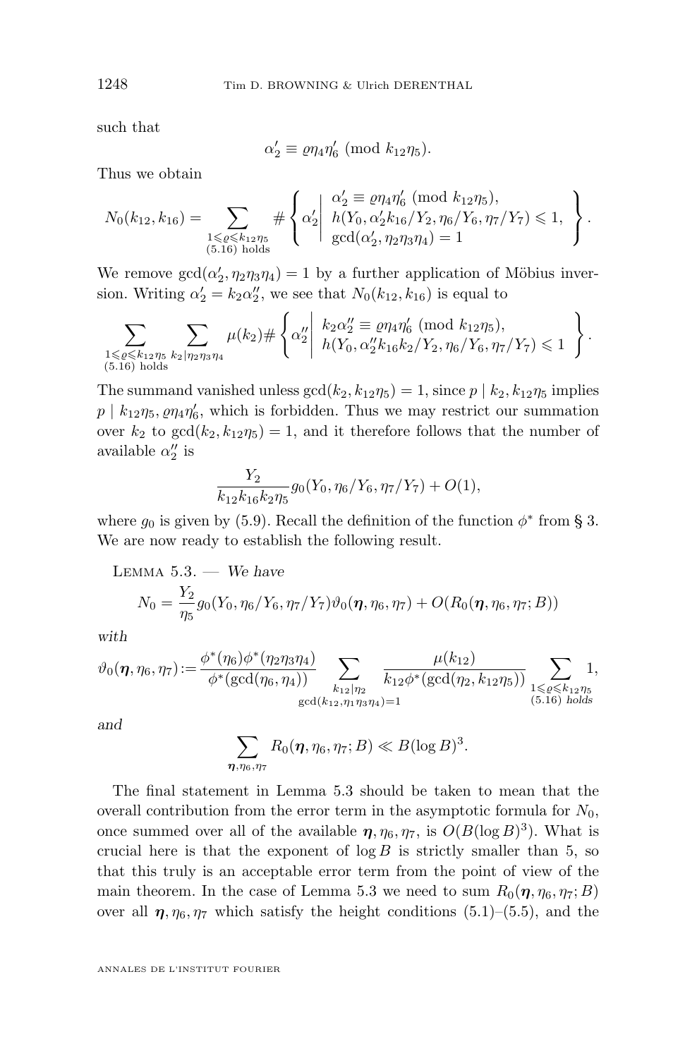such that

$$\alpha_2' \equiv \varrho \eta_4 \eta_6' \pmod{k_{12}\eta_5}.$$

Thus we obtain

$$N_0(k_{12}, k_{16}) = \sum_{\substack{1 \leqslant \varrho \leqslant k_{12}\eta_5 \\ (5.16) \text{ holds}}} \# \left\{ \alpha_2' \left| \begin{array}{l} \alpha_2' \equiv \varrho \eta_4 \eta_6' \pmod{k_{12}\eta_5}, \\ h(Y_0, \alpha_2' k_{16}/Y_2, \eta_6/Y_6, \eta_7/Y_7) \leqslant 1, \\ \gcd(\alpha_2', \eta_2\eta_3\eta_4) = 1 \end{array} \right. \right\}.$$

We remove $\gcd(\alpha_2', \eta_2\eta_3\eta_4) = 1$ by a further application of Möbius inversion. Writing $\alpha_2' = k_2\alpha_2''$, we see that $N_0(k_{12}, k_{16})$ is equal to

$$\sum_{\substack{1 \leqslant \varrho \leqslant k_{12}\eta_5 \\ (5.16) \text{ holds}}} \sum_{k_2 \mid \eta_2\eta_3\eta_4} \mu(k_2) \# \left\{ \alpha_2'' \left| \begin{array}{l} k_2\alpha_2'' \equiv \varrho \eta_4 \eta_6' \pmod{k_{12}\eta_5}, \\ h(Y_0, \alpha_2'' k_{16} k_2/Y_2, \eta_6/Y_6, \eta_7/Y_7) \leqslant 1 \end{array} \right. \right\}.$$

The summand vanished unless $\gcd(k_2, k_{12}\eta_5) = 1$, since $p \mid k_2, k_{12}\eta_5$ implies $p \mid k_{12}\eta_5, \varrho\eta_4\eta_6'$, which is forbidden. Thus we may restrict our summation over $k_2$ to $\gcd(k_2, k_{12}\eta_5) = 1$, and it therefore follows that the number of available $\alpha_2''$ is

$$\frac{Y_2}{k_{12}k_{16}k_2\eta_5} g_0(Y_0, \eta_6/Y_6, \eta_7/Y_7) + O(1),$$

where $g_0$ is given by (5.9). Recall the definition of the function $\phi^*$ from § 3. We are now ready to establish the following result.

Lemma 5.3. — *We have*

$$N_0 = \frac{Y_2}{\eta_5} g_0(Y_0, \eta_6/Y_6, \eta_7/Y_7) \vartheta_0(\boldsymbol{\eta}, \eta_6, \eta_7) + O(R_0(\boldsymbol{\eta}, \eta_6, \eta_7; B))$$

*with*

$$\vartheta_0(\boldsymbol{\eta}, \eta_6, \eta_7) := \frac{\phi^*(\eta_6)\phi^*(\eta_2\eta_3\eta_4)}{\phi^*(\gcd(\eta_6, \eta_4))} \sum_{\substack{k_{12} \mid \eta_2 \\ \gcd(k_{12}, \eta_1\eta_3\eta_4) = 1}} \frac{\mu(k_{12})}{k_{12}\phi^*(\gcd(\eta_2, k_{12}\eta_5))} \sum_{\substack{1 \leqslant \varrho \leqslant k_{12}\eta_5 \\ (5.16) \text{ holds}}} 1,$$

*and*

$$\sum_{\boldsymbol{\eta}, \eta_6, \eta_7} R_0(\boldsymbol{\eta}, \eta_6, \eta_7; B) \ll B(\log B)^3.$$

The final statement in Lemma 5.3 should be taken to mean that the overall contribution from the error term in the asymptotic formula for $N_0$, once summed over all of the available $\boldsymbol{\eta}, \eta_6, \eta_7$, is $O(B(\log B)^3)$. What is crucial here is that the exponent of $\log B$ is strictly smaller than 5, so that this truly is an acceptable error term from the point of view of the main theorem. In the case of Lemma 5.3 we need to sum $R_0(\boldsymbol{\eta}, \eta_6, \eta_7; B)$ over all $\boldsymbol{\eta}, \eta_6, \eta_7$ which satisfy the height conditions (5.1)–(5.5), and the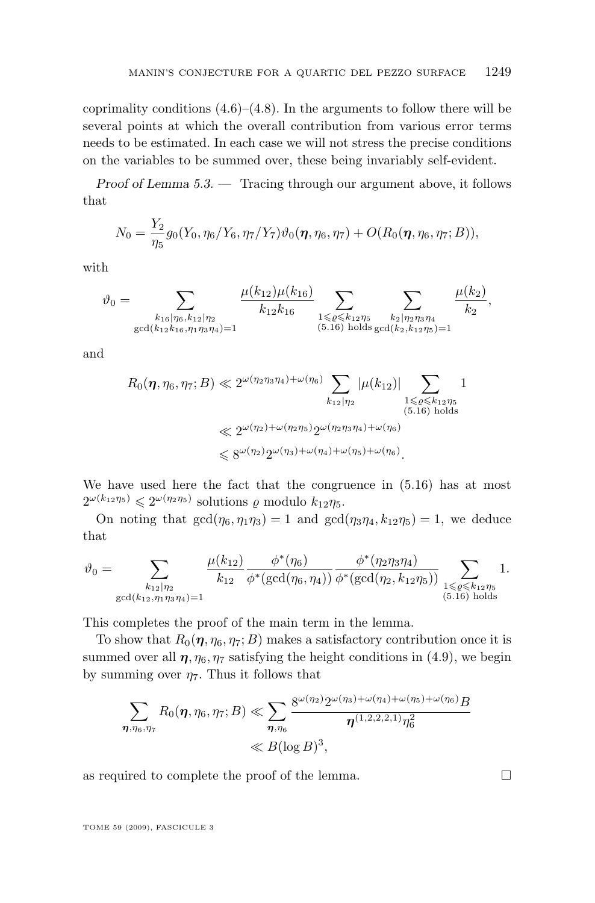coprimality conditions (4.6)–(4.8). In the arguments to follow there will be several points at which the overall contribution from various error terms needs to be estimated. In each case we will not stress the precise conditions on the variables to be summed over, these being invariably self-evident.

*Proof of Lemma 5.3.* — Tracing through our argument above, it follows that

$$N_0 = \frac{Y_2}{\eta_5} g_0(Y_0, \eta_6/Y_6, \eta_7/Y_7)\vartheta_0(\boldsymbol{\eta}, \eta_6, \eta_7) + O(R_0(\boldsymbol{\eta}, \eta_6, \eta_7; B)),$$

with

$$\vartheta_0 = \sum_{\substack{k_{16}\mid \eta_6, k_{12}\mid \eta_2 \\ \gcd(k_{12}k_{16}, \eta_1\eta_3\eta_4)=1}} \frac{\mu(k_{12})\mu(k_{16})}{k_{12}k_{16}} \sum_{\substack{1\leqslant \varrho \leqslant k_{12}\eta_5 \\ (5.16) \text{ holds}}} \sum_{\substack{k_2\mid \eta_2\eta_3\eta_4 \\ \gcd(k_2, k_{12}\eta_5)=1}} \frac{\mu(k_2)}{k_2},$$

and

$$\begin{aligned} R_0(\boldsymbol{\eta}, \eta_6, \eta_7; B) &\ll 2^{\omega(\eta_2\eta_3\eta_4)+\omega(\eta_6)} \sum_{k_{12}\mid \eta_2} |\mu(k_{12})| \sum_{\substack{1\leqslant \varrho \leqslant k_{12}\eta_5 \\ (5.16) \text{ holds}}} 1 \\ &\ll 2^{\omega(\eta_2)+\omega(\eta_2\eta_5)} 2^{\omega(\eta_2\eta_3\eta_4)+\omega(\eta_6)} \\ &\leqslant 8^{\omega(\eta_2)} 2^{\omega(\eta_3)+\omega(\eta_4)+\omega(\eta_5)+\omega(\eta_6)}. \end{aligned}$$

We have used here the fact that the congruence in (5.16) has at most $2^{\omega(k_{12}\eta_5)} \leqslant 2^{\omega(\eta_2\eta_5)}$ solutions $\varrho$ modulo $k_{12}\eta_5$.

On noting that $\gcd(\eta_6, \eta_1\eta_3) = 1$ and $\gcd(\eta_3\eta_4, k_{12}\eta_5) = 1$, we deduce that

$$\vartheta_0 = \sum_{\substack{k_{12}\mid \eta_2 \\ \gcd(k_{12}, \eta_1\eta_3\eta_4)=1}} \frac{\mu(k_{12})}{k_{12}} \frac{\phi^*(\eta_6)}{\phi^*(\gcd(\eta_6, \eta_4))} \frac{\phi^*(\eta_2\eta_3\eta_4)}{\phi^*(\gcd(\eta_2, k_{12}\eta_5))} \sum_{\substack{1\leqslant \varrho \leqslant k_{12}\eta_5 \\ (5.16) \text{ holds}}} 1.$$

This completes the proof of the main term in the lemma.

To show that $R_0(\boldsymbol{\eta}, \eta_6, \eta_7; B)$ makes a satisfactory contribution once it is summed over all $\boldsymbol{\eta}, \eta_6, \eta_7$ satisfying the height conditions in (4.9), we begin by summing over $\eta_7$. Thus it follows that

$$\begin{aligned} \sum_{\boldsymbol{\eta}, \eta_6, \eta_7} R_0(\boldsymbol{\eta}, \eta_6, \eta_7; B) &\ll \sum_{\boldsymbol{\eta}, \eta_6} \frac{8^{\omega(\eta_2)} 2^{\omega(\eta_3)+\omega(\eta_4)+\omega(\eta_5)+\omega(\eta_6)} B}{\boldsymbol{\eta}^{(1,2,2,2,1)}\eta_6^2} \\ &\ll B(\log B)^3, \end{aligned}$$

as required to complete the proof of the lemma. □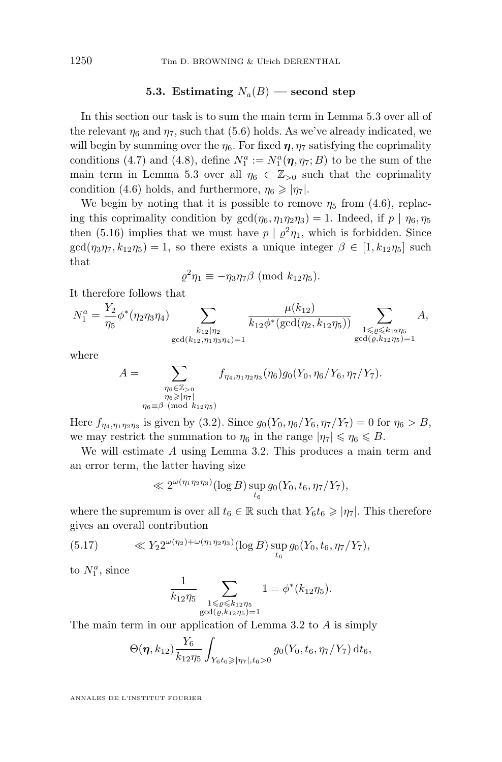### 5.3. Estimating $N_a(B)$ — second step

In this section our task is to sum the main term in Lemma 5.3 over all of the relevant $\eta_6$ and $\eta_7$, such that (5.6) holds. As we've already indicated, we will begin by summing over the $\eta_6$. For fixed $\boldsymbol{\eta}, \eta_7$ satisfying the coprimality conditions (4.7) and (4.8), define $N_1^a := N_1^a(\boldsymbol{\eta}, \eta_7; B)$ to be the sum of the main term in Lemma 5.3 over all $\eta_6 \in \mathbb{Z}_{>0}$ such that the coprimality condition (4.6) holds, and furthermore, $\eta_6 \geqslant |\eta_7|$.

We begin by noting that it is possible to remove $\eta_5$ from (4.6), replacing this coprimality condition by $\gcd(\eta_6, \eta_1\eta_2\eta_3) = 1$. Indeed, if $p \mid \eta_6, \eta_5$ then (5.16) implies that we must have $p \mid \varrho^2\eta_1$, which is forbidden. Since $\gcd(\eta_3\eta_7, k_{12}\eta_5) = 1$, so there exists a unique integer $\beta \in [1, k_{12}\eta_5]$ such that

$$\varrho^2\eta_1 \equiv -\eta_3\eta_7\beta \pmod{k_{12}\eta_5}.$$

It therefore follows that

$$N_1^a = \frac{Y_2}{\eta_5}\phi^*(\eta_2\eta_3\eta_4) \sum_{\substack{k_{12}\mid\eta_2 \\ \gcd(k_{12},\eta_1\eta_3\eta_4)=1}} \frac{\mu(k_{12})}{k_{12}\phi^*(\gcd(\eta_2, k_{12}\eta_5))} \sum_{\substack{1\leqslant\varrho\leqslant k_{12}\eta_5 \\ \gcd(\varrho,k_{12}\eta_5)=1}} A,$$

where

$$A = \sum_{\substack{\eta_6\in\mathbb{Z}_{>0} \\ \eta_6\geqslant|\eta_7| \\ \eta_6\equiv\beta \pmod{k_{12}\eta_5}}} f_{\eta_4,\eta_1\eta_2\eta_3}(\eta_6)g_0(Y_0, \eta_6/Y_6, \eta_7/Y_7).$$

Here $f_{\eta_4,\eta_1\eta_2\eta_3}$ is given by (3.2). Since $g_0(Y_0, \eta_6/Y_6, \eta_7/Y_7) = 0$ for $\eta_6 > B$, we may restrict the summation to $\eta_6$ in the range $|\eta_7| \leqslant \eta_6 \leqslant B$.

We will estimate $A$ using Lemma 3.2. This produces a main term and an error term, the latter having size

$$\ll 2^{\omega(\eta_1\eta_2\eta_3)}(\log B) \sup_{t_6} g_0(Y_0, t_6, \eta_7/Y_7),$$

where the supremum is over all $t_6 \in \mathbb{R}$ such that $Y_6t_6 \geqslant |\eta_7|$. This therefore gives an overall contribution

$$\ll Y_2 2^{\omega(\eta_2)+\omega(\eta_1\eta_2\eta_3)}(\log B) \sup_{t_6} g_0(Y_0, t_6, \eta_7/Y_7), \tag{5.17}$$

to $N_1^a$, since

$$\frac{1}{k_{12}\eta_5} \sum_{\substack{1\leqslant\varrho\leqslant k_{12}\eta_5 \\ \gcd(\varrho,k_{12}\eta_5)=1}} 1 = \phi^*(k_{12}\eta_5).$$

The main term in our application of Lemma 3.2 to $A$ is simply

$$\Theta(\boldsymbol{\eta}, k_{12})\frac{Y_6}{k_{12}\eta_5} \int_{Y_6t_6\geqslant|\eta_7|, t_6>0} g_0(Y_0, t_6, \eta_7/Y_7) \, \mathrm{d}t_6,$$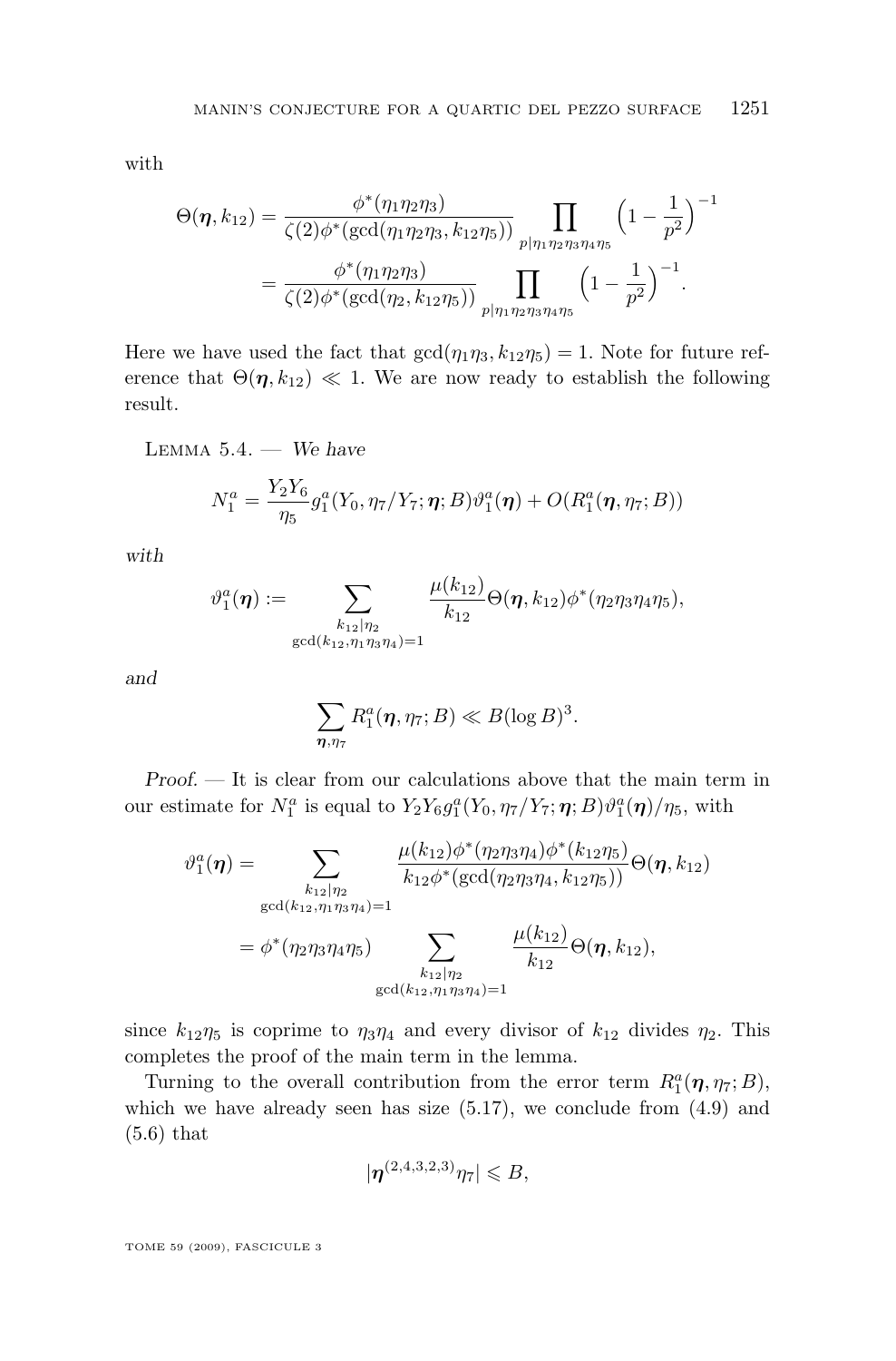with

$$\Theta(\boldsymbol{\eta}, k_{12}) = \frac{\phi^*(\eta_1\eta_2\eta_3)}{\zeta(2)\phi^*(\gcd(\eta_1\eta_2\eta_3, k_{12}\eta_5))} \prod_{p \mid \eta_1\eta_2\eta_3\eta_4\eta_5} \Big(1 - \frac{1}{p^2}\Big)^{-1}$$

$$= \frac{\phi^*(\eta_1\eta_2\eta_3)}{\zeta(2)\phi^*(\gcd(\eta_2, k_{12}\eta_5))} \prod_{p \mid \eta_1\eta_2\eta_3\eta_4\eta_5} \Big(1 - \frac{1}{p^2}\Big)^{-1}.$$

Here we have used the fact that $\gcd(\eta_1\eta_3, k_{12}\eta_5) = 1$. Note for future reference that $\Theta(\boldsymbol{\eta}, k_{12}) \ll 1$. We are now ready to establish the following result.

Lemma 5.4. — *We have*

$$N_1^a = \frac{Y_2Y_6}{\eta_5} g_1^a(Y_0, \eta_7/Y_7; \boldsymbol{\eta}; B)\vartheta_1^a(\boldsymbol{\eta}) + O(R_1^a(\boldsymbol{\eta}, \eta_7; B))$$

*with*

$$\vartheta_1^a(\boldsymbol{\eta}) := \sum_{\substack{k_{12} \mid \eta_2 \\ \gcd(k_{12}, \eta_1\eta_3\eta_4) = 1}} \frac{\mu(k_{12})}{k_{12}} \Theta(\boldsymbol{\eta}, k_{12})\phi^*(\eta_2\eta_3\eta_4\eta_5),$$

*and*

$$\sum_{\boldsymbol{\eta}, \eta_7} R_1^a(\boldsymbol{\eta}, \eta_7; B) \ll B(\log B)^3.$$

*Proof.* — It is clear from our calculations above that the main term in our estimate for $N_1^a$ is equal to $Y_2Y_6g_1^a(Y_0, \eta_7/Y_7; \boldsymbol{\eta}; B)\vartheta_1^a(\boldsymbol{\eta})/\eta_5$, with

$$\vartheta_1^a(\boldsymbol{\eta}) = \sum_{\substack{k_{12} \mid \eta_2 \\ \gcd(k_{12}, \eta_1\eta_3\eta_4) = 1}} \frac{\mu(k_{12})\phi^*(\eta_2\eta_3\eta_4)\phi^*(k_{12}\eta_5)}{k_{12}\phi^*(\gcd(\eta_2\eta_3\eta_4, k_{12}\eta_5))} \Theta(\boldsymbol{\eta}, k_{12})$$

$$= \phi^*(\eta_2\eta_3\eta_4\eta_5) \sum_{\substack{k_{12} \mid \eta_2 \\ \gcd(k_{12}, \eta_1\eta_3\eta_4) = 1}} \frac{\mu(k_{12})}{k_{12}} \Theta(\boldsymbol{\eta}, k_{12}),$$

since $k_{12}\eta_5$ is coprime to $\eta_3\eta_4$ and every divisor of $k_{12}$ divides $\eta_2$. This completes the proof of the main term in the lemma.

Turning to the overall contribution from the error term $R_1^a(\boldsymbol{\eta}, \eta_7; B)$, which we have already seen has size (5.17), we conclude from (4.9) and (5.6) that

$$|\boldsymbol{\eta}^{(2,4,3,2,3)}\eta_7| \leqslant B,$$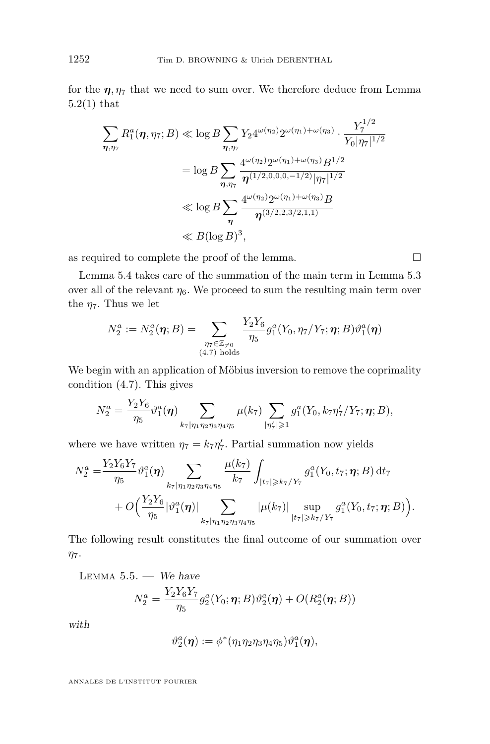for the $\boldsymbol{\eta}, \eta_7$ that we need to sum over. We therefore deduce from Lemma 5.2(1) that

$$
\begin{aligned}
\sum_{\boldsymbol{\eta},\eta_7} R_1^a(\boldsymbol{\eta},\eta_7;B) &\ll \log B \sum_{\boldsymbol{\eta},\eta_7} Y_2 4^{\omega(\eta_2)} 2^{\omega(\eta_1)+\omega(\eta_3)} \cdot \frac{Y_7^{1/2}}{Y_0|\eta_7|^{1/2}} \\
&= \log B \sum_{\boldsymbol{\eta},\eta_7} \frac{4^{\omega(\eta_2)} 2^{\omega(\eta_1)+\omega(\eta_3)} B^{1/2}}{\boldsymbol{\eta}^{(1/2,0,0,0,-1/2)}|\eta_7|^{1/2}} \\
&\ll \log B \sum_{\boldsymbol{\eta}} \frac{4^{\omega(\eta_2)} 2^{\omega(\eta_1)+\omega(\eta_3)} B}{\boldsymbol{\eta}^{(3/2,2,3/2,1,1)}} \\
&\ll B(\log B)^3,
\end{aligned}
$$

as required to complete the proof of the lemma. □

Lemma 5.4 takes care of the summation of the main term in Lemma 5.3 over all of the relevant $\eta_6$. We proceed to sum the resulting main term over the $\eta_7$. Thus we let

$$
N_2^a := N_2^a(\boldsymbol{\eta};B) = \sum_{\substack{\eta_7 \in \mathbb{Z}_{\neq 0} \\ (4.7) \text{ holds}}} \frac{Y_2 Y_6}{\eta_5} g_1^a(Y_0, \eta_7/Y_7;\boldsymbol{\eta};B)\vartheta_1^a(\boldsymbol{\eta})
$$

We begin with an application of Möbius inversion to remove the coprimality condition (4.7). This gives

$$
N_2^a = \frac{Y_2 Y_6}{\eta_5}\vartheta_1^a(\boldsymbol{\eta}) \sum_{k_7 | \eta_1\eta_2\eta_3\eta_4\eta_5} \mu(k_7) \sum_{|\eta_7'|\geqslant 1} g_1^a(Y_0, k_7\eta_7'/Y_7;\boldsymbol{\eta};B),
$$

where we have written $\eta_7 = k_7\eta_7'$. Partial summation now yields

$$
\begin{aligned}
N_2^a =& \frac{Y_2 Y_6 Y_7}{\eta_5}\vartheta_1^a(\boldsymbol{\eta}) \sum_{k_7 | \eta_1\eta_2\eta_3\eta_4\eta_5} \frac{\mu(k_7)}{k_7} \int_{|t_7|\geqslant k_7/Y_7} g_1^a(Y_0, t_7;\boldsymbol{\eta};B)\,\mathrm{d}t_7 \\
&+ O\Big(\frac{Y_2 Y_6}{\eta_5}|\vartheta_1^a(\boldsymbol{\eta})| \sum_{k_7 | \eta_1\eta_2\eta_3\eta_4\eta_5} |\mu(k_7)| \sup_{|t_7|\geqslant k_7/Y_7} g_1^a(Y_0, t_7;\boldsymbol{\eta};B)\Big).
\end{aligned}
$$

The following result constitutes the final outcome of our summation over $\eta_7$.

Lemma 5.5. — *We have*

$$
N_2^a = \frac{Y_2 Y_6 Y_7}{\eta_5} g_2^a(Y_0;\boldsymbol{\eta};B)\vartheta_2^a(\boldsymbol{\eta}) + O(R_2^a(\boldsymbol{\eta};B))
$$

*with*

$$
\vartheta_2^a(\boldsymbol{\eta}) := \phi^*(\eta_1\eta_2\eta_3\eta_4\eta_5)\vartheta_1^a(\boldsymbol{\eta}),
$$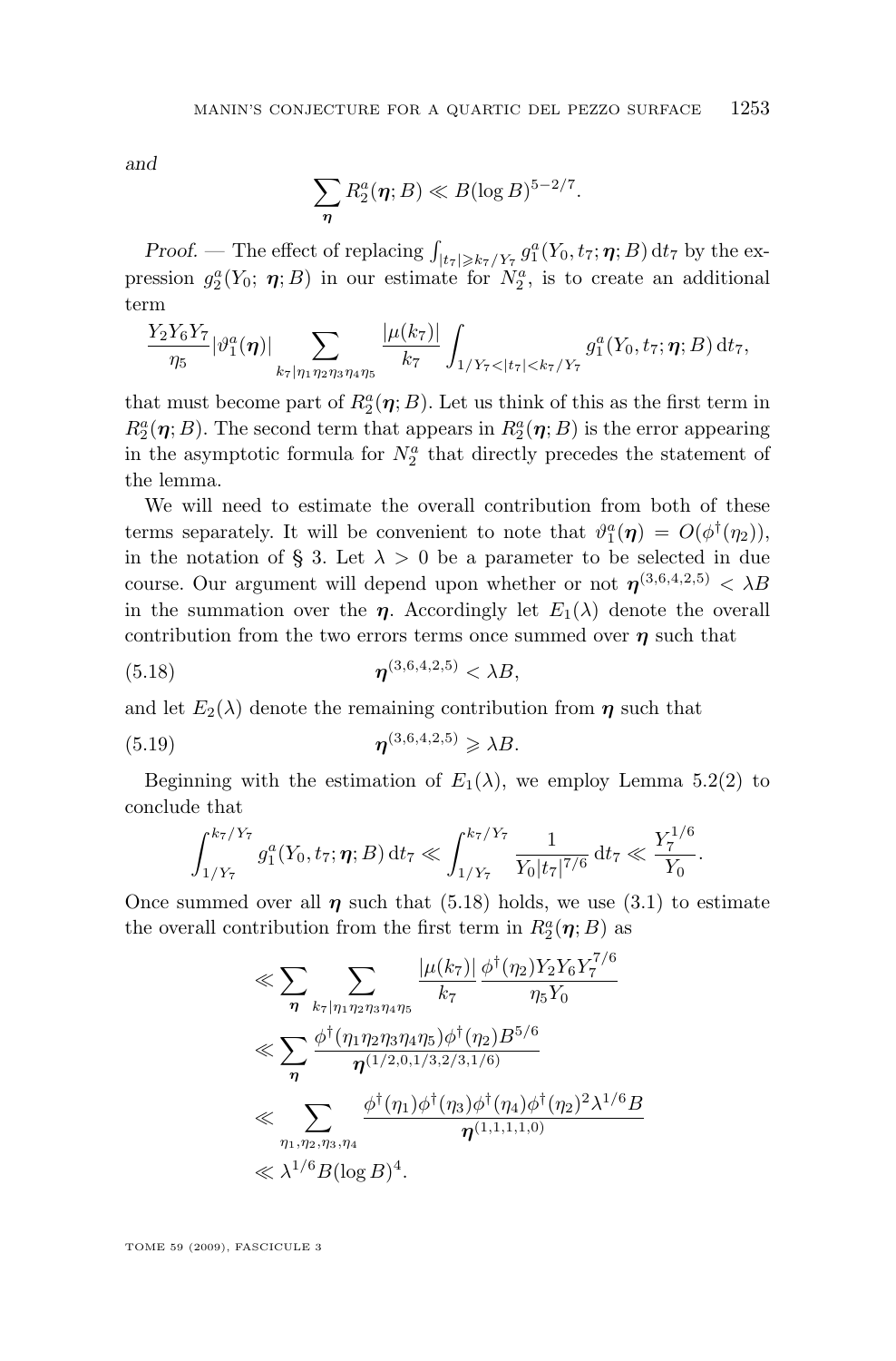*and*

$$\sum_{\boldsymbol{\eta}} R_2^a(\boldsymbol{\eta}; B) \ll B(\log B)^{5-2/7}.$$

*Proof.* — The effect of replacing $\int_{|t_7|\geqslant k_7/Y_7} g_1^a(Y_0, t_7; \boldsymbol{\eta}; B)\,\mathrm{d}t_7$ by the expression $g_2^a(Y_0;\ \boldsymbol{\eta}; B)$ in our estimate for $N_2^a$, is to create an additional term

$$\frac{Y_2 Y_6 Y_7}{\eta_5} |\vartheta_1^a(\boldsymbol{\eta})| \sum_{k_7 | \eta_1\eta_2\eta_3\eta_4\eta_5} \frac{|\mu(k_7)|}{k_7} \int_{1/Y_7 < |t_7| < k_7/Y_7} g_1^a(Y_0, t_7; \boldsymbol{\eta}; B)\,\mathrm{d}t_7,$$

that must become part of $R_2^a(\boldsymbol{\eta}; B)$. Let us think of this as the first term in $R_2^a(\boldsymbol{\eta}; B)$. The second term that appears in $R_2^a(\boldsymbol{\eta}; B)$ is the error appearing in the asymptotic formula for $N_2^a$ that directly precedes the statement of the lemma.

We will need to estimate the overall contribution from both of these terms separately. It will be convenient to note that $\vartheta_1^a(\boldsymbol{\eta}) = O(\phi^\dagger(\eta_2))$, in the notation of § 3. Let $\lambda > 0$ be a parameter to be selected in due course. Our argument will depend upon whether or not $\boldsymbol{\eta}^{(3,6,4,2,5)} < \lambda B$ in the summation over the $\boldsymbol{\eta}$. Accordingly let $E_1(\lambda)$ denote the overall contribution from the two errors terms once summed over $\boldsymbol{\eta}$ such that

$$\boldsymbol{\eta}^{(3,6,4,2,5)} < \lambda B, \tag{5.18}$$

and let $E_2(\lambda)$ denote the remaining contribution from $\boldsymbol{\eta}$ such that

$$\boldsymbol{\eta}^{(3,6,4,2,5)} \geqslant \lambda B. \tag{5.19}$$

Beginning with the estimation of $E_1(\lambda)$, we employ Lemma 5.2(2) to conclude that

$$\int_{1/Y_7}^{k_7/Y_7} g_1^a(Y_0, t_7; \boldsymbol{\eta}; B)\,\mathrm{d}t_7 \ll \int_{1/Y_7}^{k_7/Y_7} \frac{1}{Y_0 |t_7|^{7/6}}\,\mathrm{d}t_7 \ll \frac{Y_7^{1/6}}{Y_0}.$$

Once summed over all $\boldsymbol{\eta}$ such that (5.18) holds, we use (3.1) to estimate the overall contribution from the first term in $R_2^a(\boldsymbol{\eta}; B)$ as

$$\begin{aligned}
&\ll \sum_{\boldsymbol{\eta}} \sum_{k_7 | \eta_1\eta_2\eta_3\eta_4\eta_5} \frac{|\mu(k_7)|}{k_7} \frac{\phi^\dagger(\eta_2) Y_2 Y_6 Y_7^{7/6}}{\eta_5 Y_0} \\
&\ll \sum_{\boldsymbol{\eta}} \frac{\phi^\dagger(\eta_1\eta_2\eta_3\eta_4\eta_5)\phi^\dagger(\eta_2) B^{5/6}}{\boldsymbol{\eta}^{(1/2,0,1/3,2/3,1/6)}} \\
&\ll \sum_{\eta_1,\eta_2,\eta_3,\eta_4} \frac{\phi^\dagger(\eta_1)\phi^\dagger(\eta_3)\phi^\dagger(\eta_4)\phi^\dagger(\eta_2)^2 \lambda^{1/6} B}{\boldsymbol{\eta}^{(1,1,1,1,0)}} \\
&\ll \lambda^{1/6} B (\log B)^4.
\end{aligned}$$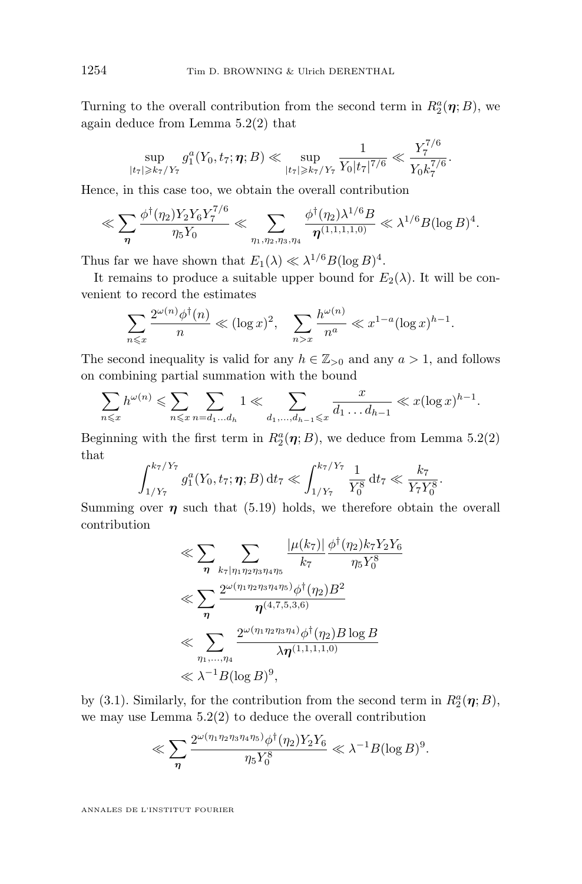Turning to the overall contribution from the second term in $R_2^a(\boldsymbol{\eta}; B)$, we again deduce from Lemma 5.2(2) that

$$\sup_{|t_7| \geqslant k_7/Y_7} g_1^a(Y_0, t_7; \boldsymbol{\eta}; B) \ll \sup_{|t_7| \geqslant k_7/Y_7} \frac{1}{Y_0 |t_7|^{7/6}} \ll \frac{Y_7^{7/6}}{Y_0 k_7^{7/6}}.$$

Hence, in this case too, we obtain the overall contribution

$$\ll \sum_{\boldsymbol{\eta}} \frac{\phi^\dagger(\eta_2) Y_2 Y_6 Y_7^{7/6}}{\eta_5 Y_0} \ll \sum_{\eta_1, \eta_2, \eta_3, \eta_4} \frac{\phi^\dagger(\eta_2) \lambda^{1/6} B}{\boldsymbol{\eta}^{(1,1,1,1,0)}} \ll \lambda^{1/6} B (\log B)^4.$$

Thus far we have shown that $E_1(\lambda) \ll \lambda^{1/6} B (\log B)^4$.

It remains to produce a suitable upper bound for $E_2(\lambda)$. It will be convenient to record the estimates

$$\sum_{n \leqslant x} \frac{2^{\omega(n)} \phi^\dagger(n)}{n} \ll (\log x)^2, \quad \sum_{n > x} \frac{h^{\omega(n)}}{n^a} \ll x^{1-a} (\log x)^{h-1}.$$

The second inequality is valid for any $h \in \mathbb{Z}_{>0}$ and any $a > 1$, and follows on combining partial summation with the bound

$$\sum_{n \leqslant x} h^{\omega(n)} \leqslant \sum_{n \leqslant x} \sum_{n = d_1 \dots d_h} 1 \ll \sum_{d_1, \dots, d_{h-1} \leqslant x} \frac{x}{d_1 \dots d_{h-1}} \ll x (\log x)^{h-1}.$$

Beginning with the first term in $R_2^a(\boldsymbol{\eta}; B)$, we deduce from Lemma 5.2(2) that

$$\int_{1/Y_7}^{k_7/Y_7} g_1^a(Y_0, t_7; \boldsymbol{\eta}; B) \, \mathrm{d}t_7 \ll \int_{1/Y_7}^{k_7/Y_7} \frac{1}{Y_0^8} \, \mathrm{d}t_7 \ll \frac{k_7}{Y_7 Y_0^8}.$$

Summing over $\boldsymbol{\eta}$ such that (5.19) holds, we therefore obtain the overall contribution

$$\begin{aligned}
&\ll \sum_{\boldsymbol{\eta}} \sum_{k_7 \mid \eta_1 \eta_2 \eta_3 \eta_4 \eta_5} \frac{|\mu(k_7)|}{k_7} \frac{\phi^\dagger(\eta_2) k_7 Y_2 Y_6}{\eta_5 Y_0^8} \\
&\ll \sum_{\boldsymbol{\eta}} \frac{2^{\omega(\eta_1 \eta_2 \eta_3 \eta_4 \eta_5)} \phi^\dagger(\eta_2) B^2}{\boldsymbol{\eta}^{(4,7,5,3,6)}} \\
&\ll \sum_{\eta_1, \dots, \eta_4} \frac{2^{\omega(\eta_1 \eta_2 \eta_3 \eta_4)} \phi^\dagger(\eta_2) B \log B}{\lambda \boldsymbol{\eta}^{(1,1,1,1,0)}} \\
&\ll \lambda^{-1} B (\log B)^9,
\end{aligned}$$

by (3.1). Similarly, for the contribution from the second term in $R_2^a(\boldsymbol{\eta}; B)$, we may use Lemma 5.2(2) to deduce the overall contribution

$$\ll \sum_{\boldsymbol{\eta}} \frac{2^{\omega(\eta_1 \eta_2 \eta_3 \eta_4 \eta_5)} \phi^\dagger(\eta_2) Y_2 Y_6}{\eta_5 Y_0^8} \ll \lambda^{-1} B (\log B)^9.$$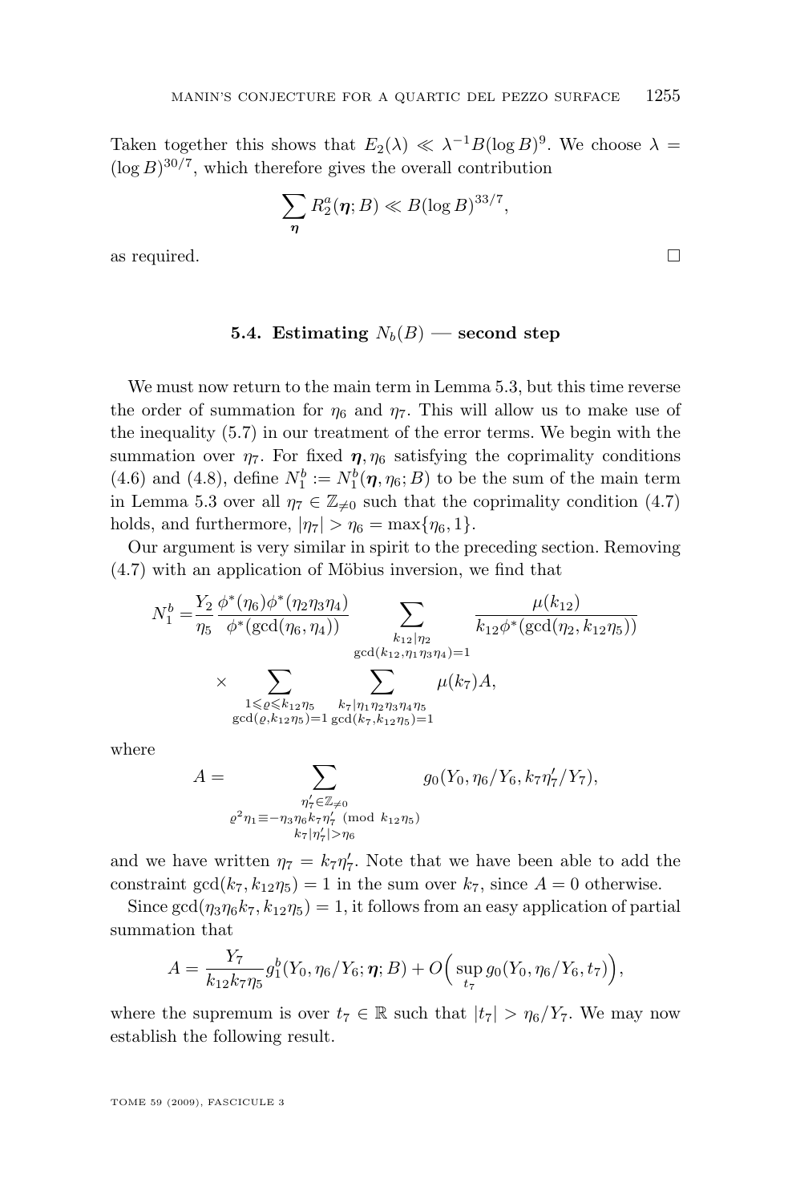Taken together this shows that $E_2(\lambda) \ll \lambda^{-1}B(\log B)^9$. We choose $\lambda = (\log B)^{30/7}$, which therefore gives the overall contribution

$$\sum_{\boldsymbol{\eta}} R_2^a(\boldsymbol{\eta}; B) \ll B(\log B)^{33/7},$$

as required. □

### 5.4. Estimating $N_b(B)$ — second step

We must now return to the main term in Lemma 5.3, but this time reverse the order of summation for $\eta_6$ and $\eta_7$. This will allow us to make use of the inequality (5.7) in our treatment of the error terms. We begin with the summation over $\eta_7$. For fixed $\boldsymbol{\eta}, \eta_6$ satisfying the coprimality conditions (4.6) and (4.8), define $N_1^b := N_1^b(\boldsymbol{\eta}, \eta_6; B)$ to be the sum of the main term in Lemma 5.3 over all $\eta_7 \in \mathbb{Z}_{\neq 0}$ such that the coprimality condition (4.7) holds, and furthermore, $|\eta_7| > \eta_6 = \max\{\eta_6, 1\}$.

Our argument is very similar in spirit to the preceding section. Removing (4.7) with an application of Möbius inversion, we find that

$$N_1^b = \frac{Y_2}{\eta_5} \frac{\phi^*(\eta_6)\phi^*(\eta_2\eta_3\eta_4)}{\phi^*(\gcd(\eta_6, \eta_4))} \sum_{\substack{k_{12} \mid \eta_2 \\ \gcd(k_{12}, \eta_1\eta_3\eta_4)=1}} \frac{\mu(k_{12})}{k_{12}\phi^*(\gcd(\eta_2, k_{12}\eta_5))} \times \sum_{\substack{1 \leqslant \varrho \leqslant k_{12}\eta_5 \\ \gcd(\varrho, k_{12}\eta_5)=1}} \sum_{\substack{k_7 \mid \eta_1\eta_2\eta_3\eta_4\eta_5 \\ \gcd(k_7, k_{12}\eta_5)=1}} \mu(k_7) A,$$

where

$$A = \sum_{\substack{\eta_7' \in \mathbb{Z}_{\neq 0} \\ \varrho^2\eta_1 \equiv -\eta_3\eta_6 k_7 \eta_7' \pmod{k_{12}\eta_5} \\ k_7|\eta_7'| > \eta_6}} g_0(Y_0, \eta_6/Y_6, k_7\eta_7'/Y_7),$$

and we have written $\eta_7 = k_7\eta_7'$. Note that we have been able to add the constraint $\gcd(k_7, k_{12}\eta_5) = 1$ in the sum over $k_7$, since $A = 0$ otherwise.

Since $\gcd(\eta_3\eta_6 k_7, k_{12}\eta_5) = 1$, it follows from an easy application of partial summation that

$$A = \frac{Y_7}{k_{12}k_7\eta_5} g_1^b(Y_0, \eta_6/Y_6; \boldsymbol{\eta}; B) + O\Big(\sup_{t_7} g_0(Y_0, \eta_6/Y_6, t_7)\Big),$$

where the supremum is over $t_7 \in \mathbb{R}$ such that $|t_7| > \eta_6/Y_7$. We may now establish the following result.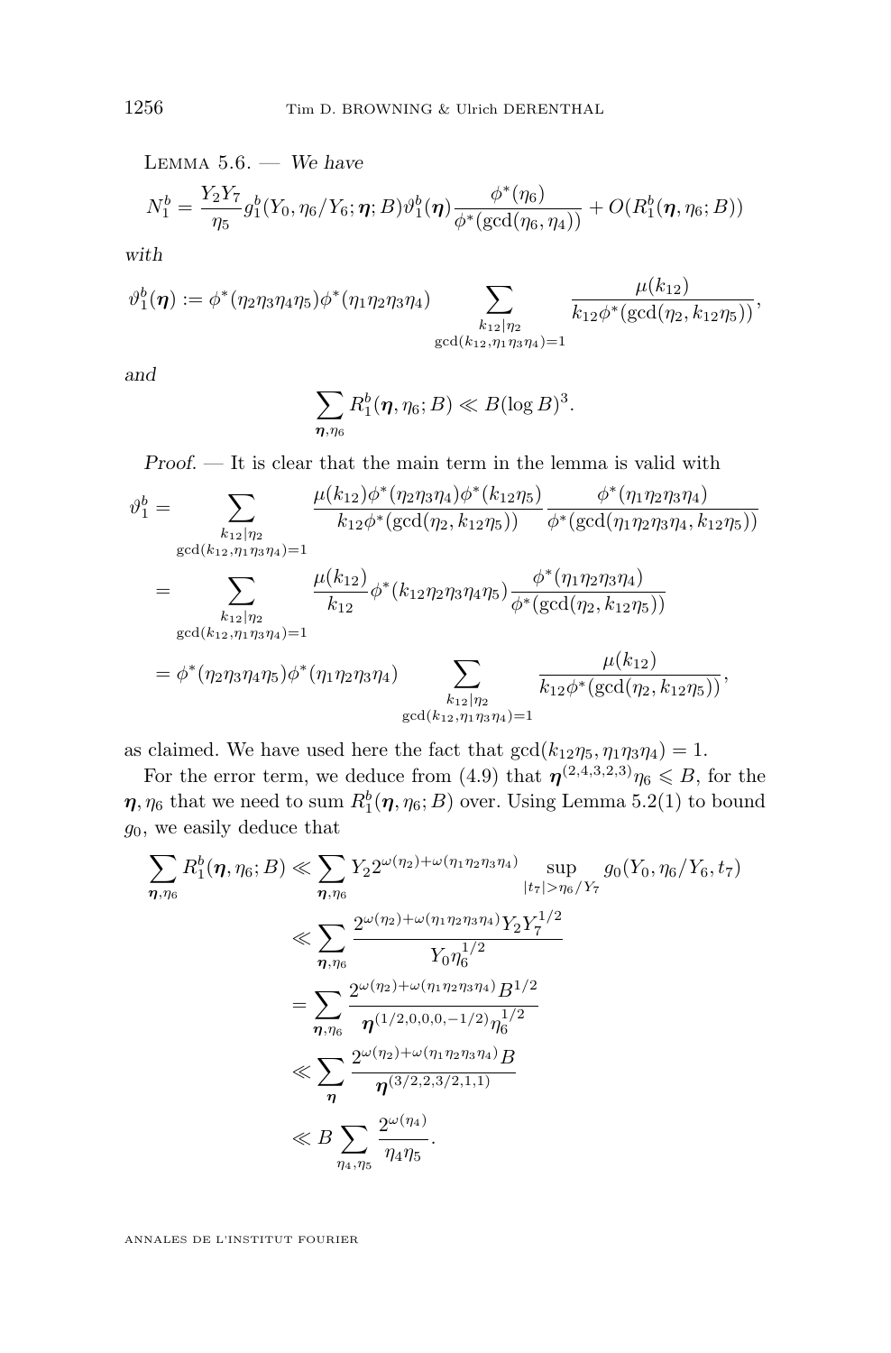Lemma 5.6. — *We have*

$$N_1^b = \frac{Y_2 Y_7}{\eta_5} g_1^b(Y_0, \eta_6/Y_6; \boldsymbol{\eta}; B) \vartheta_1^b(\boldsymbol{\eta}) \frac{\phi^*(\eta_6)}{\phi^*(\gcd(\eta_6, \eta_4))} + O(R_1^b(\boldsymbol{\eta}, \eta_6; B))$$

*with*

$$\vartheta_1^b(\boldsymbol{\eta}) := \phi^*(\eta_2\eta_3\eta_4\eta_5)\phi^*(\eta_1\eta_2\eta_3\eta_4) \sum_{\substack{k_{12} \mid \eta_2 \\ \gcd(k_{12}, \eta_1\eta_3\eta_4)=1}} \frac{\mu(k_{12})}{k_{12}\phi^*(\gcd(\eta_2, k_{12}\eta_5))},$$

*and*

$$\sum_{\boldsymbol{\eta}, \eta_6} R_1^b(\boldsymbol{\eta}, \eta_6; B) \ll B(\log B)^3.$$

*Proof.* — It is clear that the main term in the lemma is valid with

$$\begin{aligned}
\vartheta_1^b &= \sum_{\substack{k_{12} \mid \eta_2 \\ \gcd(k_{12}, \eta_1\eta_3\eta_4)=1}} \frac{\mu(k_{12})\phi^*(\eta_2\eta_3\eta_4)\phi^*(k_{12}\eta_5)}{k_{12}\phi^*(\gcd(\eta_2, k_{12}\eta_5))} \frac{\phi^*(\eta_1\eta_2\eta_3\eta_4)}{\phi^*(\gcd(\eta_1\eta_2\eta_3\eta_4, k_{12}\eta_5))} \\
&= \sum_{\substack{k_{12} \mid \eta_2 \\ \gcd(k_{12}, \eta_1\eta_3\eta_4)=1}} \frac{\mu(k_{12})}{k_{12}} \phi^*(k_{12}\eta_2\eta_3\eta_4\eta_5) \frac{\phi^*(\eta_1\eta_2\eta_3\eta_4)}{\phi^*(\gcd(\eta_2, k_{12}\eta_5))} \\
&= \phi^*(\eta_2\eta_3\eta_4\eta_5)\phi^*(\eta_1\eta_2\eta_3\eta_4) \sum_{\substack{k_{12} \mid \eta_2 \\ \gcd(k_{12}, \eta_1\eta_3\eta_4)=1}} \frac{\mu(k_{12})}{k_{12}\phi^*(\gcd(\eta_2, k_{12}\eta_5))},
\end{aligned}$$

as claimed. We have used here the fact that $\gcd(k_{12}\eta_5, \eta_1\eta_3\eta_4) = 1$.

For the error term, we deduce from (4.9) that $\boldsymbol{\eta}^{(2,4,3,2,3)}\eta_6 \leqslant B$, for the $\boldsymbol{\eta}, \eta_6$ that we need to sum $R_1^b(\boldsymbol{\eta}, \eta_6; B)$ over. Using Lemma 5.2(1) to bound $g_0$, we easily deduce that

$$\begin{aligned}
\sum_{\boldsymbol{\eta}, \eta_6} R_1^b(\boldsymbol{\eta}, \eta_6; B) &\ll \sum_{\boldsymbol{\eta}, \eta_6} Y_2 2^{\omega(\eta_2)+\omega(\eta_1\eta_2\eta_3\eta_4)} \sup_{|t_7| > \eta_6/Y_7} g_0(Y_0, \eta_6/Y_6, t_7) \\
&\ll \sum_{\boldsymbol{\eta}, \eta_6} \frac{2^{\omega(\eta_2)+\omega(\eta_1\eta_2\eta_3\eta_4)} Y_2 Y_7^{1/2}}{Y_0 \eta_6^{1/2}} \\
&= \sum_{\boldsymbol{\eta}, \eta_6} \frac{2^{\omega(\eta_2)+\omega(\eta_1\eta_2\eta_3\eta_4)} B^{1/2}}{\boldsymbol{\eta}^{(1/2,0,0,0,-1/2)} \eta_6^{1/2}} \\
&\ll \sum_{\boldsymbol{\eta}} \frac{2^{\omega(\eta_2)+\omega(\eta_1\eta_2\eta_3\eta_4)} B}{\boldsymbol{\eta}^{(3/2,2,3/2,1,1)}} \\
&\ll B \sum_{\eta_4, \eta_5} \frac{2^{\omega(\eta_4)}}{\eta_4\eta_5}.
\end{aligned}$$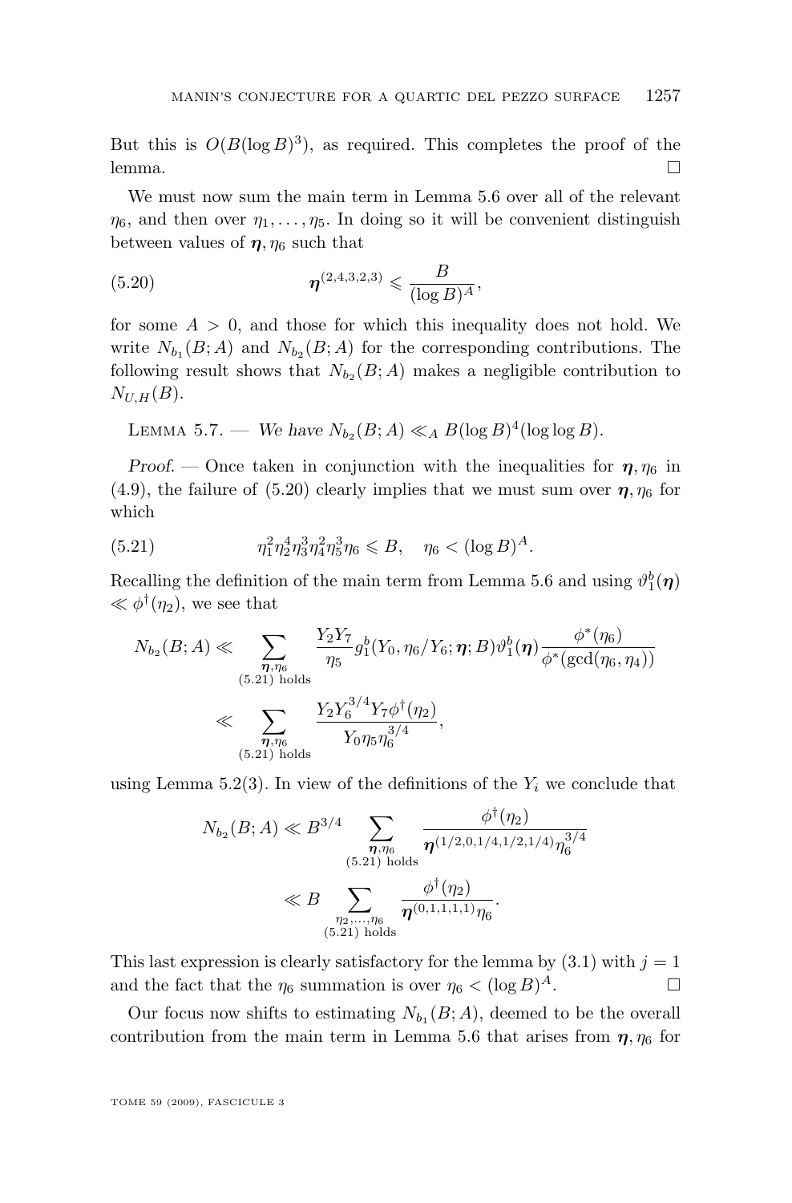But this is $O(B(\log B)^3)$, as required. This completes the proof of the lemma. □

We must now sum the main term in Lemma 5.6 over all of the relevant $\eta_6$, and then over $\eta_1, \dots, \eta_5$. In doing so it will be convenient distinguish between values of $\boldsymbol{\eta}, \eta_6$ such that

$$\boldsymbol{\eta}^{(2,4,3,2,3)} \leqslant \frac{B}{(\log B)^A}, \tag{5.20}$$

for some $A > 0$, and those for which this inequality does not hold. We write $N_{b_1}(B; A)$ and $N_{b_2}(B; A)$ for the corresponding contributions. The following result shows that $N_{b_2}(B; A)$ makes a negligible contribution to $N_{U,H}(B)$.

Lemma 5.7. — *We have $N_{b_2}(B; A) \ll_A B(\log B)^4(\log\log B)$.*

*Proof.* — Once taken in conjunction with the inequalities for $\boldsymbol{\eta}, \eta_6$ in (4.9), the failure of (5.20) clearly implies that we must sum over $\boldsymbol{\eta}, \eta_6$ for which

$$\eta_1^2\eta_2^4\eta_3^3\eta_4^2\eta_5^3\eta_6 \leqslant B, \quad \eta_6 < (\log B)^A. \tag{5.21}$$

Recalling the definition of the main term from Lemma 5.6 and using $\vartheta_1^b(\boldsymbol{\eta}) \ll \phi^\dagger(\eta_2)$, we see that

$$\begin{aligned}
N_{b_2}(B; A) &\ll \sum_{\substack{\boldsymbol{\eta}, \eta_6 \\ (5.21) \text{ holds}}} \frac{Y_2 Y_7}{\eta_5} g_1^b(Y_0, \eta_6/Y_6; \boldsymbol{\eta}; B)\vartheta_1^b(\boldsymbol{\eta}) \frac{\phi^*(\eta_6)}{\phi^*(\gcd(\eta_6, \eta_4))} \\
&\ll \sum_{\substack{\boldsymbol{\eta}, \eta_6 \\ (5.21) \text{ holds}}} \frac{Y_2 Y_6^{3/4} Y_7 \phi^\dagger(\eta_2)}{Y_0 \eta_5 \eta_6^{3/4}},
\end{aligned}$$

using Lemma 5.2(3). In view of the definitions of the $Y_i$ we conclude that

$$\begin{aligned}
N_{b_2}(B; A) &\ll B^{3/4} \sum_{\substack{\boldsymbol{\eta}, \eta_6 \\ (5.21) \text{ holds}}} \frac{\phi^\dagger(\eta_2)}{\boldsymbol{\eta}^{(1/2,0,1/4,1/2,1/4)}\eta_6^{3/4}} \\
&\ll B \sum_{\substack{\eta_2, \dots, \eta_6 \\ (5.21) \text{ holds}}} \frac{\phi^\dagger(\eta_2)}{\boldsymbol{\eta}^{(0,1,1,1,1)}\eta_6}.
\end{aligned}$$

This last expression is clearly satisfactory for the lemma by (3.1) with $j = 1$ and the fact that the $\eta_6$ summation is over $\eta_6 < (\log B)^A$. □

Our focus now shifts to estimating $N_{b_1}(B; A)$, deemed to be the overall contribution from the main term in Lemma 5.6 that arises from $\boldsymbol{\eta}, \eta_6$ for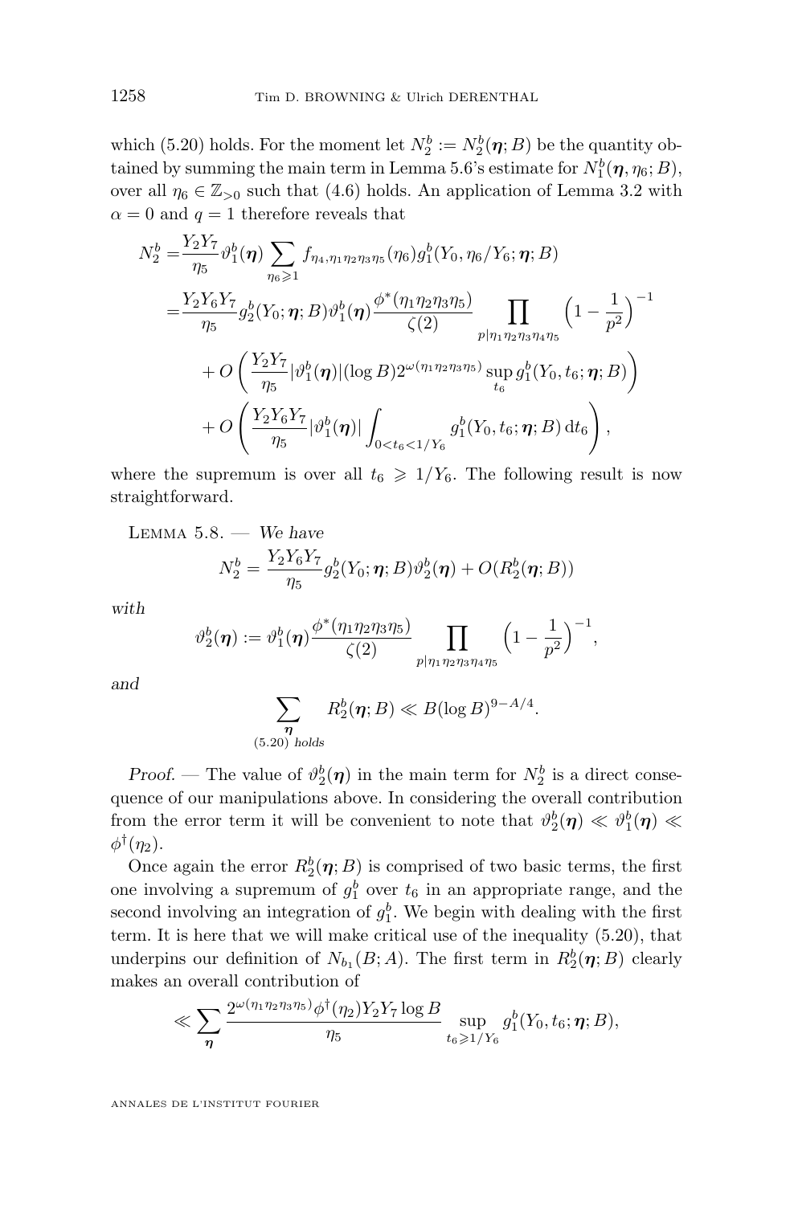which (5.20) holds. For the moment let $N_2^b := N_2^b(\boldsymbol{\eta}; B)$ be the quantity obtained by summing the main term in Lemma 5.6's estimate for $N_1^b(\boldsymbol{\eta}, \eta_6; B)$, over all $\eta_6 \in \mathbb{Z}_{>0}$ such that (4.6) holds. An application of Lemma 3.2 with $\alpha = 0$ and $q = 1$ therefore reveals that

$$
\begin{aligned}
N_2^b =& \frac{Y_2 Y_7}{\eta_5} \vartheta_1^b(\boldsymbol{\eta}) \sum_{\eta_6 \geqslant 1} f_{\eta_4, \eta_1\eta_2\eta_3\eta_5}(\eta_6) g_1^b(Y_0, \eta_6/Y_6; \boldsymbol{\eta}; B) \\
=& \frac{Y_2 Y_6 Y_7}{\eta_5} g_2^b(Y_0; \boldsymbol{\eta}; B) \vartheta_1^b(\boldsymbol{\eta}) \frac{\phi^*(\eta_1\eta_2\eta_3\eta_5)}{\zeta(2)} \prod_{p \mid \eta_1\eta_2\eta_3\eta_4\eta_5} \Big(1 - \frac{1}{p^2}\Big)^{-1} \\
&+ O\left( \frac{Y_2 Y_7}{\eta_5} |\vartheta_1^b(\boldsymbol{\eta})| (\log B) 2^{\omega(\eta_1\eta_2\eta_3\eta_5)} \sup_{t_6} g_1^b(Y_0, t_6; \boldsymbol{\eta}; B) \right) \\
&+ O\left( \frac{Y_2 Y_6 Y_7}{\eta_5} |\vartheta_1^b(\boldsymbol{\eta})| \int_{0 < t_6 < 1/Y_6} g_1^b(Y_0, t_6; \boldsymbol{\eta}; B) \, \mathrm{d}t_6 \right),
\end{aligned}
$$

where the supremum is over all $t_6 \geqslant 1/Y_6$. The following result is now straightforward.

Lemma 5.8. — *We have*

$$
N_2^b = \frac{Y_2 Y_6 Y_7}{\eta_5} g_2^b(Y_0; \boldsymbol{\eta}; B) \vartheta_2^b(\boldsymbol{\eta}) + O(R_2^b(\boldsymbol{\eta}; B))
$$

*with*

$$
\vartheta_2^b(\boldsymbol{\eta}) := \vartheta_1^b(\boldsymbol{\eta}) \frac{\phi^*(\eta_1\eta_2\eta_3\eta_5)}{\zeta(2)} \prod_{p \mid \eta_1\eta_2\eta_3\eta_4\eta_5} \Big(1 - \frac{1}{p^2}\Big)^{-1},
$$

*and*

$$
\sum_{\substack{\boldsymbol{\eta} \\ (5.20) \text{ holds}}} R_2^b(\boldsymbol{\eta}; B) \ll B (\log B)^{9 - A/4}.
$$

*Proof.* — The value of $\vartheta_2^b(\boldsymbol{\eta})$ in the main term for $N_2^b$ is a direct consequence of our manipulations above. In considering the overall contribution from the error term it will be convenient to note that $\vartheta_2^b(\boldsymbol{\eta}) \ll \vartheta_1^b(\boldsymbol{\eta}) \ll \phi^\dagger(\eta_2)$.

Once again the error $R_2^b(\boldsymbol{\eta}; B)$ is comprised of two basic terms, the first one involving a supremum of $g_1^b$ over $t_6$ in an appropriate range, and the second involving an integration of $g_1^b$. We begin with dealing with the first term. It is here that we will make critical use of the inequality (5.20), that underpins our definition of $N_{b_1}(B; A)$. The first term in $R_2^b(\boldsymbol{\eta}; B)$ clearly makes an overall contribution of

$$
\ll \sum_{\boldsymbol{\eta}} \frac{2^{\omega(\eta_1\eta_2\eta_3\eta_5)} \phi^\dagger(\eta_2) Y_2 Y_7 \log B}{\eta_5} \sup_{t_6 \geqslant 1/Y_6} g_1^b(Y_0, t_6; \boldsymbol{\eta}; B),
$$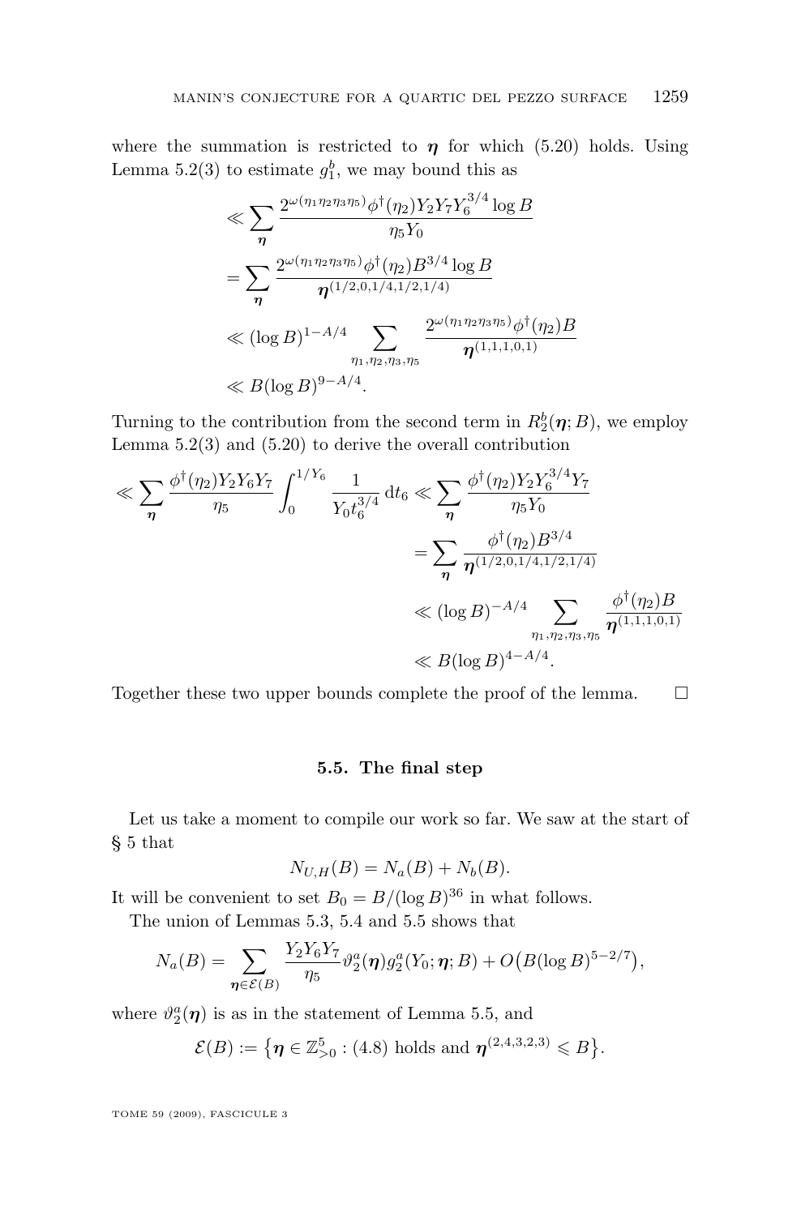where the summation is restricted to $\boldsymbol{\eta}$ for which (5.20) holds. Using Lemma 5.2(3) to estimate $g_1^b$, we may bound this as

$$
\begin{aligned}
&\ll \sum_{\boldsymbol{\eta}} \frac{2^{\omega(\eta_1\eta_2\eta_3\eta_5)}\phi^\dagger(\eta_2)Y_2Y_7Y_6^{3/4}\log B}{\eta_5 Y_0}\\
&= \sum_{\boldsymbol{\eta}} \frac{2^{\omega(\eta_1\eta_2\eta_3\eta_5)}\phi^\dagger(\eta_2)B^{3/4}\log B}{\boldsymbol{\eta}^{(1/2,0,1/4,1/2,1/4)}}\\
&\ll (\log B)^{1-A/4} \sum_{\eta_1,\eta_2,\eta_3,\eta_5} \frac{2^{\omega(\eta_1\eta_2\eta_3\eta_5)}\phi^\dagger(\eta_2)B}{\boldsymbol{\eta}^{(1,1,1,0,1)}}\\
&\ll B(\log B)^{9-A/4}.
\end{aligned}
$$

Turning to the contribution from the second term in $R_2^b(\boldsymbol{\eta};B)$, we employ Lemma 5.2(3) and (5.20) to derive the overall contribution

$$
\begin{aligned}
\ll \sum_{\boldsymbol{\eta}} \frac{\phi^\dagger(\eta_2)Y_2Y_6Y_7}{\eta_5}\int_0^{1/Y_6}\frac{1}{Y_0t_6^{3/4}}\,\mathrm{d}t_6 &\ll \sum_{\boldsymbol{\eta}} \frac{\phi^\dagger(\eta_2)Y_2Y_6^{3/4}Y_7}{\eta_5 Y_0}\\
&= \sum_{\boldsymbol{\eta}} \frac{\phi^\dagger(\eta_2)B^{3/4}}{\boldsymbol{\eta}^{(1/2,0,1/4,1/2,1/4)}}\\
&\ll (\log B)^{-A/4}\sum_{\eta_1,\eta_2,\eta_3,\eta_5}\frac{\phi^\dagger(\eta_2)B}{\boldsymbol{\eta}^{(1,1,1,0,1)}}\\
&\ll B(\log B)^{4-A/4}.
\end{aligned}
$$

Together these two upper bounds complete the proof of the lemma. $\square$

### 5.5. The final step

Let us take a moment to compile our work so far. We saw at the start of § 5 that

$$N_{U,H}(B) = N_a(B) + N_b(B).$$

It will be convenient to set $B_0 = B/(\log B)^{36}$ in what follows.

The union of Lemmas 5.3, 5.4 and 5.5 shows that

$$N_a(B) = \sum_{\boldsymbol{\eta}\in\mathcal{E}(B)} \frac{Y_2Y_6Y_7}{\eta_5}\vartheta_2^a(\boldsymbol{\eta})g_2^a(Y_0;\boldsymbol{\eta};B) + O\big(B(\log B)^{5-2/7}\big),$$

where $\vartheta_2^a(\boldsymbol{\eta})$ is as in the statement of Lemma 5.5, and

$$\mathcal{E}(B) := \big\{\boldsymbol{\eta}\in\mathbb{Z}_{>0}^5 : \text{(4.8) holds and } \boldsymbol{\eta}^{(2,4,3,2,3)} \leqslant B\big\}.$$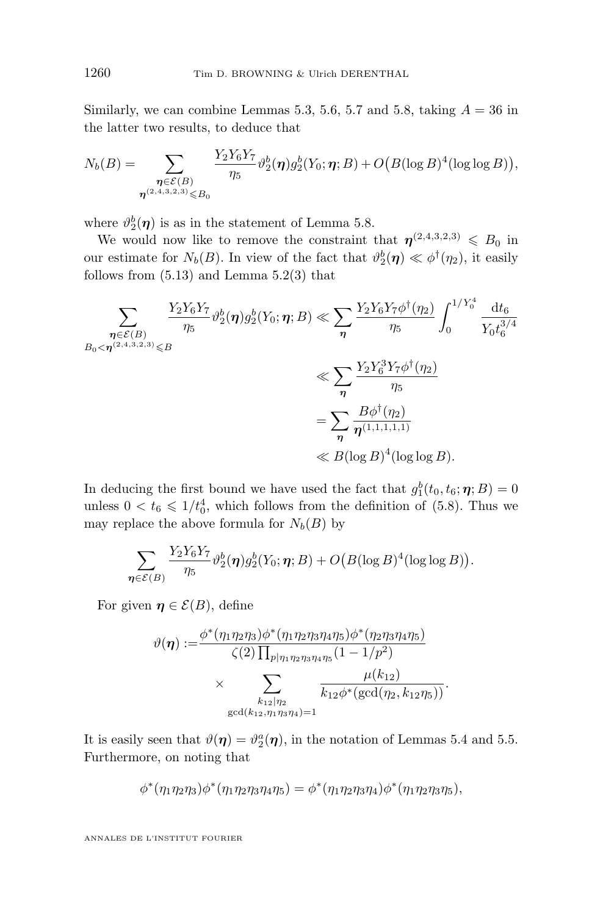Similarly, we can combine Lemmas 5.3, 5.6, 5.7 and 5.8, taking $A = 36$ in the latter two results, to deduce that

$$N_b(B) = \sum_{\substack{\boldsymbol{\eta}\in\mathcal{E}(B)\\ \boldsymbol{\eta}^{(2,4,3,2,3)}\leqslant B_0}} \frac{Y_2Y_6Y_7}{\eta_5}\vartheta_2^b(\boldsymbol{\eta})g_2^b(Y_0;\boldsymbol{\eta};B) + O\big(B(\log B)^4(\log\log B)\big),$$

where $\vartheta_2^b(\boldsymbol{\eta})$ is as in the statement of Lemma 5.8.

We would now like to remove the constraint that $\boldsymbol{\eta}^{(2,4,3,2,3)} \leqslant B_0$ in our estimate for $N_b(B)$. In view of the fact that $\vartheta_2^b(\boldsymbol{\eta}) \ll \phi^\dagger(\eta_2)$, it easily follows from (5.13) and Lemma 5.2(3) that

$$\begin{aligned}
\sum_{\substack{\boldsymbol{\eta}\in\mathcal{E}(B)\\ B_0<\boldsymbol{\eta}^{(2,4,3,2,3)}\leqslant B}} \frac{Y_2Y_6Y_7}{\eta_5}\vartheta_2^b(\boldsymbol{\eta})g_2^b(Y_0;\boldsymbol{\eta};B) &\ll \sum_{\boldsymbol{\eta}} \frac{Y_2Y_6Y_7\phi^\dagger(\eta_2)}{\eta_5}\int_0^{1/Y_0^4}\frac{\mathrm{d}t_6}{Y_0t_6^{3/4}}\\
&\ll \sum_{\boldsymbol{\eta}} \frac{Y_2Y_6^3Y_7\phi^\dagger(\eta_2)}{\eta_5}\\
&= \sum_{\boldsymbol{\eta}} \frac{B\phi^\dagger(\eta_2)}{\boldsymbol{\eta}^{(1,1,1,1,1)}}\\
&\ll B(\log B)^4(\log\log B).
\end{aligned}$$

In deducing the first bound we have used the fact that $g_1^b(t_0,t_6;\boldsymbol{\eta};B) = 0$ unless $0 < t_6 \leqslant 1/t_0^4$, which follows from the definition of (5.8). Thus we may replace the above formula for $N_b(B)$ by

$$\sum_{\boldsymbol{\eta}\in\mathcal{E}(B)} \frac{Y_2Y_6Y_7}{\eta_5}\vartheta_2^b(\boldsymbol{\eta})g_2^b(Y_0;\boldsymbol{\eta};B) + O\big(B(\log B)^4(\log\log B)\big).$$

For given $\boldsymbol{\eta} \in \mathcal{E}(B)$, define

$$\begin{aligned}
\vartheta(\boldsymbol{\eta}) :=& \frac{\phi^*(\eta_1\eta_2\eta_3)\phi^*(\eta_1\eta_2\eta_3\eta_4\eta_5)\phi^*(\eta_2\eta_3\eta_4\eta_5)}{\zeta(2)\prod_{p\mid\eta_1\eta_2\eta_3\eta_4\eta_5}(1-1/p^2)}\\
&\times \sum_{\substack{k_{12}\mid\eta_2\\ \gcd(k_{12},\eta_1\eta_3\eta_4)=1}} \frac{\mu(k_{12})}{k_{12}\phi^*(\gcd(\eta_2,k_{12}\eta_5))}.
\end{aligned}$$

It is easily seen that $\vartheta(\boldsymbol{\eta}) = \vartheta_2^a(\boldsymbol{\eta})$, in the notation of Lemmas 5.4 and 5.5. Furthermore, on noting that

$$\phi^*(\eta_1\eta_2\eta_3)\phi^*(\eta_1\eta_2\eta_3\eta_4\eta_5) = \phi^*(\eta_1\eta_2\eta_3\eta_4)\phi^*(\eta_1\eta_2\eta_3\eta_5),$$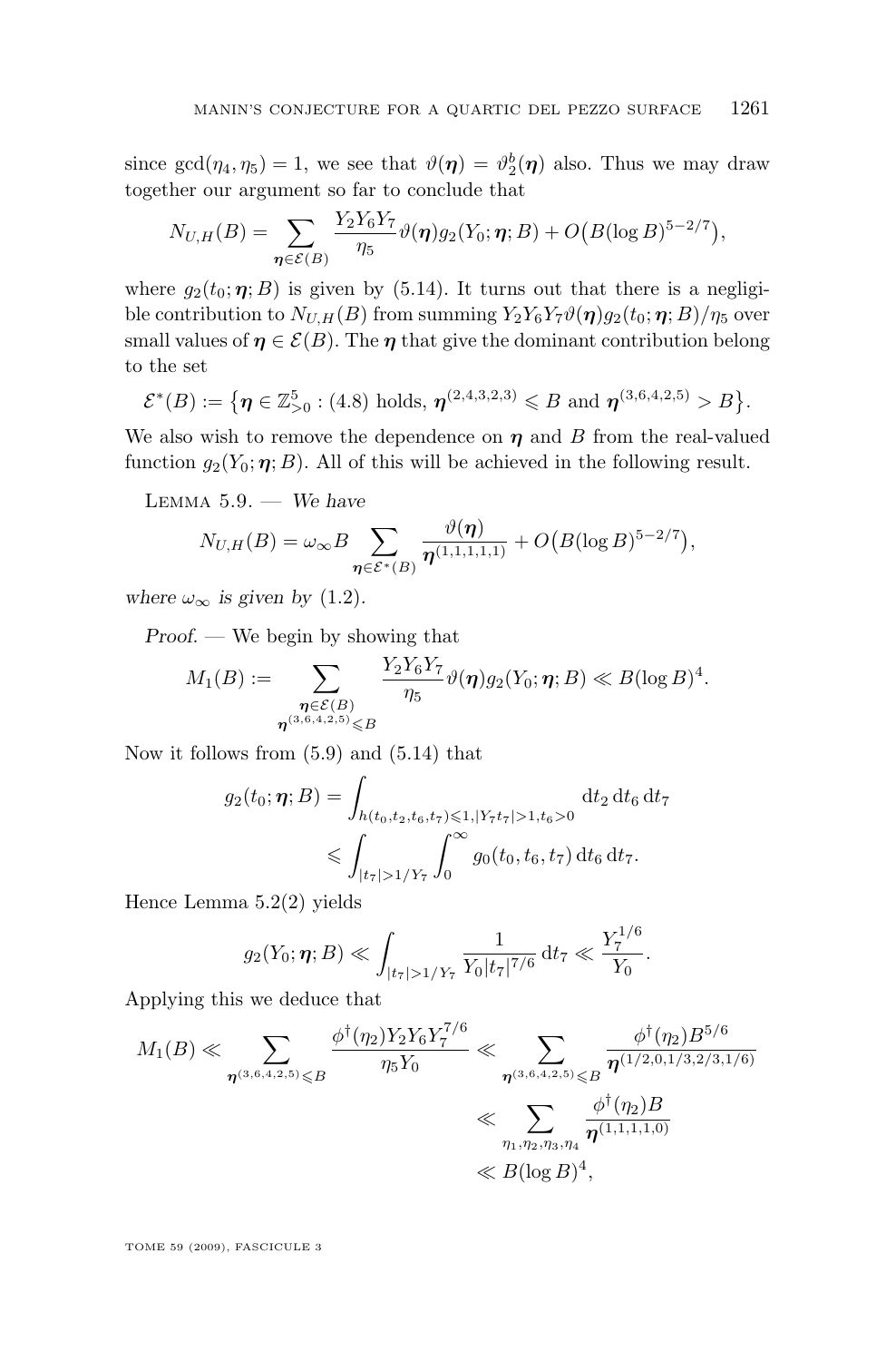since $\gcd(\eta_4, \eta_5) = 1$, we see that $\vartheta(\boldsymbol{\eta}) = \vartheta_2^b(\boldsymbol{\eta})$ also. Thus we may draw together our argument so far to conclude that

$$N_{U,H}(B) = \sum_{\boldsymbol{\eta} \in \mathcal{E}(B)} \frac{Y_2 Y_6 Y_7}{\eta_5} \vartheta(\boldsymbol{\eta}) g_2(Y_0; \boldsymbol{\eta}; B) + O\big(B(\log B)^{5-2/7}\big),$$

where $g_2(t_0; \boldsymbol{\eta}; B)$ is given by (5.14). It turns out that there is a negligible contribution to $N_{U,H}(B)$ from summing $Y_2 Y_6 Y_7 \vartheta(\boldsymbol{\eta}) g_2(t_0; \boldsymbol{\eta}; B)/\eta_5$ over small values of $\boldsymbol{\eta} \in \mathcal{E}(B)$. The $\boldsymbol{\eta}$ that give the dominant contribution belong to the set

$$\mathcal{E}^*(B) := \big\{\boldsymbol{\eta} \in \mathbb{Z}_{>0}^5 : (4.8) \text{ holds, } \boldsymbol{\eta}^{(2,4,3,2,3)} \leqslant B \text{ and } \boldsymbol{\eta}^{(3,6,4,2,5)} > B\big\}.$$

We also wish to remove the dependence on $\boldsymbol{\eta}$ and $B$ from the real-valued function $g_2(Y_0; \boldsymbol{\eta}; B)$. All of this will be achieved in the following result.

Lemma 5.9. — *We have*

$$N_{U,H}(B) = \omega_\infty B \sum_{\boldsymbol{\eta} \in \mathcal{E}^*(B)} \frac{\vartheta(\boldsymbol{\eta})}{\boldsymbol{\eta}^{(1,1,1,1,1)}} + O\big(B(\log B)^{5-2/7}\big),$$

*where $\omega_\infty$ is given by* (1.2).

*Proof.* — We begin by showing that

$$M_1(B) := \sum_{\substack{\boldsymbol{\eta} \in \mathcal{E}(B) \\ \boldsymbol{\eta}^{(3,6,4,2,5)} \leqslant B}} \frac{Y_2 Y_6 Y_7}{\eta_5} \vartheta(\boldsymbol{\eta}) g_2(Y_0; \boldsymbol{\eta}; B) \ll B(\log B)^4.$$

Now it follows from (5.9) and (5.14) that

$$\begin{aligned} g_2(t_0; \boldsymbol{\eta}; B) &= \int_{h(t_0,t_2,t_6,t_7) \leqslant 1, |Y_7 t_7| > 1, t_6 > 0} \mathrm{d}t_2 \, \mathrm{d}t_6 \, \mathrm{d}t_7 \\ &\leqslant \int_{|t_7| > 1/Y_7} \int_0^\infty g_0(t_0, t_6, t_7) \, \mathrm{d}t_6 \, \mathrm{d}t_7. \end{aligned}$$

Hence Lemma 5.2(2) yields

$$g_2(Y_0; \boldsymbol{\eta}; B) \ll \int_{|t_7| > 1/Y_7} \frac{1}{Y_0 |t_7|^{7/6}} \, \mathrm{d}t_7 \ll \frac{Y_7^{1/6}}{Y_0}.$$

Applying this we deduce that

$$\begin{aligned} M_1(B) &\ll \sum_{\boldsymbol{\eta}^{(3,6,4,2,5)} \leqslant B} \frac{\phi^\dagger(\eta_2) Y_2 Y_6 Y_7^{7/6}}{\eta_5 Y_0} \ll \sum_{\boldsymbol{\eta}^{(3,6,4,2,5)} \leqslant B} \frac{\phi^\dagger(\eta_2) B^{5/6}}{\boldsymbol{\eta}^{(1/2,0,1/3,2/3,1/6)}} \\ &\ll \sum_{\eta_1, \eta_2, \eta_3, \eta_4} \frac{\phi^\dagger(\eta_2) B}{\boldsymbol{\eta}^{(1,1,1,1,0)}} \\ &\ll B(\log B)^4, \end{aligned}$$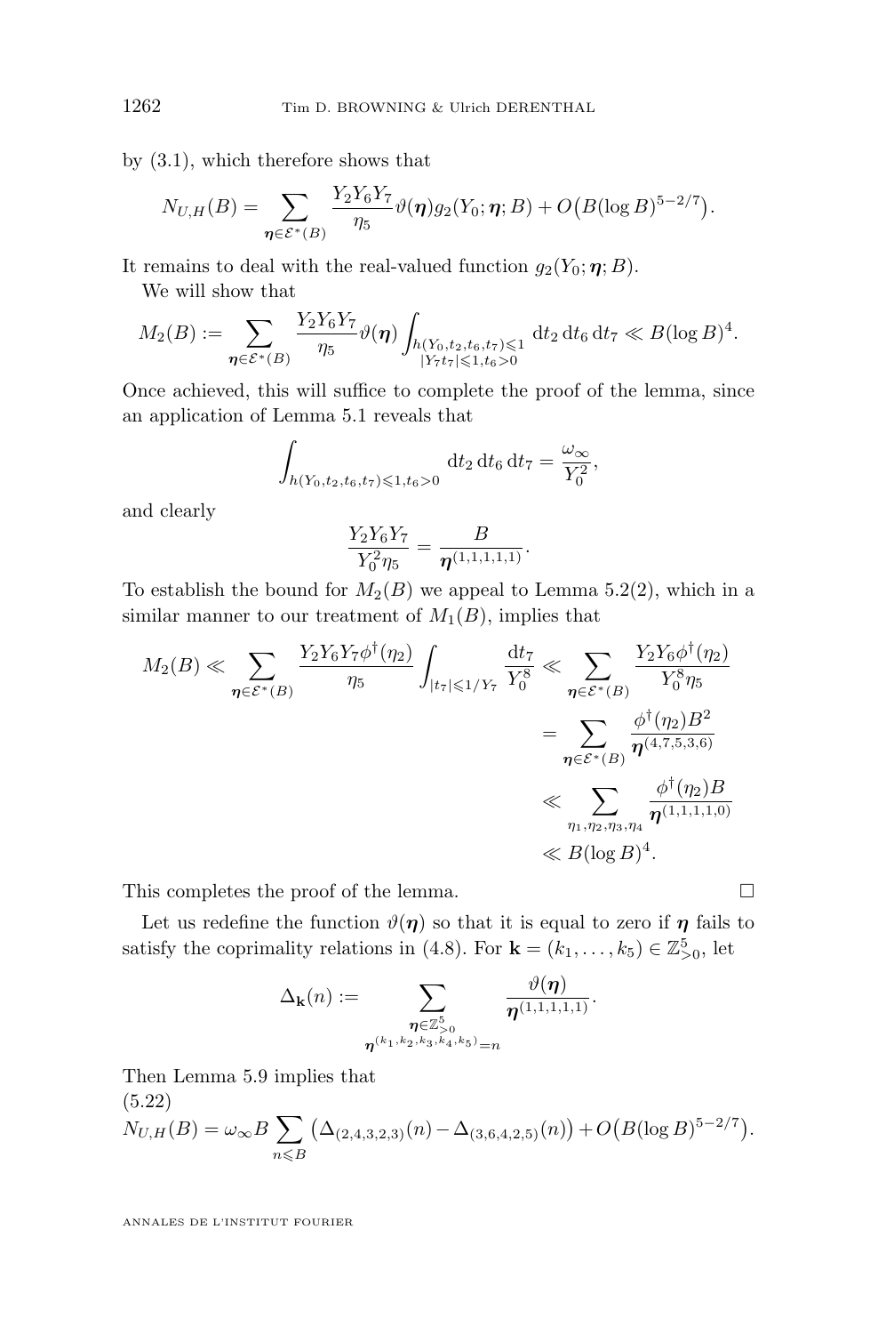by (3.1), which therefore shows that

$$N_{U,H}(B) = \sum_{\boldsymbol{\eta}\in\mathcal{E}^*(B)} \frac{Y_2Y_6Y_7}{\eta_5}\vartheta(\boldsymbol{\eta})g_2(Y_0;\boldsymbol{\eta};B) + O\big(B(\log B)^{5-2/7}\big).$$

It remains to deal with the real-valued function $g_2(Y_0;\boldsymbol{\eta};B)$.

We will show that

$$M_2(B) := \sum_{\boldsymbol{\eta}\in\mathcal{E}^*(B)} \frac{Y_2Y_6Y_7}{\eta_5}\vartheta(\boldsymbol{\eta}) \int_{\substack{h(Y_0,t_2,t_6,t_7)\leqslant 1\\ |Y_7t_7|\leqslant 1, t_6>0}} \mathrm{d}t_2\,\mathrm{d}t_6\,\mathrm{d}t_7 \ll B(\log B)^4.$$

Once achieved, this will suffice to complete the proof of the lemma, since an application of Lemma 5.1 reveals that

$$\int_{h(Y_0,t_2,t_6,t_7)\leqslant 1, t_6>0} \mathrm{d}t_2\,\mathrm{d}t_6\,\mathrm{d}t_7 = \frac{\omega_\infty}{Y_0^2},$$

and clearly

$$\frac{Y_2Y_6Y_7}{Y_0^2\eta_5} = \frac{B}{\boldsymbol{\eta}^{(1,1,1,1,1)}}.$$

To establish the bound for $M_2(B)$ we appeal to Lemma 5.2(2), which in a similar manner to our treatment of $M_1(B)$, implies that

$$\begin{aligned}
M_2(B) &\ll \sum_{\boldsymbol{\eta}\in\mathcal{E}^*(B)} \frac{Y_2Y_6Y_7\phi^\dagger(\eta_2)}{\eta_5}\int_{|t_7|\leqslant 1/Y_7}\frac{\mathrm{d}t_7}{Y_0^8} \ll \sum_{\boldsymbol{\eta}\in\mathcal{E}^*(B)} \frac{Y_2Y_6\phi^\dagger(\eta_2)}{Y_0^8\eta_5}\\
&= \sum_{\boldsymbol{\eta}\in\mathcal{E}^*(B)} \frac{\phi^\dagger(\eta_2)B^2}{\boldsymbol{\eta}^{(4,7,5,3,6)}}\\
&\ll \sum_{\eta_1,\eta_2,\eta_3,\eta_4} \frac{\phi^\dagger(\eta_2)B}{\boldsymbol{\eta}^{(1,1,1,1,0)}}\\
&\ll B(\log B)^4.
\end{aligned}$$

This completes the proof of the lemma. □

Let us redefine the function $\vartheta(\boldsymbol{\eta})$ so that it is equal to zero if $\boldsymbol{\eta}$ fails to satisfy the coprimality relations in (4.8). For $\mathbf{k} = (k_1,\dots,k_5)\in\mathbb{Z}_{>0}^5$, let

$$\Delta_{\mathbf{k}}(n) := \sum_{\substack{\boldsymbol{\eta}\in\mathbb{Z}_{>0}^5\\ \boldsymbol{\eta}^{(k_1,k_2,k_3,k_4,k_5)}=n}} \frac{\vartheta(\boldsymbol{\eta})}{\boldsymbol{\eta}^{(1,1,1,1,1)}}.$$

Then Lemma 5.9 implies that

(5.22)
$$N_{U,H}(B) = \omega_\infty B\sum_{n\leqslant B}\big(\Delta_{(2,4,3,2,3)}(n) - \Delta_{(3,6,4,2,5)}(n)\big) + O\big(B(\log B)^{5-2/7}\big).$$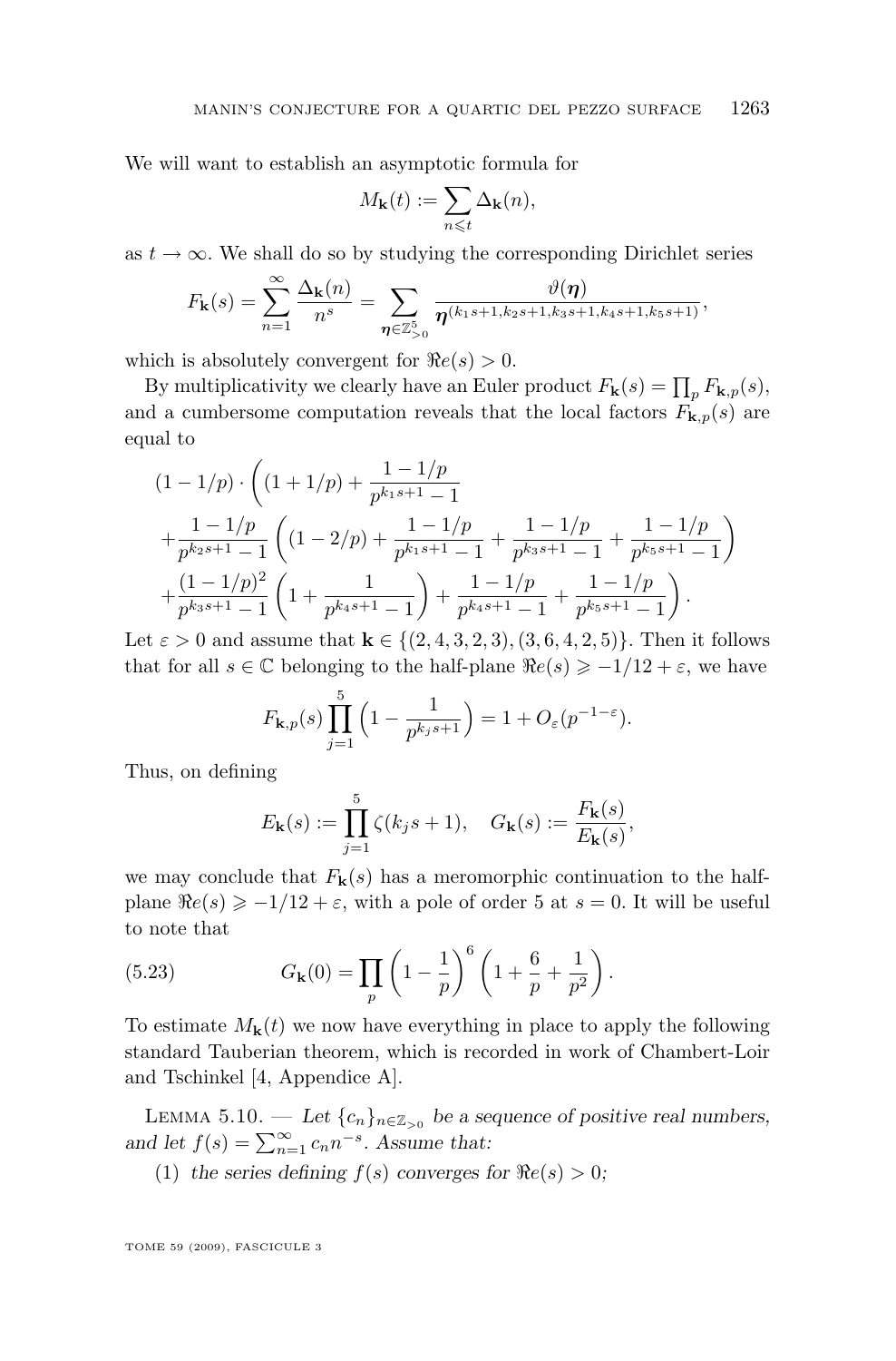We will want to establish an asymptotic formula for

$$M_{\mathbf{k}}(t) := \sum_{n \leqslant t} \Delta_{\mathbf{k}}(n),$$

as $t \to \infty$. We shall do so by studying the corresponding Dirichlet series

$$F_{\mathbf{k}}(s) = \sum_{n=1}^{\infty} \frac{\Delta_{\mathbf{k}}(n)}{n^s} = \sum_{\boldsymbol{\eta} \in \mathbb{Z}_{>0}^5} \frac{\vartheta(\boldsymbol{\eta})}{\boldsymbol{\eta}^{(k_1 s+1, k_2 s+1, k_3 s+1, k_4 s+1, k_5 s+1)}},$$

which is absolutely convergent for $\Re e(s) > 0$.

By multiplicativity we clearly have an Euler product $F_{\mathbf{k}}(s) = \prod_p F_{\mathbf{k},p}(s)$, and a cumbersome computation reveals that the local factors $F_{\mathbf{k},p}(s)$ are equal to

$$\begin{aligned}
&(1-1/p) \cdot \bigg( (1+1/p) + \frac{1-1/p}{p^{k_1 s+1}-1} \\
&+ \frac{1-1/p}{p^{k_2 s+1}-1} \left( (1-2/p) + \frac{1-1/p}{p^{k_1 s+1}-1} + \frac{1-1/p}{p^{k_3 s+1}-1} + \frac{1-1/p}{p^{k_5 s+1}-1} \right) \\
&+ \frac{(1-1/p)^2}{p^{k_3 s+1}-1} \left( 1 + \frac{1}{p^{k_4 s+1}-1} \right) + \frac{1-1/p}{p^{k_4 s+1}-1} + \frac{1-1/p}{p^{k_5 s+1}-1} \bigg).
\end{aligned}$$

Let $\varepsilon > 0$ and assume that $\mathbf{k} \in \{(2,4,3,2,3), (3,6,4,2,5)\}$. Then it follows that for all $s \in \mathbb{C}$ belonging to the half-plane $\Re e(s) \geqslant -1/12 + \varepsilon$, we have

$$F_{\mathbf{k},p}(s) \prod_{j=1}^{5} \Big( 1 - \frac{1}{p^{k_j s+1}} \Big) = 1 + O_{\varepsilon}(p^{-1-\varepsilon}).$$

Thus, on defining

$$E_{\mathbf{k}}(s) := \prod_{j=1}^{5} \zeta(k_j s + 1), \quad G_{\mathbf{k}}(s) := \frac{F_{\mathbf{k}}(s)}{E_{\mathbf{k}}(s)},$$

we may conclude that $F_{\mathbf{k}}(s)$ has a meromorphic continuation to the half-plane $\Re e(s) \geqslant -1/12 + \varepsilon$, with a pole of order 5 at $s = 0$. It will be useful to note that

$$G_{\mathbf{k}}(0) = \prod_p \left( 1 - \frac{1}{p} \right)^6 \left( 1 + \frac{6}{p} + \frac{1}{p^2} \right). \tag{5.23}$$

To estimate $M_{\mathbf{k}}(t)$ we now have everything in place to apply the following standard Tauberian theorem, which is recorded in work of Chambert-Loir and Tschinkel [4, Appendice A].

Lemma 5.10. — *Let $\{c_n\}_{n \in \mathbb{Z}_{>0}}$ be a sequence of positive real numbers, and let $f(s) = \sum_{n=1}^{\infty} c_n n^{-s}$. Assume that:*

(1) *the series defining $f(s)$ converges for $\Re e(s) > 0$;*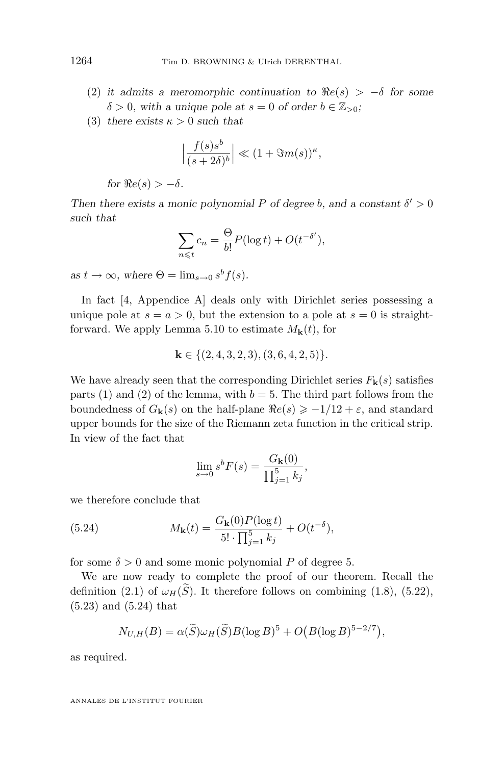(2) *it admits a meromorphic continuation to $\Re e(s) > -\delta$ for some $\delta > 0$, with a unique pole at $s = 0$ of order $b \in \mathbb{Z}_{>0}$;*

(3) *there exists $\kappa > 0$ such that*

$$\Big|\frac{f(s)s^b}{(s+2\delta)^b}\Big| \ll (1 + \Im m(s))^\kappa,$$

*for $\Re e(s) > -\delta$.*

*Then there exists a monic polynomial $P$ of degree $b$, and a constant $\delta' > 0$ such that*

$$\sum_{n \leqslant t} c_n = \frac{\Theta}{b!} P(\log t) + O(t^{-\delta'}),$$

*as $t \to \infty$, where $\Theta = \lim_{s \to 0} s^b f(s)$.*

In fact [4, Appendice A] deals only with Dirichlet series possessing a unique pole at $s = a > 0$, but the extension to a pole at $s = 0$ is straightforward. We apply Lemma 5.10 to estimate $M_{\mathbf{k}}(t)$, for

$$\mathbf{k} \in \{(2, 4, 3, 2, 3), (3, 6, 4, 2, 5)\}.$$

We have already seen that the corresponding Dirichlet series $F_{\mathbf{k}}(s)$ satisfies parts (1) and (2) of the lemma, with $b = 5$. The third part follows from the boundedness of $G_{\mathbf{k}}(s)$ on the half-plane $\Re e(s) \geqslant -1/12 + \varepsilon$, and standard upper bounds for the size of the Riemann zeta function in the critical strip. In view of the fact that

$$\lim_{s \to 0} s^b F(s) = \frac{G_{\mathbf{k}}(0)}{\prod_{j=1}^5 k_j},$$

we therefore conclude that

$$M_{\mathbf{k}}(t) = \frac{G_{\mathbf{k}}(0) P(\log t)}{5! \cdot \prod_{j=1}^5 k_j} + O(t^{-\delta}), \tag{5.24}$$

for some $\delta > 0$ and some monic polynomial $P$ of degree 5.

We are now ready to complete the proof of our theorem. Recall the definition (2.1) of $\omega_H(\widetilde{S})$. It therefore follows on combining (1.8), (5.22), (5.23) and (5.24) that

$$N_{U,H}(B) = \alpha(\widetilde{S})\omega_H(\widetilde{S}) B(\log B)^5 + O\big(B(\log B)^{5-2/7}\big),$$

as required.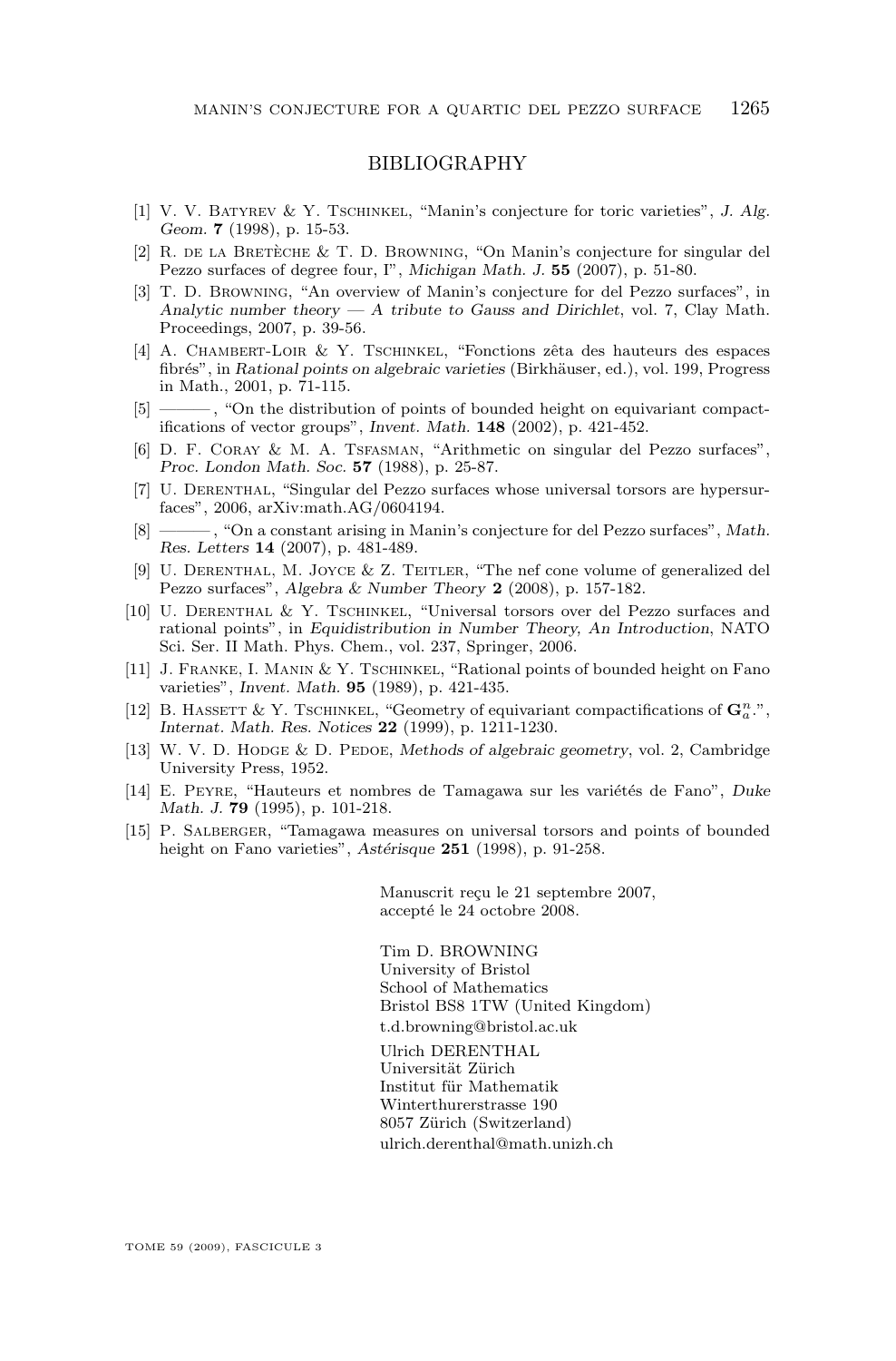## BIBLIOGRAPHY

[1] V. V. Batyrev & Y. Tschinkel, "Manin's conjecture for toric varieties", *J. Alg. Geom.* **7** (1998), p. 15-53.

[2] R. de la Bretèche & T. D. Browning, "On Manin's conjecture for singular del Pezzo surfaces of degree four, I", *Michigan Math. J.* **55** (2007), p. 51-80.

[3] T. D. Browning, "An overview of Manin's conjecture for del Pezzo surfaces", in *Analytic number theory — A tribute to Gauss and Dirichlet*, vol. 7, Clay Math. Proceedings, 2007, p. 39-56.

[4] A. Chambert-Loir & Y. Tschinkel, "Fonctions zêta des hauteurs des espaces fibrés", in *Rational points on algebraic varieties* (Birkhäuser, ed.), vol. 199, Progress in Math., 2001, p. 71-115.

[5] ———, "On the distribution of points of bounded height on equivariant compactifications of vector groups", *Invent. Math.* **148** (2002), p. 421-452.

[6] D. F. Coray & M. A. Tsfasman, "Arithmetic on singular del Pezzo surfaces", *Proc. London Math. Soc.* **57** (1988), p. 25-87.

[7] U. Derenthal, "Singular del Pezzo surfaces whose universal torsors are hypersurfaces", 2006, arXiv:math.AG/0604194.

[8] ———, "On a constant arising in Manin's conjecture for del Pezzo surfaces", *Math. Res. Letters* **14** (2007), p. 481-489.

[9] U. Derenthal, M. Joyce & Z. Teitler, "The nef cone volume of generalized del Pezzo surfaces", *Algebra & Number Theory* **2** (2008), p. 157-182.

[10] U. Derenthal & Y. Tschinkel, "Universal torsors over del Pezzo surfaces and rational points", in *Equidistribution in Number Theory, An Introduction*, NATO Sci. Ser. II Math. Phys. Chem., vol. 237, Springer, 2006.

[11] J. Franke, I. Manin & Y. Tschinkel, "Rational points of bounded height on Fano varieties", *Invent. Math.* **95** (1989), p. 421-435.

[12] B. Hassett & Y. Tschinkel, "Geometry of equivariant compactifications of $\mathbf{G}_a^n$.", *Internat. Math. Res. Notices* **22** (1999), p. 1211-1230.

[13] W. V. D. Hodge & D. Pedoe, *Methods of algebraic geometry*, vol. 2, Cambridge University Press, 1952.

[14] E. Peyre, "Hauteurs et nombres de Tamagawa sur les variétés de Fano", *Duke Math. J.* **79** (1995), p. 101-218.

[15] P. Salberger, "Tamagawa measures on universal torsors and points of bounded height on Fano varieties", *Astérisque* **251** (1998), p. 91-258.

Manuscrit reçu le 21 septembre 2007,
accepté le 24 octobre 2008.

Tim D. BROWNING
University of Bristol
School of Mathematics
Bristol BS8 1TW (United Kingdom)
t.d.browning@bristol.ac.uk

Ulrich DERENTHAL
Universität Zürich
Institut für Mathematik
Winterthurerstrasse 190
8057 Zürich (Switzerland)
ulrich.derenthal@math.unizh.ch